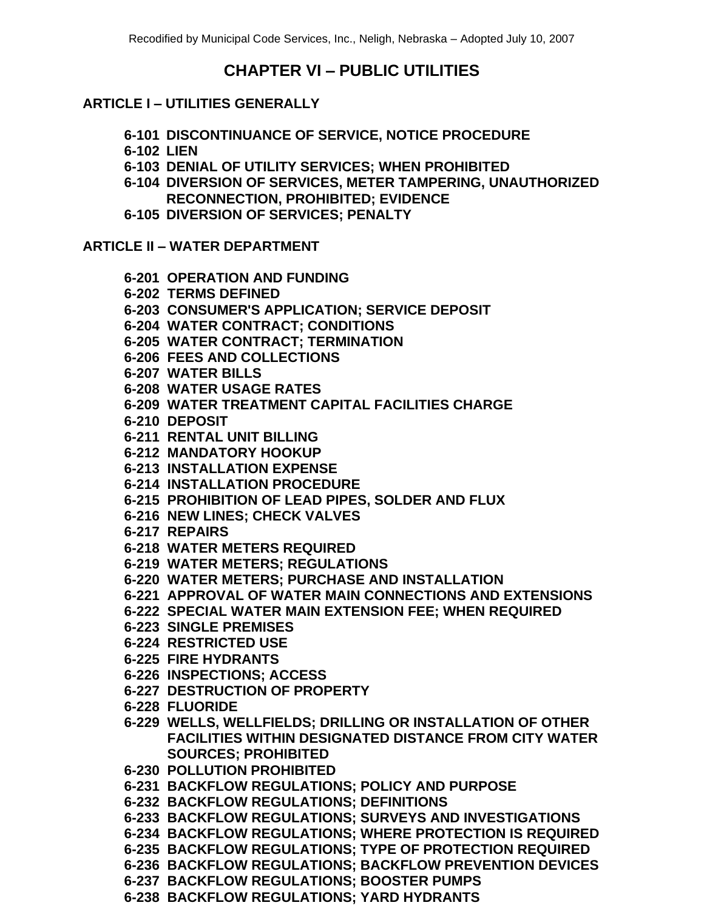# CHAPTER VI – PUBLIC UTILITIES

## ARTICLE I – UTILITIES GENERALLY

**6-101 DISCONTINUANCE OF SERVICE, NOTICE PROCEDURE**
**6-102 LIEN**
**6-103 DENIAL OF UTILITY SERVICES; WHEN PROHIBITED**
**6-104 DIVERSION OF SERVICES, METER TAMPERING, UNAUTHORIZED RECONNECTION, PROHIBITED; EVIDENCE**
**6-105 DIVERSION OF SERVICES; PENALTY**

## ARTICLE II – WATER DEPARTMENT

**6-201 OPERATION AND FUNDING**
**6-202 TERMS DEFINED**
**6-203 CONSUMER'S APPLICATION; SERVICE DEPOSIT**
**6-204 WATER CONTRACT; CONDITIONS**
**6-205 WATER CONTRACT; TERMINATION**
**6-206 FEES AND COLLECTIONS**
**6-207 WATER BILLS**
**6-208 WATER USAGE RATES**
**6-209 WATER TREATMENT CAPITAL FACILITIES CHARGE**
**6-210 DEPOSIT**
**6-211 RENTAL UNIT BILLING**
**6-212 MANDATORY HOOKUP**
**6-213 INSTALLATION EXPENSE**
**6-214 INSTALLATION PROCEDURE**
**6-215 PROHIBITION OF LEAD PIPES, SOLDER AND FLUX**
**6-216 NEW LINES; CHECK VALVES**
**6-217 REPAIRS**
**6-218 WATER METERS REQUIRED**
**6-219 WATER METERS; REGULATIONS**
**6-220 WATER METERS; PURCHASE AND INSTALLATION**
**6-221 APPROVAL OF WATER MAIN CONNECTIONS AND EXTENSIONS**
**6-222 SPECIAL WATER MAIN EXTENSION FEE; WHEN REQUIRED**
**6-223 SINGLE PREMISES**
**6-224 RESTRICTED USE**
**6-225 FIRE HYDRANTS**
**6-226 INSPECTIONS; ACCESS**
**6-227 DESTRUCTION OF PROPERTY**
**6-228 FLUORIDE**
**6-229 WELLS, WELLFIELDS; DRILLING OR INSTALLATION OF OTHER FACILITIES WITHIN DESIGNATED DISTANCE FROM CITY WATER SOURCES; PROHIBITED**
**6-230 POLLUTION PROHIBITED**
**6-231 BACKFLOW REGULATIONS; POLICY AND PURPOSE**
**6-232 BACKFLOW REGULATIONS; DEFINITIONS**
**6-233 BACKFLOW REGULATIONS; SURVEYS AND INVESTIGATIONS**
**6-234 BACKFLOW REGULATIONS; WHERE PROTECTION IS REQUIRED**
**6-235 BACKFLOW REGULATIONS; TYPE OF PROTECTION REQUIRED**
**6-236 BACKFLOW REGULATIONS; BACKFLOW PREVENTION DEVICES**
**6-237 BACKFLOW REGULATIONS; BOOSTER PUMPS**
**6-238 BACKFLOW REGULATIONS; YARD HYDRANTS**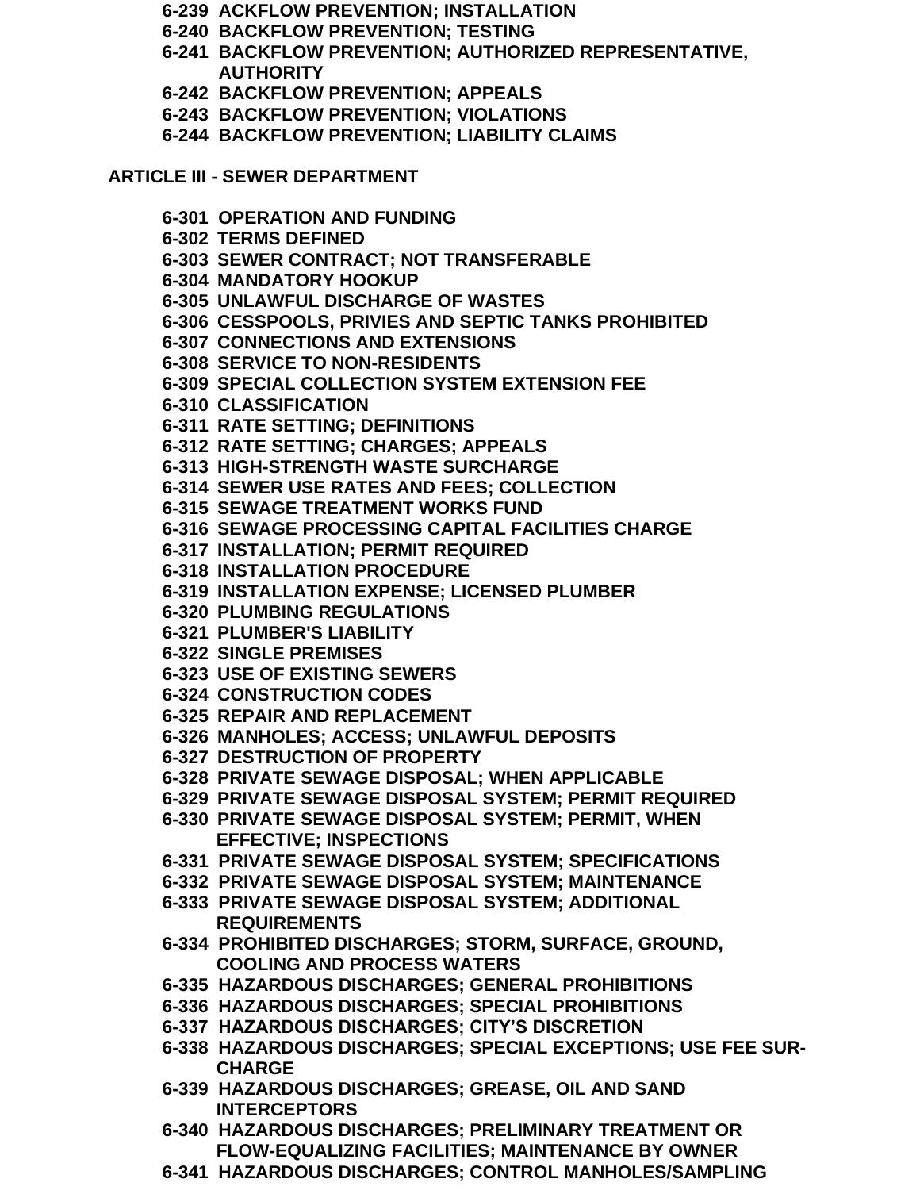**6-239 ACKFLOW PREVENTION; INSTALLATION**
**6-240 BACKFLOW PREVENTION; TESTING**
**6-241 BACKFLOW PREVENTION; AUTHORIZED REPRESENTATIVE, AUTHORITY**
**6-242 BACKFLOW PREVENTION; APPEALS**
**6-243 BACKFLOW PREVENTION; VIOLATIONS**
**6-244 BACKFLOW PREVENTION; LIABILITY CLAIMS**

**ARTICLE III - SEWER DEPARTMENT**

**6-301 OPERATION AND FUNDING**
**6-302 TERMS DEFINED**
**6-303 SEWER CONTRACT; NOT TRANSFERABLE**
**6-304 MANDATORY HOOKUP**
**6-305 UNLAWFUL DISCHARGE OF WASTES**
**6-306 CESSPOOLS, PRIVIES AND SEPTIC TANKS PROHIBITED**
**6-307 CONNECTIONS AND EXTENSIONS**
**6-308 SERVICE TO NON-RESIDENTS**
**6-309 SPECIAL COLLECTION SYSTEM EXTENSION FEE**
**6-310 CLASSIFICATION**
**6-311 RATE SETTING; DEFINITIONS**
**6-312 RATE SETTING; CHARGES; APPEALS**
**6-313 HIGH-STRENGTH WASTE SURCHARGE**
**6-314 SEWER USE RATES AND FEES; COLLECTION**
**6-315 SEWAGE TREATMENT WORKS FUND**
**6-316 SEWAGE PROCESSING CAPITAL FACILITIES CHARGE**
**6-317 INSTALLATION; PERMIT REQUIRED**
**6-318 INSTALLATION PROCEDURE**
**6-319 INSTALLATION EXPENSE; LICENSED PLUMBER**
**6-320 PLUMBING REGULATIONS**
**6-321 PLUMBER'S LIABILITY**
**6-322 SINGLE PREMISES**
**6-323 USE OF EXISTING SEWERS**
**6-324 CONSTRUCTION CODES**
**6-325 REPAIR AND REPLACEMENT**
**6-326 MANHOLES; ACCESS; UNLAWFUL DEPOSITS**
**6-327 DESTRUCTION OF PROPERTY**
**6-328 PRIVATE SEWAGE DISPOSAL; WHEN APPLICABLE**
**6-329 PRIVATE SEWAGE DISPOSAL SYSTEM; PERMIT REQUIRED**
**6-330 PRIVATE SEWAGE DISPOSAL SYSTEM; PERMIT, WHEN EFFECTIVE; INSPECTIONS**
**6-331 PRIVATE SEWAGE DISPOSAL SYSTEM; SPECIFICATIONS**
**6-332 PRIVATE SEWAGE DISPOSAL SYSTEM; MAINTENANCE**
**6-333 PRIVATE SEWAGE DISPOSAL SYSTEM; ADDITIONAL REQUIREMENTS**
**6-334 PROHIBITED DISCHARGES; STORM, SURFACE, GROUND, COOLING AND PROCESS WATERS**
**6-335 HAZARDOUS DISCHARGES; GENERAL PROHIBITIONS**
**6-336 HAZARDOUS DISCHARGES; SPECIAL PROHIBITIONS**
**6-337 HAZARDOUS DISCHARGES; CITY'S DISCRETION**
**6-338 HAZARDOUS DISCHARGES; SPECIAL EXCEPTIONS; USE FEE SUR-CHARGE**
**6-339 HAZARDOUS DISCHARGES; GREASE, OIL AND SAND INTERCEPTORS**
**6-340 HAZARDOUS DISCHARGES; PRELIMINARY TREATMENT OR FLOW-EQUALIZING FACILITIES; MAINTENANCE BY OWNER**
**6-341 HAZARDOUS DISCHARGES; CONTROL MANHOLES/SAMPLING**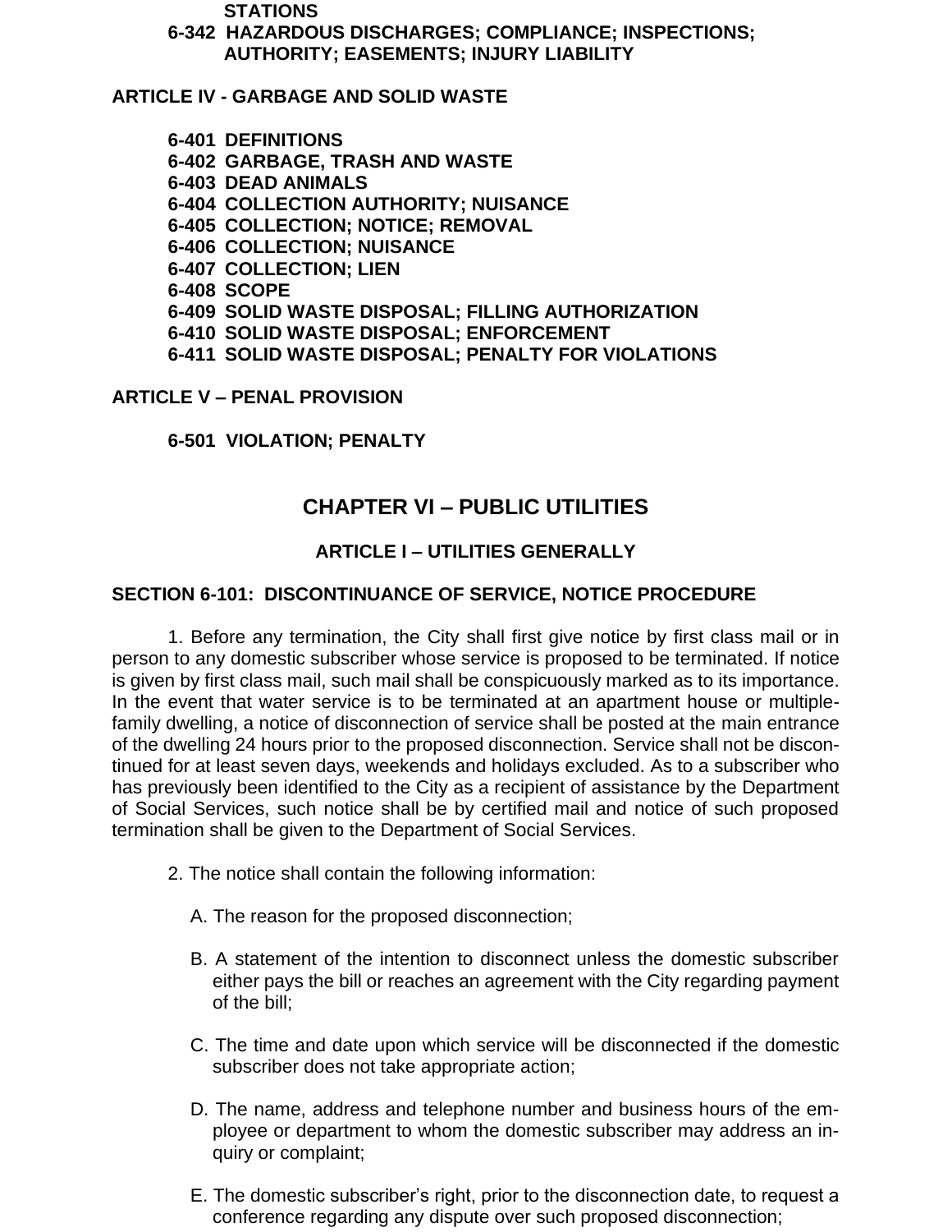**STATIONS**

**6-342 HAZARDOUS DISCHARGES; COMPLIANCE; INSPECTIONS; AUTHORITY; EASEMENTS; INJURY LIABILITY**

**ARTICLE IV - GARBAGE AND SOLID WASTE**

**6-401 DEFINITIONS**
**6-402 GARBAGE, TRASH AND WASTE**
**6-403 DEAD ANIMALS**
**6-404 COLLECTION AUTHORITY; NUISANCE**
**6-405 COLLECTION; NOTICE; REMOVAL**
**6-406 COLLECTION; NUISANCE**
**6-407 COLLECTION; LIEN**
**6-408 SCOPE**
**6-409 SOLID WASTE DISPOSAL; FILLING AUTHORIZATION**
**6-410 SOLID WASTE DISPOSAL; ENFORCEMENT**
**6-411 SOLID WASTE DISPOSAL; PENALTY FOR VIOLATIONS**

**ARTICLE V – PENAL PROVISION**

**6-501 VIOLATION; PENALTY**

# CHAPTER VI – PUBLIC UTILITIES

## ARTICLE I – UTILITIES GENERALLY

### SECTION 6-101: DISCONTINUANCE OF SERVICE, NOTICE PROCEDURE

1. Before any termination, the City shall first give notice by first class mail or in person to any domestic subscriber whose service is proposed to be terminated. If notice is given by first class mail, such mail shall be conspicuously marked as to its importance. In the event that water service is to be terminated at an apartment house or multiple-family dwelling, a notice of disconnection of service shall be posted at the main entrance of the dwelling 24 hours prior to the proposed disconnection. Service shall not be discontinued for at least seven days, weekends and holidays excluded. As to a subscriber who has previously been identified to the City as a recipient of assistance by the Department of Social Services, such notice shall be by certified mail and notice of such proposed termination shall be given to the Department of Social Services.

2. The notice shall contain the following information:

A. The reason for the proposed disconnection;

B. A statement of the intention to disconnect unless the domestic subscriber either pays the bill or reaches an agreement with the City regarding payment of the bill;

C. The time and date upon which service will be disconnected if the domestic subscriber does not take appropriate action;

D. The name, address and telephone number and business hours of the employee or department to whom the domestic subscriber may address an inquiry or complaint;

E. The domestic subscriber's right, prior to the disconnection date, to request a conference regarding any dispute over such proposed disconnection;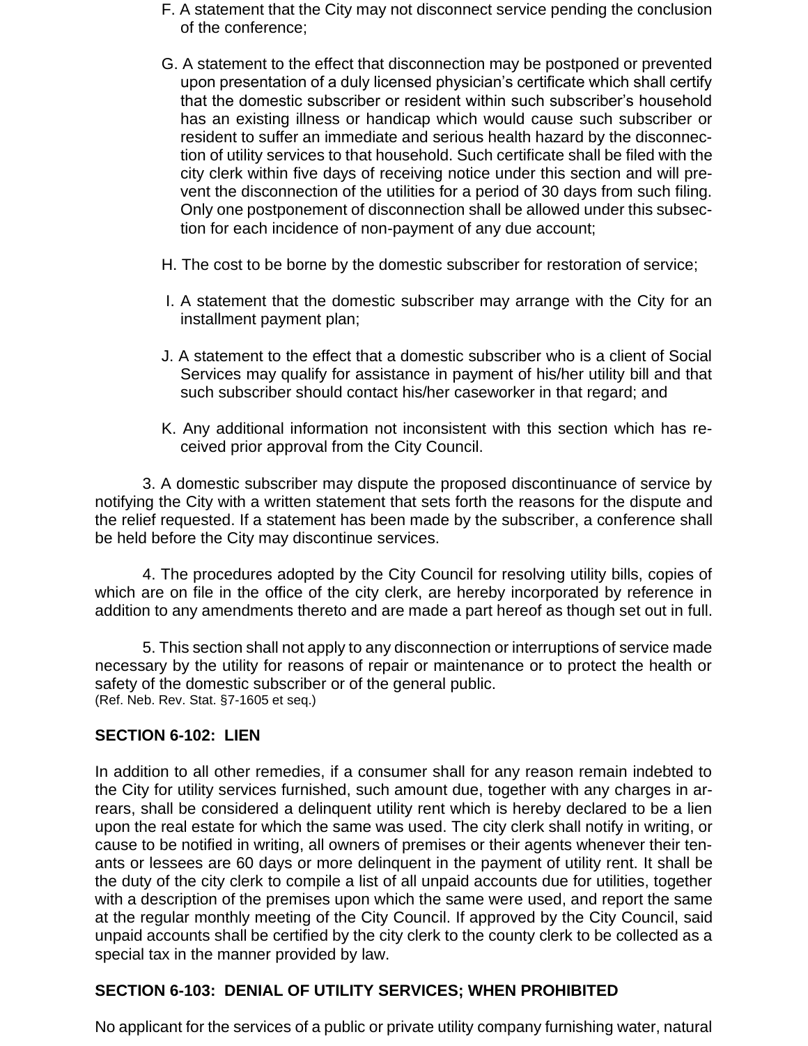F. A statement that the City may not disconnect service pending the conclusion of the conference;

G. A statement to the effect that disconnection may be postponed or prevented upon presentation of a duly licensed physician's certificate which shall certify that the domestic subscriber or resident within such subscriber's household has an existing illness or handicap which would cause such subscriber or resident to suffer an immediate and serious health hazard by the disconnection of utility services to that household. Such certificate shall be filed with the city clerk within five days of receiving notice under this section and will prevent the disconnection of the utilities for a period of 30 days from such filing. Only one postponement of disconnection shall be allowed under this subsection for each incidence of non-payment of any due account;

H. The cost to be borne by the domestic subscriber for restoration of service;

I. A statement that the domestic subscriber may arrange with the City for an installment payment plan;

J. A statement to the effect that a domestic subscriber who is a client of Social Services may qualify for assistance in payment of his/her utility bill and that such subscriber should contact his/her caseworker in that regard; and

K. Any additional information not inconsistent with this section which has received prior approval from the City Council.

3. A domestic subscriber may dispute the proposed discontinuance of service by notifying the City with a written statement that sets forth the reasons for the dispute and the relief requested. If a statement has been made by the subscriber, a conference shall be held before the City may discontinue services.

4. The procedures adopted by the City Council for resolving utility bills, copies of which are on file in the office of the city clerk, are hereby incorporated by reference in addition to any amendments thereto and are made a part hereof as though set out in full.

5. This section shall not apply to any disconnection or interruptions of service made necessary by the utility for reasons of repair or maintenance or to protect the health or safety of the domestic subscriber or of the general public.
(Ref. Neb. Rev. Stat. §7-1605 et seq.)

## SECTION 6-102: LIEN

In addition to all other remedies, if a consumer shall for any reason remain indebted to the City for utility services furnished, such amount due, together with any charges in arrears, shall be considered a delinquent utility rent which is hereby declared to be a lien upon the real estate for which the same was used. The city clerk shall notify in writing, or cause to be notified in writing, all owners of premises or their agents whenever their tenants or lessees are 60 days or more delinquent in the payment of utility rent. It shall be the duty of the city clerk to compile a list of all unpaid accounts due for utilities, together with a description of the premises upon which the same were used, and report the same at the regular monthly meeting of the City Council. If approved by the City Council, said unpaid accounts shall be certified by the city clerk to the county clerk to be collected as a special tax in the manner provided by law.

## SECTION 6-103: DENIAL OF UTILITY SERVICES; WHEN PROHIBITED

No applicant for the services of a public or private utility company furnishing water, natural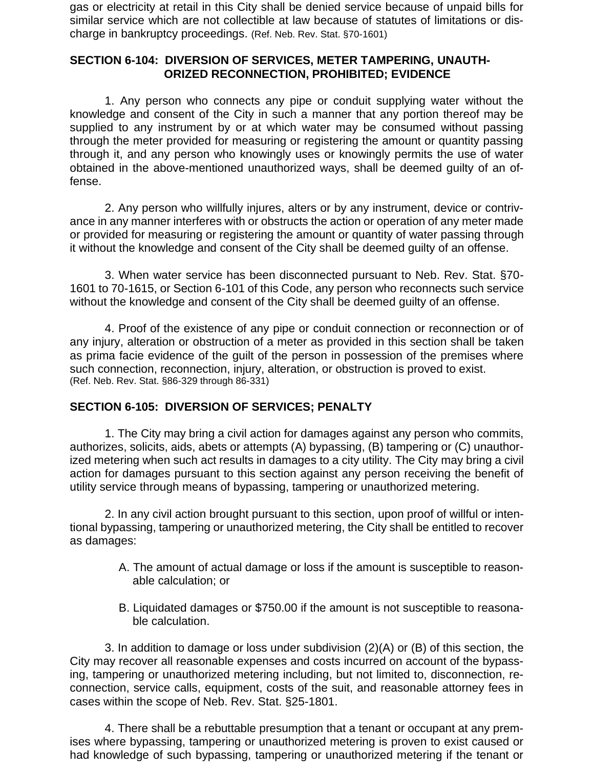gas or electricity at retail in this City shall be denied service because of unpaid bills for similar service which are not collectible at law because of statutes of limitations or discharge in bankruptcy proceedings. (Ref. Neb. Rev. Stat. §70-1601)

## SECTION 6-104: DIVERSION OF SERVICES, METER TAMPERING, UNAUTHORIZED RECONNECTION, PROHIBITED; EVIDENCE

1. Any person who connects any pipe or conduit supplying water without the knowledge and consent of the City in such a manner that any portion thereof may be supplied to any instrument by or at which water may be consumed without passing through the meter provided for measuring or registering the amount or quantity passing through it, and any person who knowingly uses or knowingly permits the use of water obtained in the above-mentioned unauthorized ways, shall be deemed guilty of an offense.

2. Any person who willfully injures, alters or by any instrument, device or contrivance in any manner interferes with or obstructs the action or operation of any meter made or provided for measuring or registering the amount or quantity of water passing through it without the knowledge and consent of the City shall be deemed guilty of an offense.

3. When water service has been disconnected pursuant to Neb. Rev. Stat. §70-1601 to 70-1615, or Section 6-101 of this Code, any person who reconnects such service without the knowledge and consent of the City shall be deemed guilty of an offense.

4. Proof of the existence of any pipe or conduit connection or reconnection or of any injury, alteration or obstruction of a meter as provided in this section shall be taken as prima facie evidence of the guilt of the person in possession of the premises where such connection, reconnection, injury, alteration, or obstruction is proved to exist.
(Ref. Neb. Rev. Stat. §86-329 through 86-331)

## SECTION 6-105: DIVERSION OF SERVICES; PENALTY

1. The City may bring a civil action for damages against any person who commits, authorizes, solicits, aids, abets or attempts (A) bypassing, (B) tampering or (C) unauthorized metering when such act results in damages to a city utility. The City may bring a civil action for damages pursuant to this section against any person receiving the benefit of utility service through means of bypassing, tampering or unauthorized metering.

2. In any civil action brought pursuant to this section, upon proof of willful or intentional bypassing, tampering or unauthorized metering, the City shall be entitled to recover as damages:

A. The amount of actual damage or loss if the amount is susceptible to reasonable calculation; or

B. Liquidated damages or $750.00 if the amount is not susceptible to reasonable calculation.

3. In addition to damage or loss under subdivision (2)(A) or (B) of this section, the City may recover all reasonable expenses and costs incurred on account of the bypassing, tampering or unauthorized metering including, but not limited to, disconnection, reconnection, service calls, equipment, costs of the suit, and reasonable attorney fees in cases within the scope of Neb. Rev. Stat. §25-1801.

4. There shall be a rebuttable presumption that a tenant or occupant at any premises where bypassing, tampering or unauthorized metering is proven to exist caused or had knowledge of such bypassing, tampering or unauthorized metering if the tenant or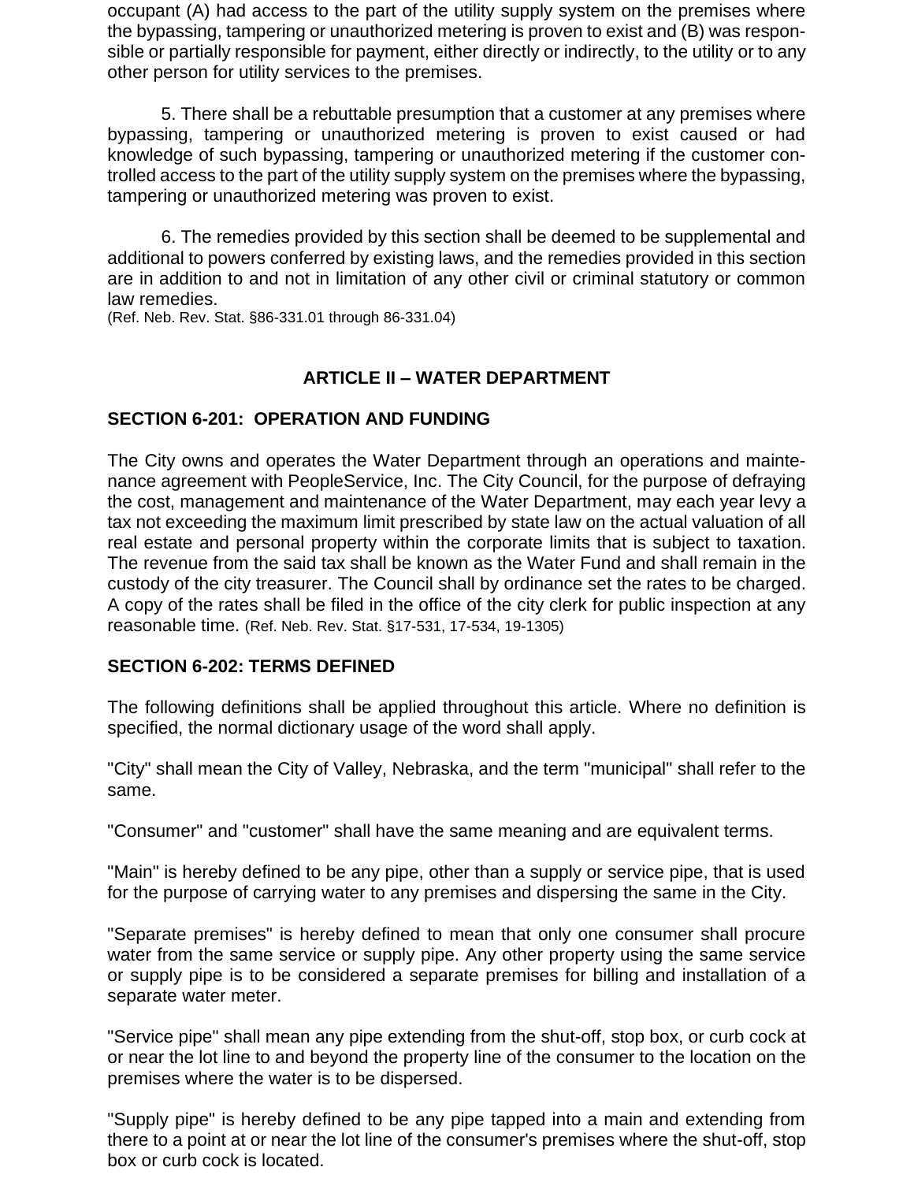occupant (A) had access to the part of the utility supply system on the premises where the bypassing, tampering or unauthorized metering is proven to exist and (B) was responsible or partially responsible for payment, either directly or indirectly, to the utility or to any other person for utility services to the premises.

5. There shall be a rebuttable presumption that a customer at any premises where bypassing, tampering or unauthorized metering is proven to exist caused or had knowledge of such bypassing, tampering or unauthorized metering if the customer controlled access to the part of the utility supply system on the premises where the bypassing, tampering or unauthorized metering was proven to exist.

6. The remedies provided by this section shall be deemed to be supplemental and additional to powers conferred by existing laws, and the remedies provided in this section are in addition to and not in limitation of any other civil or criminal statutory or common law remedies.
(Ref. Neb. Rev. Stat. §86-331.01 through 86-331.04)

## ARTICLE II – WATER DEPARTMENT

### SECTION 6-201: OPERATION AND FUNDING

The City owns and operates the Water Department through an operations and maintenance agreement with PeopleService, Inc. The City Council, for the purpose of defraying the cost, management and maintenance of the Water Department, may each year levy a tax not exceeding the maximum limit prescribed by state law on the actual valuation of all real estate and personal property within the corporate limits that is subject to taxation. The revenue from the said tax shall be known as the Water Fund and shall remain in the custody of the city treasurer. The Council shall by ordinance set the rates to be charged. A copy of the rates shall be filed in the office of the city clerk for public inspection at any reasonable time. (Ref. Neb. Rev. Stat. §17-531, 17-534, 19-1305)

### SECTION 6-202: TERMS DEFINED

The following definitions shall be applied throughout this article. Where no definition is specified, the normal dictionary usage of the word shall apply.

"City" shall mean the City of Valley, Nebraska, and the term "municipal" shall refer to the same.

"Consumer" and "customer" shall have the same meaning and are equivalent terms.

"Main" is hereby defined to be any pipe, other than a supply or service pipe, that is used for the purpose of carrying water to any premises and dispersing the same in the City.

"Separate premises" is hereby defined to mean that only one consumer shall procure water from the same service or supply pipe. Any other property using the same service or supply pipe is to be considered a separate premises for billing and installation of a separate water meter.

"Service pipe" shall mean any pipe extending from the shut-off, stop box, or curb cock at or near the lot line to and beyond the property line of the consumer to the location on the premises where the water is to be dispersed.

"Supply pipe" is hereby defined to be any pipe tapped into a main and extending from there to a point at or near the lot line of the consumer's premises where the shut-off, stop box or curb cock is located.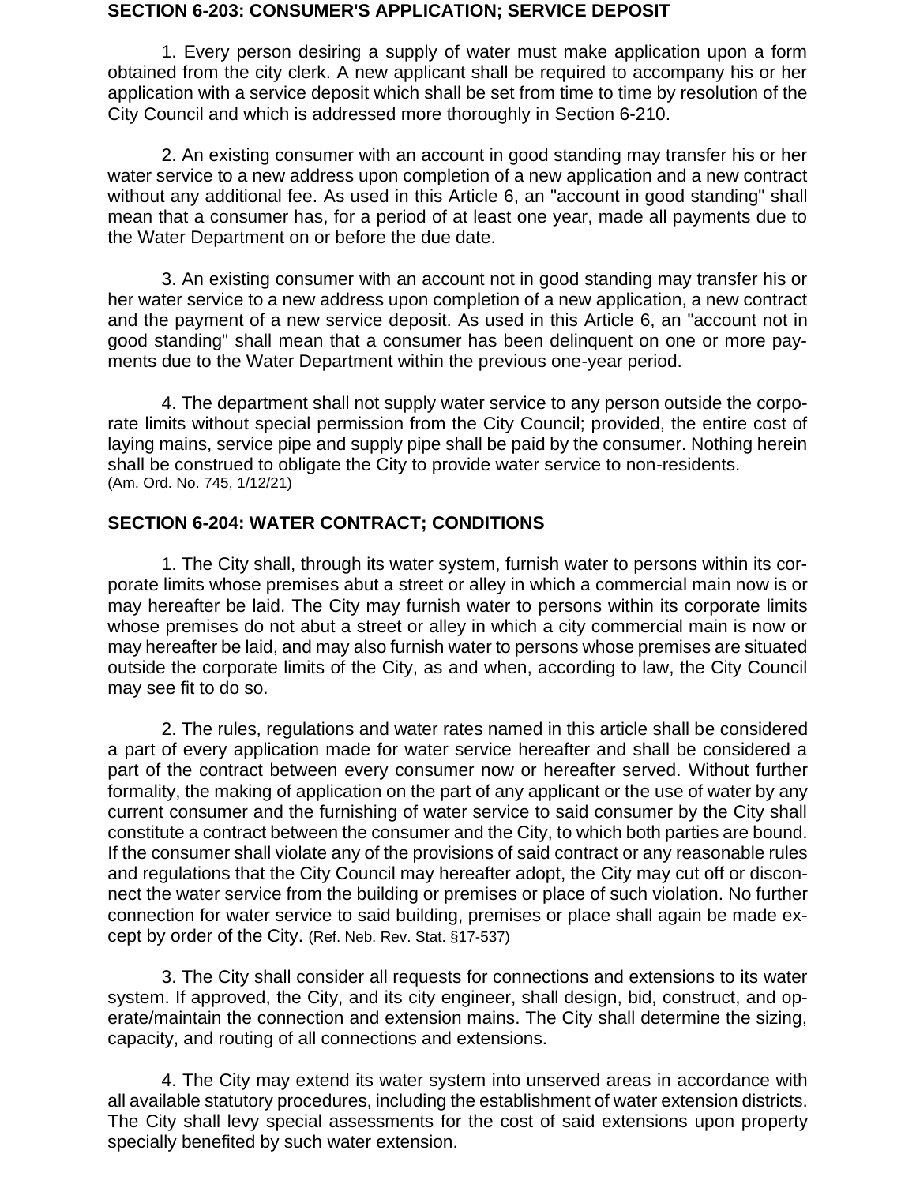## SECTION 6-203: CONSUMER'S APPLICATION; SERVICE DEPOSIT

1. Every person desiring a supply of water must make application upon a form obtained from the city clerk. A new applicant shall be required to accompany his or her application with a service deposit which shall be set from time to time by resolution of the City Council and which is addressed more thoroughly in Section 6-210.

2. An existing consumer with an account in good standing may transfer his or her water service to a new address upon completion of a new application and a new contract without any additional fee. As used in this Article 6, an "account in good standing" shall mean that a consumer has, for a period of at least one year, made all payments due to the Water Department on or before the due date.

3. An existing consumer with an account not in good standing may transfer his or her water service to a new address upon completion of a new application, a new contract and the payment of a new service deposit. As used in this Article 6, an "account not in good standing" shall mean that a consumer has been delinquent on one or more payments due to the Water Department within the previous one-year period.

4. The department shall not supply water service to any person outside the corporate limits without special permission from the City Council; provided, the entire cost of laying mains, service pipe and supply pipe shall be paid by the consumer. Nothing herein shall be construed to obligate the City to provide water service to non-residents.
(Am. Ord. No. 745, 1/12/21)

## SECTION 6-204: WATER CONTRACT; CONDITIONS

1. The City shall, through its water system, furnish water to persons within its corporate limits whose premises abut a street or alley in which a commercial main now is or may hereafter be laid. The City may furnish water to persons within its corporate limits whose premises do not abut a street or alley in which a city commercial main is now or may hereafter be laid, and may also furnish water to persons whose premises are situated outside the corporate limits of the City, as and when, according to law, the City Council may see fit to do so.

2. The rules, regulations and water rates named in this article shall be considered a part of every application made for water service hereafter and shall be considered a part of the contract between every consumer now or hereafter served. Without further formality, the making of application on the part of any applicant or the use of water by any current consumer and the furnishing of water service to said consumer by the City shall constitute a contract between the consumer and the City, to which both parties are bound. If the consumer shall violate any of the provisions of said contract or any reasonable rules and regulations that the City Council may hereafter adopt, the City may cut off or disconnect the water service from the building or premises or place of such violation. No further connection for water service to said building, premises or place shall again be made except by order of the City. (Ref. Neb. Rev. Stat. §17-537)

3. The City shall consider all requests for connections and extensions to its water system. If approved, the City, and its city engineer, shall design, bid, construct, and operate/maintain the connection and extension mains. The City shall determine the sizing, capacity, and routing of all connections and extensions.

4. The City may extend its water system into unserved areas in accordance with all available statutory procedures, including the establishment of water extension districts. The City shall levy special assessments for the cost of said extensions upon property specially benefited by such water extension.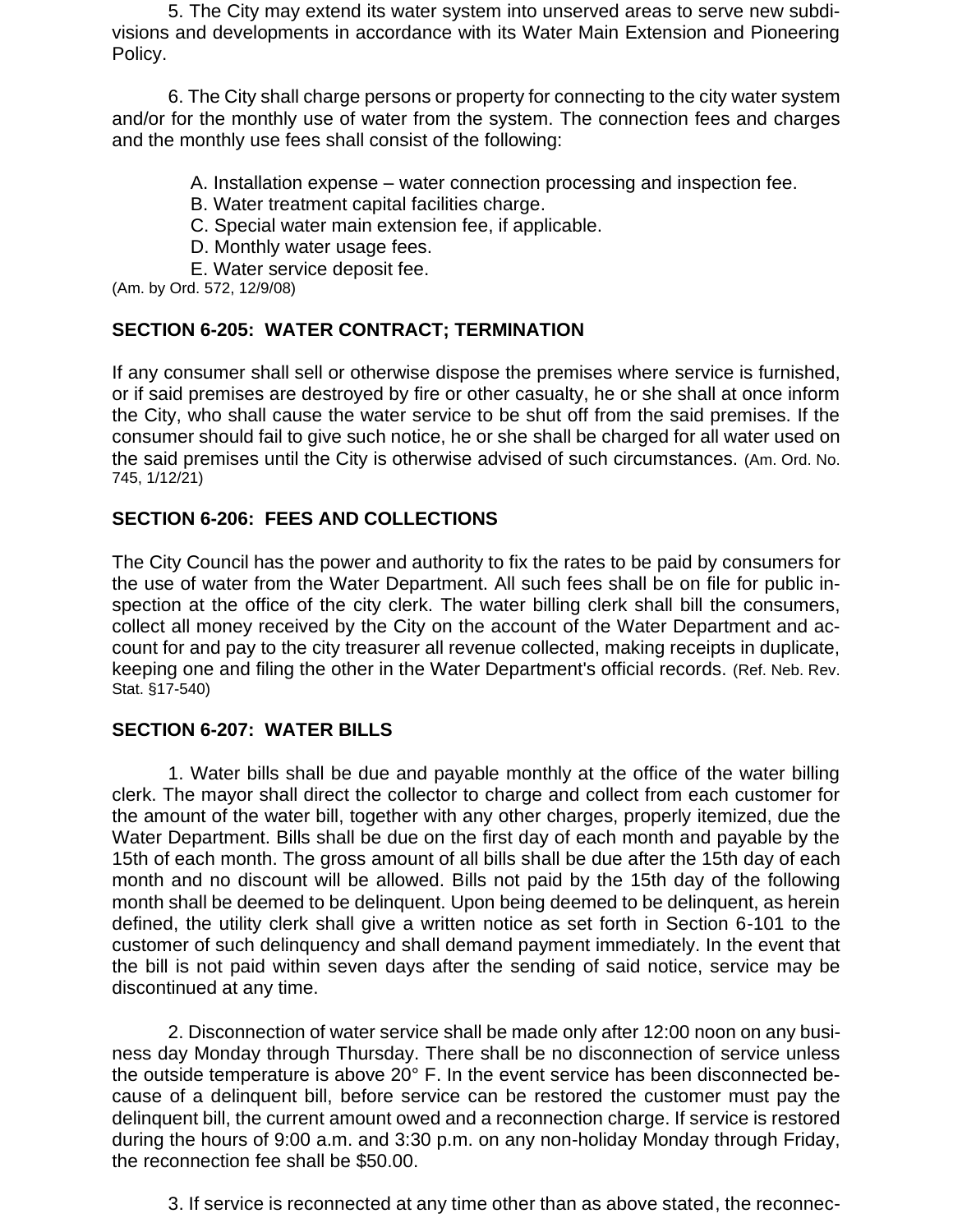5. The City may extend its water system into unserved areas to serve new subdivisions and developments in accordance with its Water Main Extension and Pioneering Policy.

6. The City shall charge persons or property for connecting to the city water system and/or for the monthly use of water from the system. The connection fees and charges and the monthly use fees shall consist of the following:

A. Installation expense – water connection processing and inspection fee.
B. Water treatment capital facilities charge.
C. Special water main extension fee, if applicable.
D. Monthly water usage fees.
E. Water service deposit fee.

(Am. by Ord. 572, 12/9/08)

### SECTION 6-205: WATER CONTRACT; TERMINATION

If any consumer shall sell or otherwise dispose the premises where service is furnished, or if said premises are destroyed by fire or other casualty, he or she shall at once inform the City, who shall cause the water service to be shut off from the said premises. If the consumer should fail to give such notice, he or she shall be charged for all water used on the said premises until the City is otherwise advised of such circumstances. (Am. Ord. No. 745, 1/12/21)

### SECTION 6-206: FEES AND COLLECTIONS

The City Council has the power and authority to fix the rates to be paid by consumers for the use of water from the Water Department. All such fees shall be on file for public inspection at the office of the city clerk. The water billing clerk shall bill the consumers, collect all money received by the City on the account of the Water Department and account for and pay to the city treasurer all revenue collected, making receipts in duplicate, keeping one and filing the other in the Water Department's official records. (Ref. Neb. Rev. Stat. §17-540)

### SECTION 6-207: WATER BILLS

1. Water bills shall be due and payable monthly at the office of the water billing clerk. The mayor shall direct the collector to charge and collect from each customer for the amount of the water bill, together with any other charges, properly itemized, due the Water Department. Bills shall be due on the first day of each month and payable by the 15th of each month. The gross amount of all bills shall be due after the 15th day of each month and no discount will be allowed. Bills not paid by the 15th day of the following month shall be deemed to be delinquent. Upon being deemed to be delinquent, as herein defined, the utility clerk shall give a written notice as set forth in Section 6-101 to the customer of such delinquency and shall demand payment immediately. In the event that the bill is not paid within seven days after the sending of said notice, service may be discontinued at any time.

2. Disconnection of water service shall be made only after 12:00 noon on any business day Monday through Thursday. There shall be no disconnection of service unless the outside temperature is above 20° F. In the event service has been disconnected because of a delinquent bill, before service can be restored the customer must pay the delinquent bill, the current amount owed and a reconnection charge. If service is restored during the hours of 9:00 a.m. and 3:30 p.m. on any non-holiday Monday through Friday, the reconnection fee shall be $50.00.

3. If service is reconnected at any time other than as above stated, the reconnec-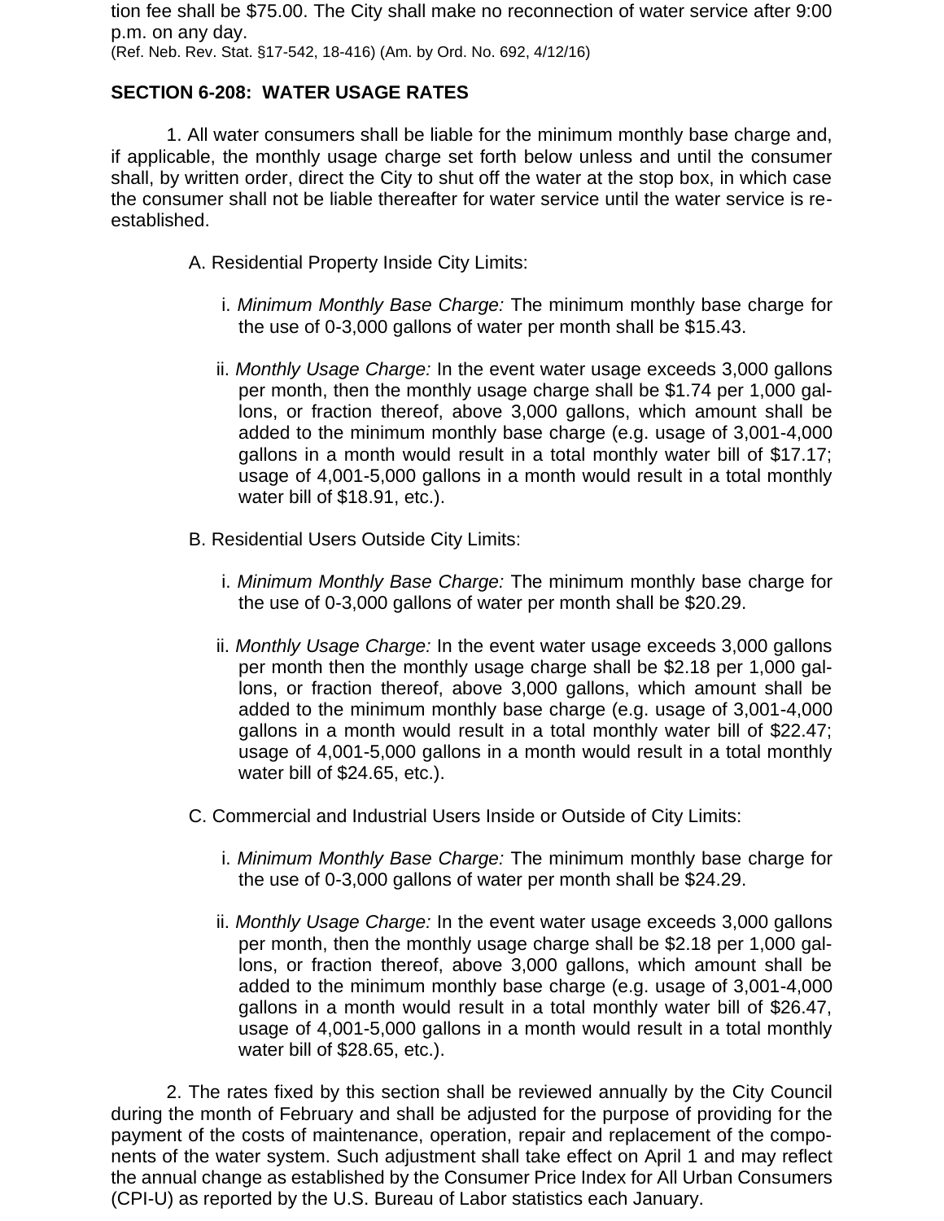tion fee shall be $75.00. The City shall make no reconnection of water service after 9:00 p.m. on any day.
(Ref. Neb. Rev. Stat. §17-542, 18-416) (Am. by Ord. No. 692, 4/12/16)

## SECTION 6-208: WATER USAGE RATES

1. All water consumers shall be liable for the minimum monthly base charge and, if applicable, the monthly usage charge set forth below unless and until the consumer shall, by written order, direct the City to shut off the water at the stop box, in which case the consumer shall not be liable thereafter for water service until the water service is re-established.

A. Residential Property Inside City Limits:

i. *Minimum Monthly Base Charge:* The minimum monthly base charge for the use of 0-3,000 gallons of water per month shall be $15.43.

ii. *Monthly Usage Charge:* In the event water usage exceeds 3,000 gallons per month, then the monthly usage charge shall be $1.74 per 1,000 gallons, or fraction thereof, above 3,000 gallons, which amount shall be added to the minimum monthly base charge (e.g. usage of 3,001-4,000 gallons in a month would result in a total monthly water bill of $17.17; usage of 4,001-5,000 gallons in a month would result in a total monthly water bill of $18.91, etc.).

B. Residential Users Outside City Limits:

i. *Minimum Monthly Base Charge:* The minimum monthly base charge for the use of 0-3,000 gallons of water per month shall be $20.29.

ii. *Monthly Usage Charge:* In the event water usage exceeds 3,000 gallons per month then the monthly usage charge shall be $2.18 per 1,000 gallons, or fraction thereof, above 3,000 gallons, which amount shall be added to the minimum monthly base charge (e.g. usage of 3,001-4,000 gallons in a month would result in a total monthly water bill of $22.47; usage of 4,001-5,000 gallons in a month would result in a total monthly water bill of $24.65, etc.).

C. Commercial and Industrial Users Inside or Outside of City Limits:

i. *Minimum Monthly Base Charge:* The minimum monthly base charge for the use of 0-3,000 gallons of water per month shall be $24.29.

ii. *Monthly Usage Charge:* In the event water usage exceeds 3,000 gallons per month, then the monthly usage charge shall be $2.18 per 1,000 gallons, or fraction thereof, above 3,000 gallons, which amount shall be added to the minimum monthly base charge (e.g. usage of 3,001-4,000 gallons in a month would result in a total monthly water bill of $26.47, usage of 4,001-5,000 gallons in a month would result in a total monthly water bill of $28.65, etc.).

2. The rates fixed by this section shall be reviewed annually by the City Council during the month of February and shall be adjusted for the purpose of providing for the payment of the costs of maintenance, operation, repair and replacement of the components of the water system. Such adjustment shall take effect on April 1 and may reflect the annual change as established by the Consumer Price Index for All Urban Consumers (CPI-U) as reported by the U.S. Bureau of Labor statistics each January.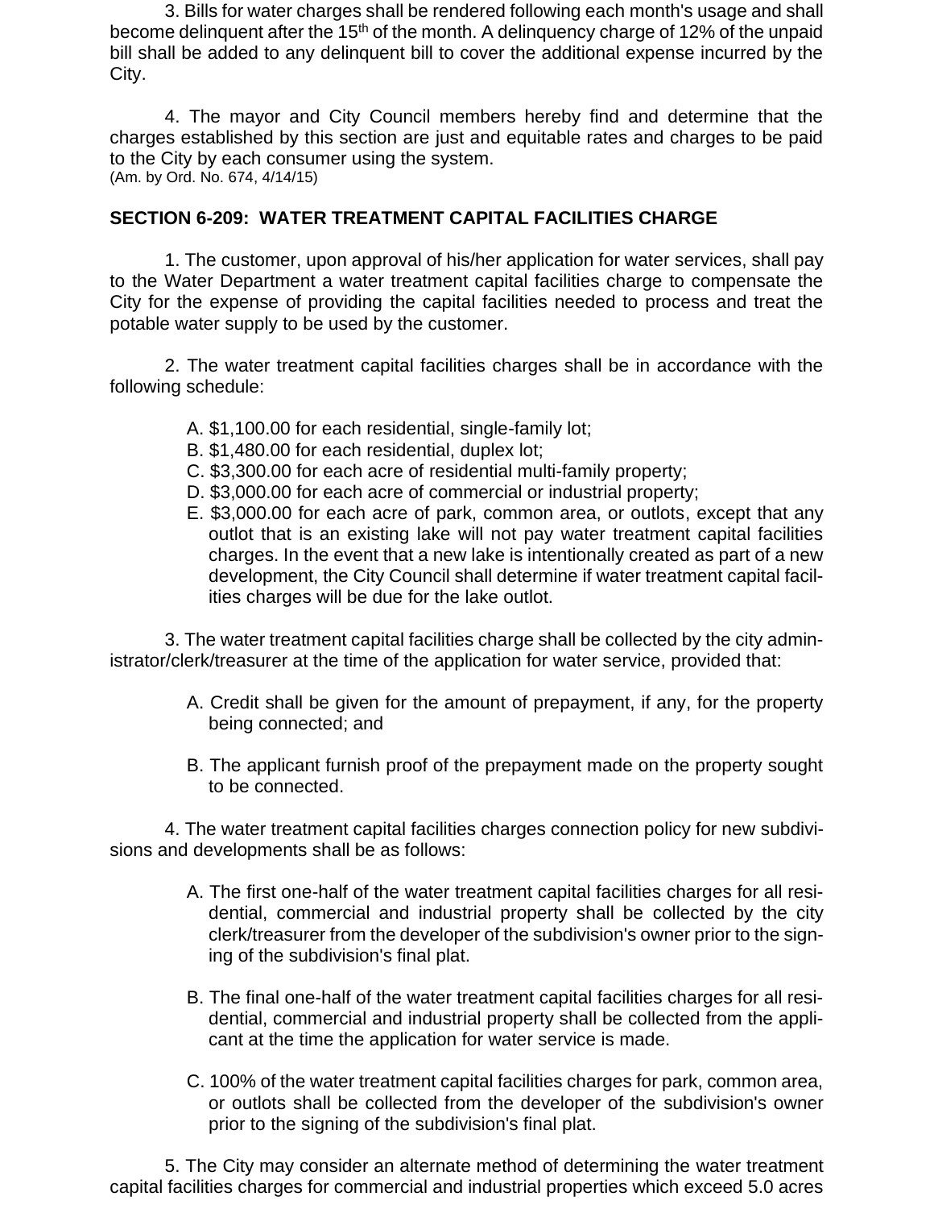3. Bills for water charges shall be rendered following each month's usage and shall become delinquent after the 15th of the month. A delinquency charge of 12% of the unpaid bill shall be added to any delinquent bill to cover the additional expense incurred by the City.

4. The mayor and City Council members hereby find and determine that the charges established by this section are just and equitable rates and charges to be paid to the City by each consumer using the system.
(Am. by Ord. No. 674, 4/14/15)

**SECTION 6-209: WATER TREATMENT CAPITAL FACILITIES CHARGE**

1. The customer, upon approval of his/her application for water services, shall pay to the Water Department a water treatment capital facilities charge to compensate the City for the expense of providing the capital facilities needed to process and treat the potable water supply to be used by the customer.

2. The water treatment capital facilities charges shall be in accordance with the following schedule:

A. $1,100.00 for each residential, single-family lot;
B. $1,480.00 for each residential, duplex lot;
C. $3,300.00 for each acre of residential multi-family property;
D. $3,000.00 for each acre of commercial or industrial property;
E. $3,000.00 for each acre of park, common area, or outlots, except that any outlot that is an existing lake will not pay water treatment capital facilities charges. In the event that a new lake is intentionally created as part of a new development, the City Council shall determine if water treatment capital facilities charges will be due for the lake outlot.

3. The water treatment capital facilities charge shall be collected by the city administrator/clerk/treasurer at the time of the application for water service, provided that:

A. Credit shall be given for the amount of prepayment, if any, for the property being connected; and

B. The applicant furnish proof of the prepayment made on the property sought to be connected.

4. The water treatment capital facilities charges connection policy for new subdivisions and developments shall be as follows:

A. The first one-half of the water treatment capital facilities charges for all residential, commercial and industrial property shall be collected by the city clerk/treasurer from the developer of the subdivision's owner prior to the signing of the subdivision's final plat.

B. The final one-half of the water treatment capital facilities charges for all residential, commercial and industrial property shall be collected from the applicant at the time the application for water service is made.

C. 100% of the water treatment capital facilities charges for park, common area, or outlots shall be collected from the developer of the subdivision's owner prior to the signing of the subdivision's final plat.

5. The City may consider an alternate method of determining the water treatment capital facilities charges for commercial and industrial properties which exceed 5.0 acres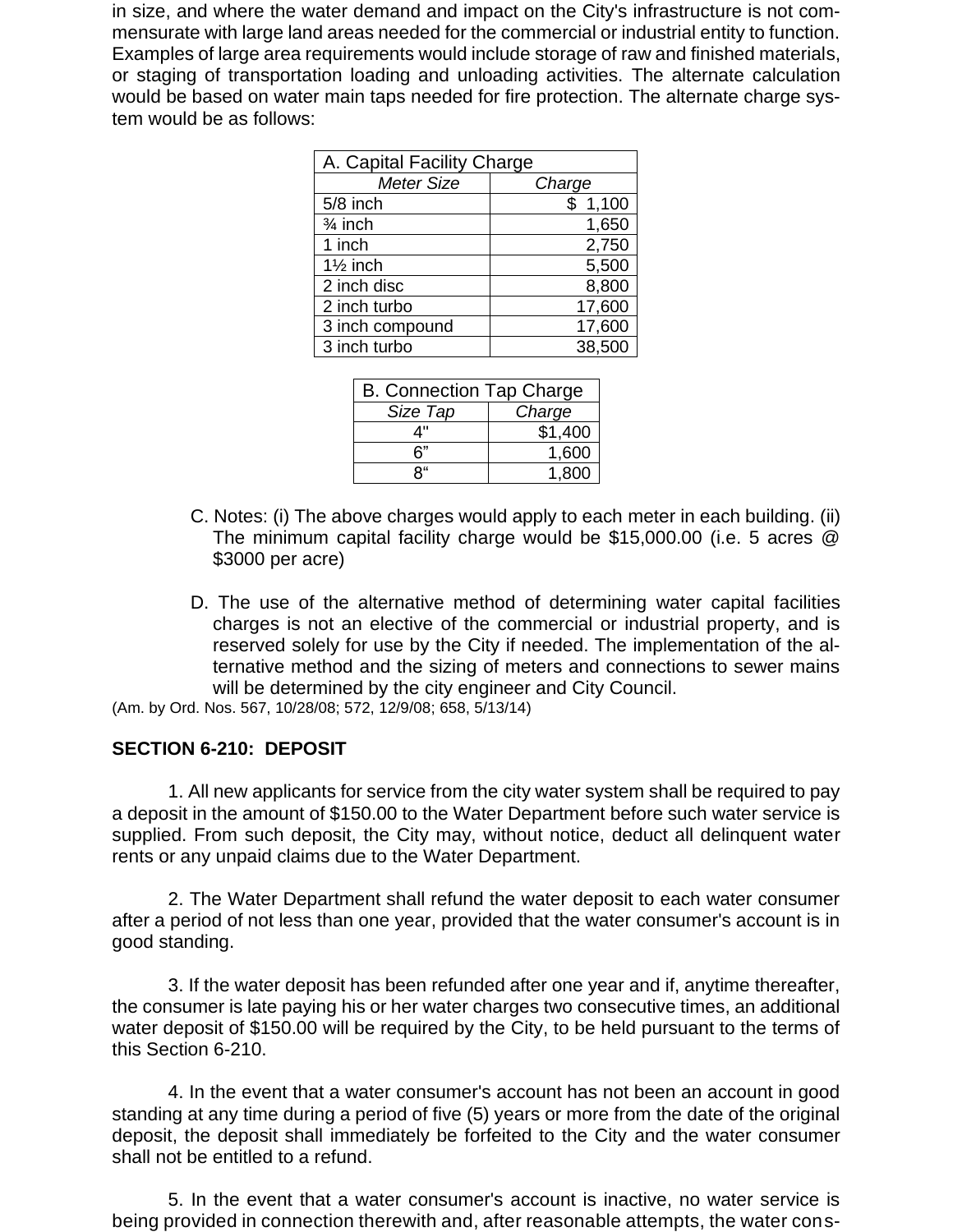in size, and where the water demand and impact on the City's infrastructure is not commensurate with large land areas needed for the commercial or industrial entity to function. Examples of large area requirements would include storage of raw and finished materials, or staging of transportation loading and unloading activities. The alternate calculation would be based on water main taps needed for fire protection. The alternate charge system would be as follows:

| A. Capital Facility Charge | |
|---|---|
| *Meter Size* | *Charge* |
| 5/8 inch | $ 1,100 |
| ¾ inch | 1,650 |
| 1 inch | 2,750 |
| 1½ inch | 5,500 |
| 2 inch disc | 8,800 |
| 2 inch turbo | 17,600 |
| 3 inch compound | 17,600 |
| 3 inch turbo | 38,500 |

| B. Connection Tap Charge | |
|---|---|
| *Size Tap* | *Charge* |
| 4" | $1,400 |
| 6" | 1,600 |
| 8" | 1,800 |

C. Notes: (i) The above charges would apply to each meter in each building. (ii) The minimum capital facility charge would be $15,000.00 (i.e. 5 acres @ $3000 per acre)

D. The use of the alternative method of determining water capital facilities charges is not an elective of the commercial or industrial property, and is reserved solely for use by the City if needed. The implementation of the alternative method and the sizing of meters and connections to sewer mains will be determined by the city engineer and City Council.

(Am. by Ord. Nos. 567, 10/28/08; 572, 12/9/08; 658, 5/13/14)

## SECTION 6-210: DEPOSIT

1. All new applicants for service from the city water system shall be required to pay a deposit in the amount of $150.00 to the Water Department before such water service is supplied. From such deposit, the City may, without notice, deduct all delinquent water rents or any unpaid claims due to the Water Department.

2. The Water Department shall refund the water deposit to each water consumer after a period of not less than one year, provided that the water consumer's account is in good standing.

3. If the water deposit has been refunded after one year and if, anytime thereafter, the consumer is late paying his or her water charges two consecutive times, an additional water deposit of $150.00 will be required by the City, to be held pursuant to the terms of this Section 6-210.

4. In the event that a water consumer's account has not been an account in good standing at any time during a period of five (5) years or more from the date of the original deposit, the deposit shall immediately be forfeited to the City and the water consumer shall not be entitled to a refund.

5. In the event that a water consumer's account is inactive, no water service is being provided in connection therewith and, after reasonable attempts, the water cons-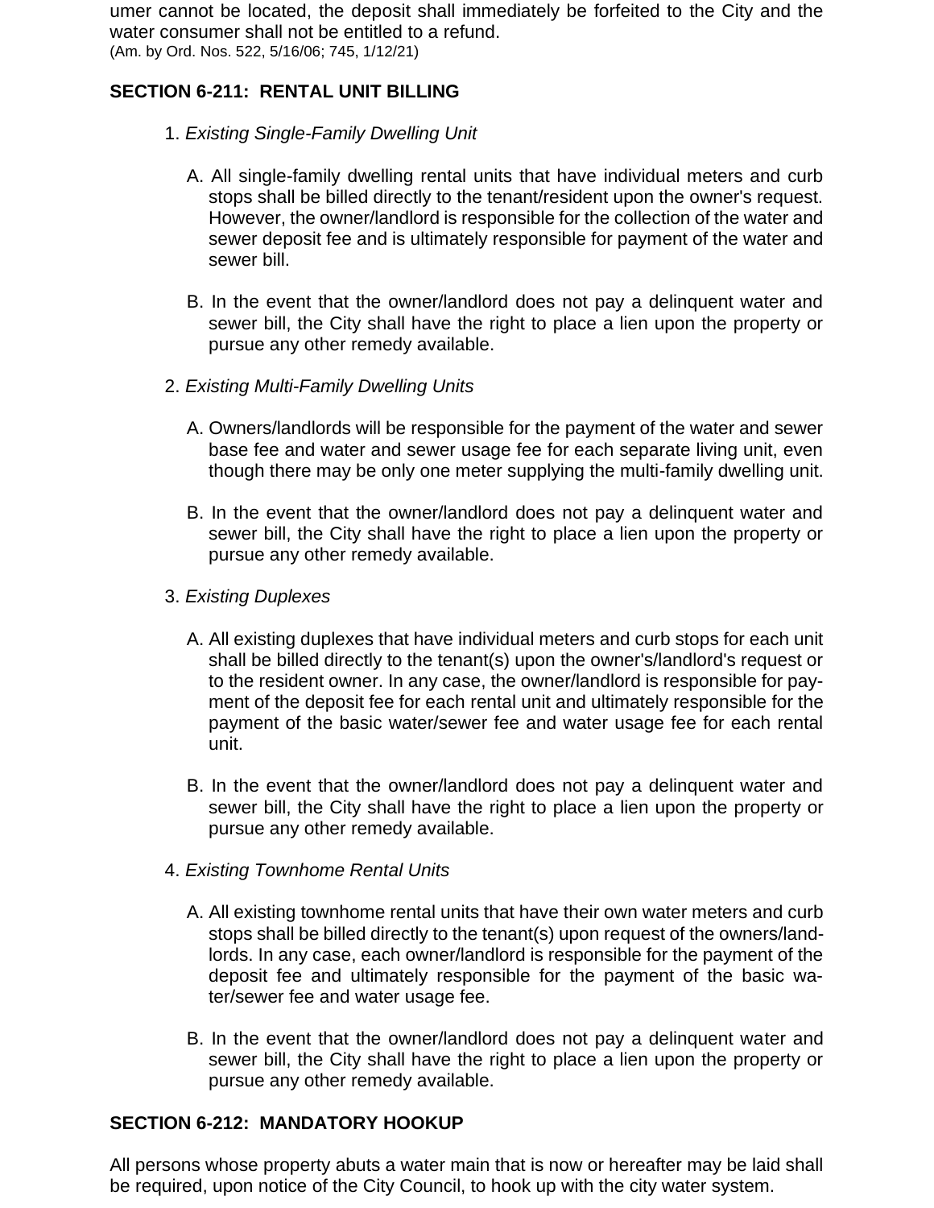umer cannot be located, the deposit shall immediately be forfeited to the City and the water consumer shall not be entitled to a refund.
(Am. by Ord. Nos. 522, 5/16/06; 745, 1/12/21)

## SECTION 6-211: RENTAL UNIT BILLING

1. *Existing Single-Family Dwelling Unit*

   A. All single-family dwelling rental units that have individual meters and curb stops shall be billed directly to the tenant/resident upon the owner's request. However, the owner/landlord is responsible for the collection of the water and sewer deposit fee and is ultimately responsible for payment of the water and sewer bill.

   B. In the event that the owner/landlord does not pay a delinquent water and sewer bill, the City shall have the right to place a lien upon the property or pursue any other remedy available.

2. *Existing Multi-Family Dwelling Units*

   A. Owners/landlords will be responsible for the payment of the water and sewer base fee and water and sewer usage fee for each separate living unit, even though there may be only one meter supplying the multi-family dwelling unit.

   B. In the event that the owner/landlord does not pay a delinquent water and sewer bill, the City shall have the right to place a lien upon the property or pursue any other remedy available.

3. *Existing Duplexes*

   A. All existing duplexes that have individual meters and curb stops for each unit shall be billed directly to the tenant(s) upon the owner's/landlord's request or to the resident owner. In any case, the owner/landlord is responsible for payment of the deposit fee for each rental unit and ultimately responsible for the payment of the basic water/sewer fee and water usage fee for each rental unit.

   B. In the event that the owner/landlord does not pay a delinquent water and sewer bill, the City shall have the right to place a lien upon the property or pursue any other remedy available.

4. *Existing Townhome Rental Units*

   A. All existing townhome rental units that have their own water meters and curb stops shall be billed directly to the tenant(s) upon request of the owners/landlords. In any case, each owner/landlord is responsible for the payment of the deposit fee and ultimately responsible for the payment of the basic water/sewer fee and water usage fee.

   B. In the event that the owner/landlord does not pay a delinquent water and sewer bill, the City shall have the right to place a lien upon the property or pursue any other remedy available.

## SECTION 6-212: MANDATORY HOOKUP

All persons whose property abuts a water main that is now or hereafter may be laid shall be required, upon notice of the City Council, to hook up with the city water system.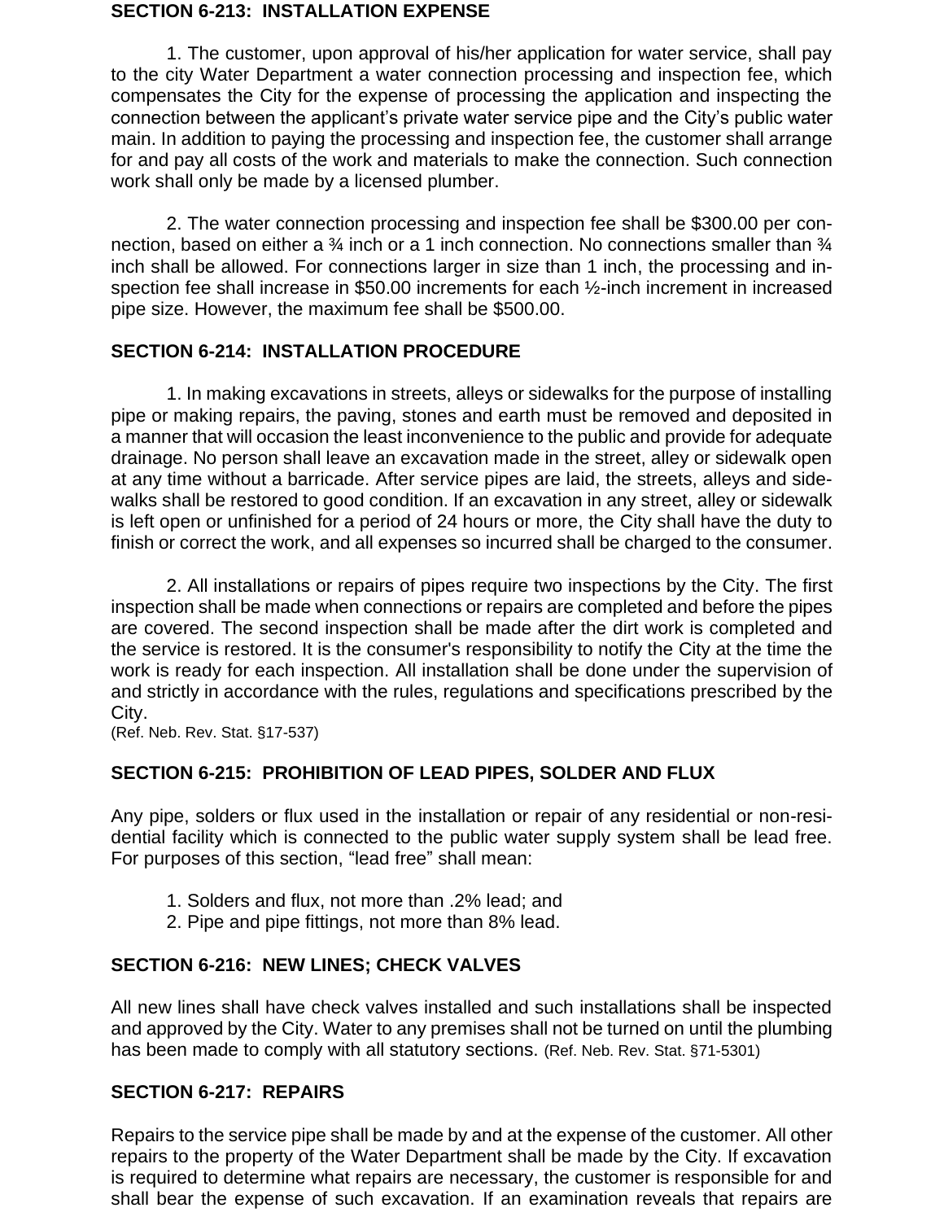### SECTION 6-213: INSTALLATION EXPENSE

1. The customer, upon approval of his/her application for water service, shall pay to the city Water Department a water connection processing and inspection fee, which compensates the City for the expense of processing the application and inspecting the connection between the applicant's private water service pipe and the City's public water main. In addition to paying the processing and inspection fee, the customer shall arrange for and pay all costs of the work and materials to make the connection. Such connection work shall only be made by a licensed plumber.

2. The water connection processing and inspection fee shall be $300.00 per connection, based on either a ¾ inch or a 1 inch connection. No connections smaller than ¾ inch shall be allowed. For connections larger in size than 1 inch, the processing and inspection fee shall increase in $50.00 increments for each ½-inch increment in increased pipe size. However, the maximum fee shall be $500.00.

### SECTION 6-214: INSTALLATION PROCEDURE

1. In making excavations in streets, alleys or sidewalks for the purpose of installing pipe or making repairs, the paving, stones and earth must be removed and deposited in a manner that will occasion the least inconvenience to the public and provide for adequate drainage. No person shall leave an excavation made in the street, alley or sidewalk open at any time without a barricade. After service pipes are laid, the streets, alleys and sidewalks shall be restored to good condition. If an excavation in any street, alley or sidewalk is left open or unfinished for a period of 24 hours or more, the City shall have the duty to finish or correct the work, and all expenses so incurred shall be charged to the consumer.

2. All installations or repairs of pipes require two inspections by the City. The first inspection shall be made when connections or repairs are completed and before the pipes are covered. The second inspection shall be made after the dirt work is completed and the service is restored. It is the consumer's responsibility to notify the City at the time the work is ready for each inspection. All installation shall be done under the supervision of and strictly in accordance with the rules, regulations and specifications prescribed by the City.
(Ref. Neb. Rev. Stat. §17-537)

### SECTION 6-215: PROHIBITION OF LEAD PIPES, SOLDER AND FLUX

Any pipe, solders or flux used in the installation or repair of any residential or non-residential facility which is connected to the public water supply system shall be lead free. For purposes of this section, "lead free" shall mean:

1. Solders and flux, not more than .2% lead; and
2. Pipe and pipe fittings, not more than 8% lead.

### SECTION 6-216: NEW LINES; CHECK VALVES

All new lines shall have check valves installed and such installations shall be inspected and approved by the City. Water to any premises shall not be turned on until the plumbing has been made to comply with all statutory sections. (Ref. Neb. Rev. Stat. §71-5301)

### SECTION 6-217: REPAIRS

Repairs to the service pipe shall be made by and at the expense of the customer. All other repairs to the property of the Water Department shall be made by the City. If excavation is required to determine what repairs are necessary, the customer is responsible for and shall bear the expense of such excavation. If an examination reveals that repairs are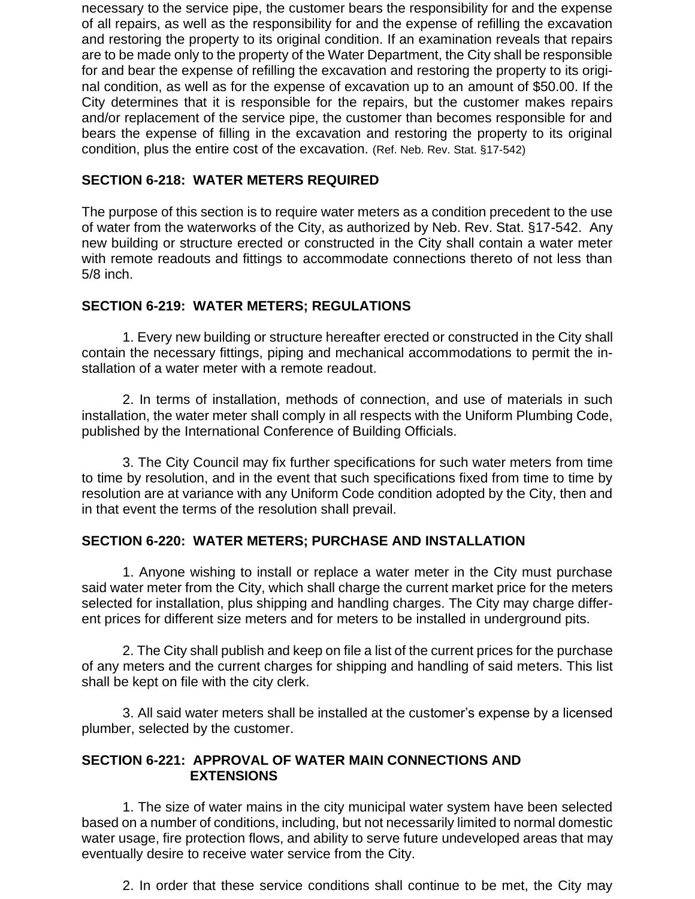necessary to the service pipe, the customer bears the responsibility for and the expense of all repairs, as well as the responsibility for and the expense of refilling the excavation and restoring the property to its original condition. If an examination reveals that repairs are to be made only to the property of the Water Department, the City shall be responsible for and bear the expense of refilling the excavation and restoring the property to its original condition, as well as for the expense of excavation up to an amount of $50.00. If the City determines that it is responsible for the repairs, but the customer makes repairs and/or replacement of the service pipe, the customer than becomes responsible for and bears the expense of filling in the excavation and restoring the property to its original condition, plus the entire cost of the excavation. (Ref. Neb. Rev. Stat. §17-542)

**SECTION 6-218: WATER METERS REQUIRED**

The purpose of this section is to require water meters as a condition precedent to the use of water from the waterworks of the City, as authorized by Neb. Rev. Stat. §17-542. Any new building or structure erected or constructed in the City shall contain a water meter with remote readouts and fittings to accommodate connections thereto of not less than 5/8 inch.

**SECTION 6-219: WATER METERS; REGULATIONS**

1. Every new building or structure hereafter erected or constructed in the City shall contain the necessary fittings, piping and mechanical accommodations to permit the installation of a water meter with a remote readout.

2. In terms of installation, methods of connection, and use of materials in such installation, the water meter shall comply in all respects with the Uniform Plumbing Code, published by the International Conference of Building Officials.

3. The City Council may fix further specifications for such water meters from time to time by resolution, and in the event that such specifications fixed from time to time by resolution are at variance with any Uniform Code condition adopted by the City, then and in that event the terms of the resolution shall prevail.

**SECTION 6-220: WATER METERS; PURCHASE AND INSTALLATION**

1. Anyone wishing to install or replace a water meter in the City must purchase said water meter from the City, which shall charge the current market price for the meters selected for installation, plus shipping and handling charges. The City may charge different prices for different size meters and for meters to be installed in underground pits.

2. The City shall publish and keep on file a list of the current prices for the purchase of any meters and the current charges for shipping and handling of said meters. This list shall be kept on file with the city clerk.

3. All said water meters shall be installed at the customer's expense by a licensed plumber, selected by the customer.

**SECTION 6-221: APPROVAL OF WATER MAIN CONNECTIONS AND EXTENSIONS**

1. The size of water mains in the city municipal water system have been selected based on a number of conditions, including, but not necessarily limited to normal domestic water usage, fire protection flows, and ability to serve future undeveloped areas that may eventually desire to receive water service from the City.

2. In order that these service conditions shall continue to be met, the City may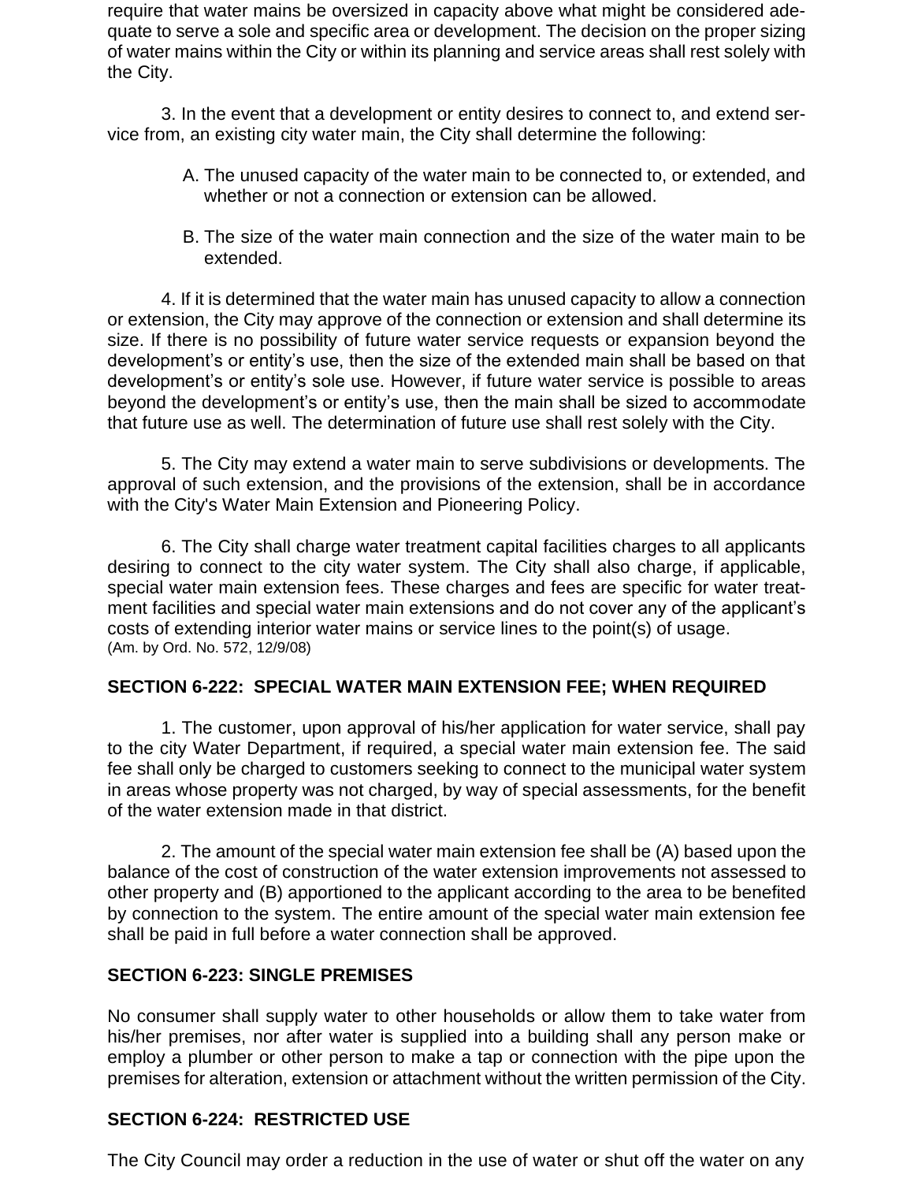require that water mains be oversized in capacity above what might be considered adequate to serve a sole and specific area or development. The decision on the proper sizing of water mains within the City or within its planning and service areas shall rest solely with the City.

3. In the event that a development or entity desires to connect to, and extend service from, an existing city water main, the City shall determine the following:

A. The unused capacity of the water main to be connected to, or extended, and whether or not a connection or extension can be allowed.

B. The size of the water main connection and the size of the water main to be extended.

4. If it is determined that the water main has unused capacity to allow a connection or extension, the City may approve of the connection or extension and shall determine its size. If there is no possibility of future water service requests or expansion beyond the development's or entity's use, then the size of the extended main shall be based on that development's or entity's sole use. However, if future water service is possible to areas beyond the development's or entity's use, then the main shall be sized to accommodate that future use as well. The determination of future use shall rest solely with the City.

5. The City may extend a water main to serve subdivisions or developments. The approval of such extension, and the provisions of the extension, shall be in accordance with the City's Water Main Extension and Pioneering Policy.

6. The City shall charge water treatment capital facilities charges to all applicants desiring to connect to the city water system. The City shall also charge, if applicable, special water main extension fees. These charges and fees are specific for water treatment facilities and special water main extensions and do not cover any of the applicant's costs of extending interior water mains or service lines to the point(s) of usage.
(Am. by Ord. No. 572, 12/9/08)

## SECTION 6-222: SPECIAL WATER MAIN EXTENSION FEE; WHEN REQUIRED

1. The customer, upon approval of his/her application for water service, shall pay to the city Water Department, if required, a special water main extension fee. The said fee shall only be charged to customers seeking to connect to the municipal water system in areas whose property was not charged, by way of special assessments, for the benefit of the water extension made in that district.

2. The amount of the special water main extension fee shall be (A) based upon the balance of the cost of construction of the water extension improvements not assessed to other property and (B) apportioned to the applicant according to the area to be benefited by connection to the system. The entire amount of the special water main extension fee shall be paid in full before a water connection shall be approved.

## SECTION 6-223: SINGLE PREMISES

No consumer shall supply water to other households or allow them to take water from his/her premises, nor after water is supplied into a building shall any person make or employ a plumber or other person to make a tap or connection with the pipe upon the premises for alteration, extension or attachment without the written permission of the City.

## SECTION 6-224: RESTRICTED USE

The City Council may order a reduction in the use of water or shut off the water on any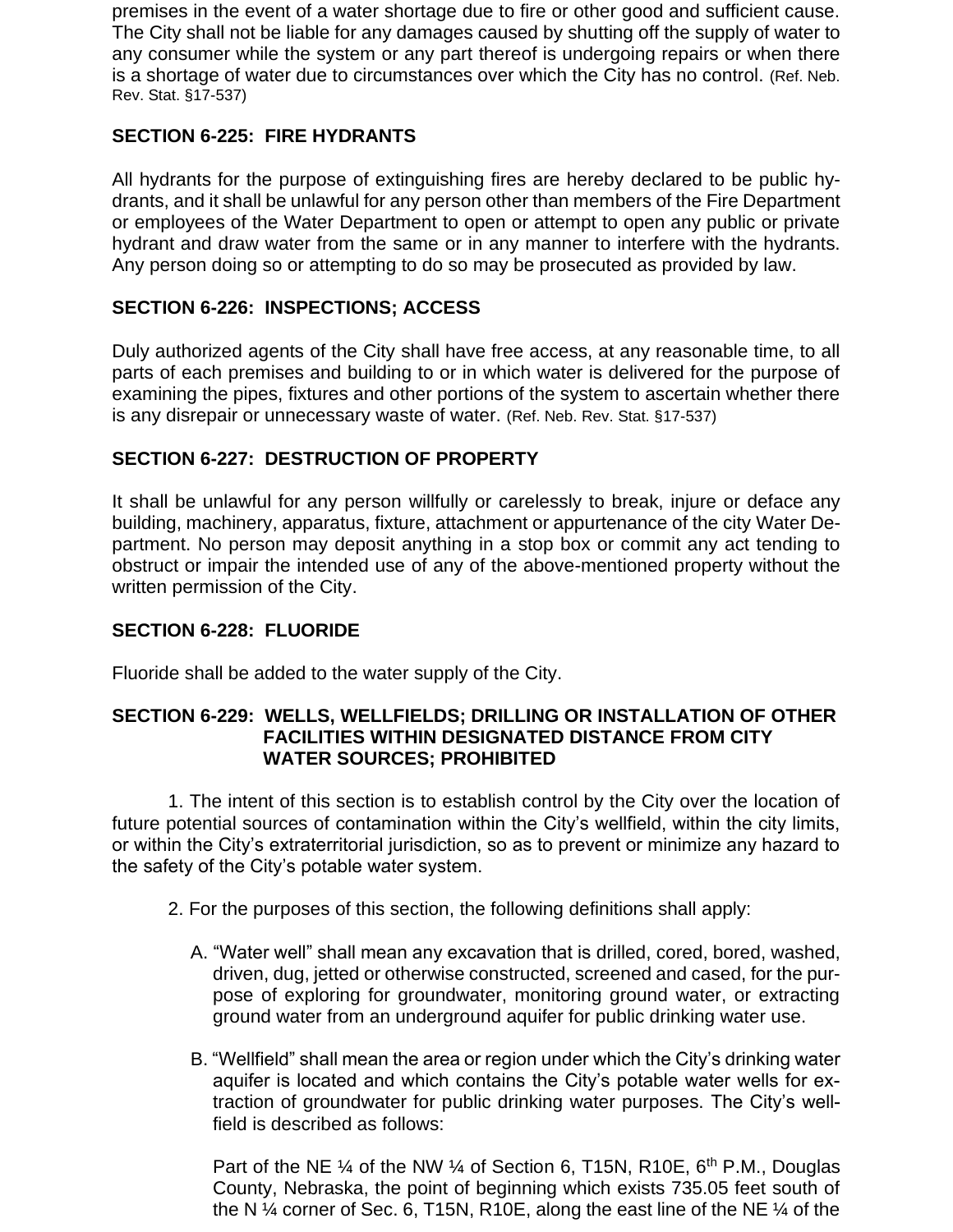premises in the event of a water shortage due to fire or other good and sufficient cause. The City shall not be liable for any damages caused by shutting off the supply of water to any consumer while the system or any part thereof is undergoing repairs or when there is a shortage of water due to circumstances over which the City has no control. (Ref. Neb. Rev. Stat. §17-537)

### SECTION 6-225: FIRE HYDRANTS

All hydrants for the purpose of extinguishing fires are hereby declared to be public hydrants, and it shall be unlawful for any person other than members of the Fire Department or employees of the Water Department to open or attempt to open any public or private hydrant and draw water from the same or in any manner to interfere with the hydrants. Any person doing so or attempting to do so may be prosecuted as provided by law.

### SECTION 6-226: INSPECTIONS; ACCESS

Duly authorized agents of the City shall have free access, at any reasonable time, to all parts of each premises and building to or in which water is delivered for the purpose of examining the pipes, fixtures and other portions of the system to ascertain whether there is any disrepair or unnecessary waste of water. (Ref. Neb. Rev. Stat. §17-537)

### SECTION 6-227: DESTRUCTION OF PROPERTY

It shall be unlawful for any person willfully or carelessly to break, injure or deface any building, machinery, apparatus, fixture, attachment or appurtenance of the city Water Department. No person may deposit anything in a stop box or commit any act tending to obstruct or impair the intended use of any of the above-mentioned property without the written permission of the City.

### SECTION 6-228: FLUORIDE

Fluoride shall be added to the water supply of the City.

### SECTION 6-229: WELLS, WELLFIELDS; DRILLING OR INSTALLATION OF OTHER FACILITIES WITHIN DESIGNATED DISTANCE FROM CITY WATER SOURCES; PROHIBITED

1. The intent of this section is to establish control by the City over the location of future potential sources of contamination within the City's wellfield, within the city limits, or within the City's extraterritorial jurisdiction, so as to prevent or minimize any hazard to the safety of the City's potable water system.

2. For the purposes of this section, the following definitions shall apply:

   A. "Water well" shall mean any excavation that is drilled, cored, bored, washed, driven, dug, jetted or otherwise constructed, screened and cased, for the purpose of exploring for groundwater, monitoring ground water, or extracting ground water from an underground aquifer for public drinking water use.

   B. "Wellfield" shall mean the area or region under which the City's drinking water aquifer is located and which contains the City's potable water wells for extraction of groundwater for public drinking water purposes. The City's wellfield is described as follows:

   Part of the NE ¼ of the NW ¼ of Section 6, T15N, R10E, 6th P.M., Douglas County, Nebraska, the point of beginning which exists 735.05 feet south of the N ¼ corner of Sec. 6, T15N, R10E, along the east line of the NE ¼ of the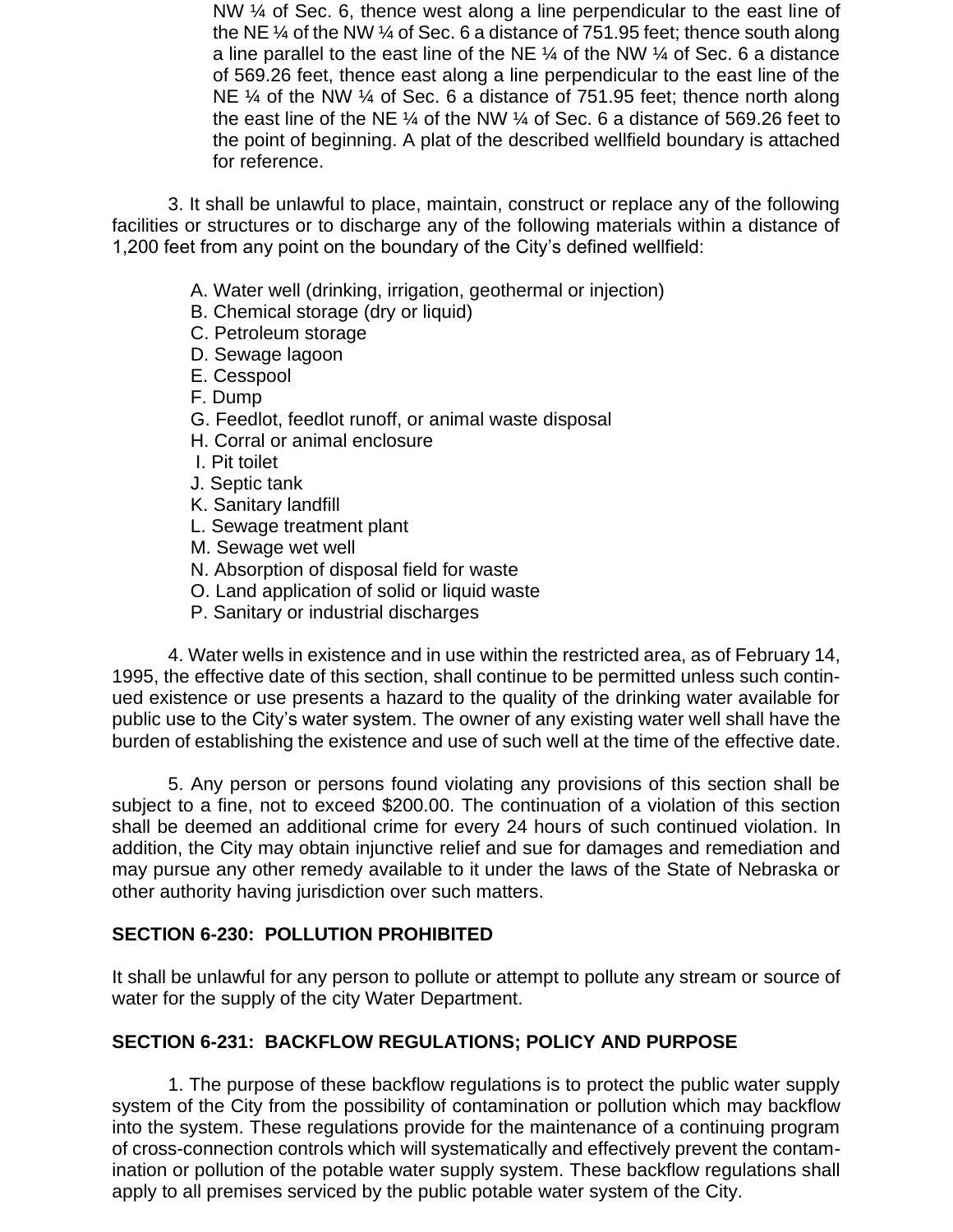NW ¼ of Sec. 6, thence west along a line perpendicular to the east line of the NE ¼ of the NW ¼ of Sec. 6 a distance of 751.95 feet; thence south along a line parallel to the east line of the NE ¼ of the NW ¼ of Sec. 6 a distance of 569.26 feet, thence east along a line perpendicular to the east line of the NE ¼ of the NW ¼ of Sec. 6 a distance of 751.95 feet; thence north along the east line of the NE ¼ of the NW ¼ of Sec. 6 a distance of 569.26 feet to the point of beginning. A plat of the described wellfield boundary is attached for reference.

3. It shall be unlawful to place, maintain, construct or replace any of the following facilities or structures or to discharge any of the following materials within a distance of 1,200 feet from any point on the boundary of the City's defined wellfield:

A. Water well (drinking, irrigation, geothermal or injection)
B. Chemical storage (dry or liquid)
C. Petroleum storage
D. Sewage lagoon
E. Cesspool
F. Dump
G. Feedlot, feedlot runoff, or animal waste disposal
H. Corral or animal enclosure
I. Pit toilet
J. Septic tank
K. Sanitary landfill
L. Sewage treatment plant
M. Sewage wet well
N. Absorption of disposal field for waste
O. Land application of solid or liquid waste
P. Sanitary or industrial discharges

4. Water wells in existence and in use within the restricted area, as of February 14, 1995, the effective date of this section, shall continue to be permitted unless such continued existence or use presents a hazard to the quality of the drinking water available for public use to the City's water system. The owner of any existing water well shall have the burden of establishing the existence and use of such well at the time of the effective date.

5. Any person or persons found violating any provisions of this section shall be subject to a fine, not to exceed $200.00. The continuation of a violation of this section shall be deemed an additional crime for every 24 hours of such continued violation. In addition, the City may obtain injunctive relief and sue for damages and remediation and may pursue any other remedy available to it under the laws of the State of Nebraska or other authority having jurisdiction over such matters.

**SECTION 6-230: POLLUTION PROHIBITED**

It shall be unlawful for any person to pollute or attempt to pollute any stream or source of water for the supply of the city Water Department.

**SECTION 6-231: BACKFLOW REGULATIONS; POLICY AND PURPOSE**

1. The purpose of these backflow regulations is to protect the public water supply system of the City from the possibility of contamination or pollution which may backflow into the system. These regulations provide for the maintenance of a continuing program of cross-connection controls which will systematically and effectively prevent the contamination or pollution of the potable water supply system. These backflow regulations shall apply to all premises serviced by the public potable water system of the City.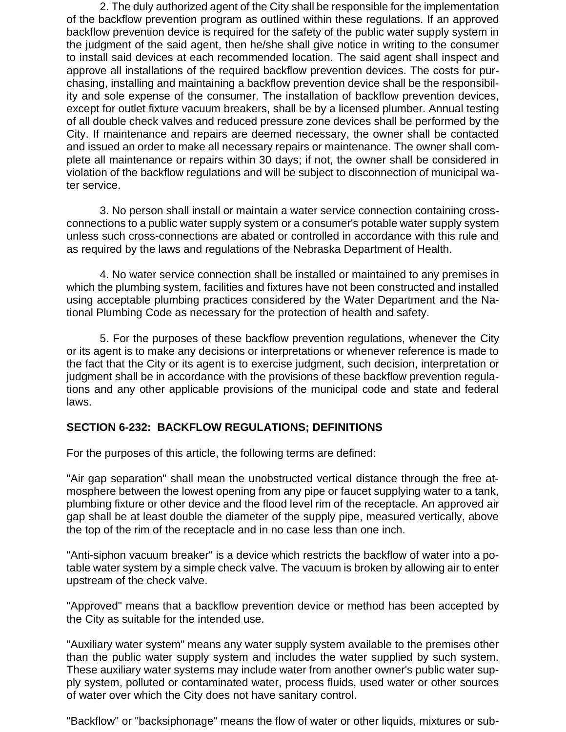2. The duly authorized agent of the City shall be responsible for the implementation of the backflow prevention program as outlined within these regulations. If an approved backflow prevention device is required for the safety of the public water supply system in the judgment of the said agent, then he/she shall give notice in writing to the consumer to install said devices at each recommended location. The said agent shall inspect and approve all installations of the required backflow prevention devices. The costs for purchasing, installing and maintaining a backflow prevention device shall be the responsibility and sole expense of the consumer. The installation of backflow prevention devices, except for outlet fixture vacuum breakers, shall be by a licensed plumber. Annual testing of all double check valves and reduced pressure zone devices shall be performed by the City. If maintenance and repairs are deemed necessary, the owner shall be contacted and issued an order to make all necessary repairs or maintenance. The owner shall complete all maintenance or repairs within 30 days; if not, the owner shall be considered in violation of the backflow regulations and will be subject to disconnection of municipal water service.

3. No person shall install or maintain a water service connection containing cross-connections to a public water supply system or a consumer's potable water supply system unless such cross-connections are abated or controlled in accordance with this rule and as required by the laws and regulations of the Nebraska Department of Health.

4. No water service connection shall be installed or maintained to any premises in which the plumbing system, facilities and fixtures have not been constructed and installed using acceptable plumbing practices considered by the Water Department and the National Plumbing Code as necessary for the protection of health and safety.

5. For the purposes of these backflow prevention regulations, whenever the City or its agent is to make any decisions or interpretations or whenever reference is made to the fact that the City or its agent is to exercise judgment, such decision, interpretation or judgment shall be in accordance with the provisions of these backflow prevention regulations and any other applicable provisions of the municipal code and state and federal laws.

## SECTION 6-232: BACKFLOW REGULATIONS; DEFINITIONS

For the purposes of this article, the following terms are defined:

"Air gap separation" shall mean the unobstructed vertical distance through the free atmosphere between the lowest opening from any pipe or faucet supplying water to a tank, plumbing fixture or other device and the flood level rim of the receptacle. An approved air gap shall be at least double the diameter of the supply pipe, measured vertically, above the top of the rim of the receptacle and in no case less than one inch.

"Anti-siphon vacuum breaker" is a device which restricts the backflow of water into a potable water system by a simple check valve. The vacuum is broken by allowing air to enter upstream of the check valve.

"Approved" means that a backflow prevention device or method has been accepted by the City as suitable for the intended use.

"Auxiliary water system" means any water supply system available to the premises other than the public water supply system and includes the water supplied by such system. These auxiliary water systems may include water from another owner's public water supply system, polluted or contaminated water, process fluids, used water or other sources of water over which the City does not have sanitary control.

"Backflow" or "backsiphonage" means the flow of water or other liquids, mixtures or sub-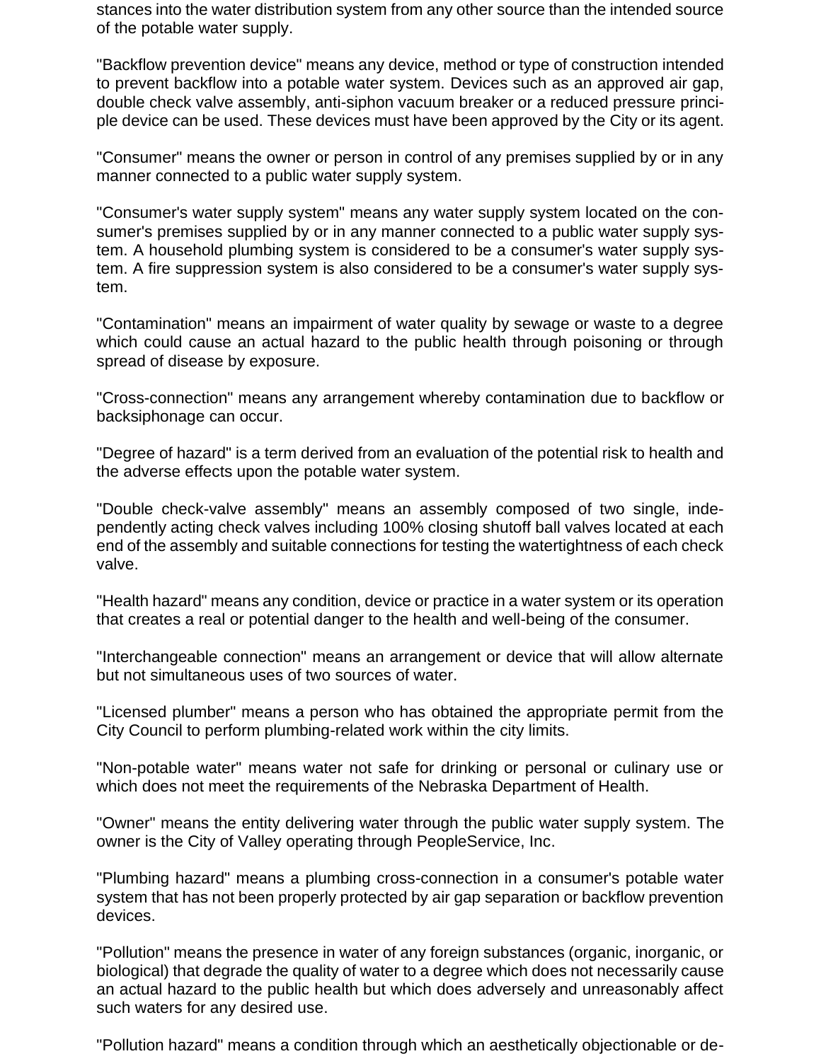stances into the water distribution system from any other source than the intended source of the potable water supply.

"Backflow prevention device" means any device, method or type of construction intended to prevent backflow into a potable water system. Devices such as an approved air gap, double check valve assembly, anti-siphon vacuum breaker or a reduced pressure principle device can be used. These devices must have been approved by the City or its agent.

"Consumer" means the owner or person in control of any premises supplied by or in any manner connected to a public water supply system.

"Consumer's water supply system" means any water supply system located on the consumer's premises supplied by or in any manner connected to a public water supply system. A household plumbing system is considered to be a consumer's water supply system. A fire suppression system is also considered to be a consumer's water supply system.

"Contamination" means an impairment of water quality by sewage or waste to a degree which could cause an actual hazard to the public health through poisoning or through spread of disease by exposure.

"Cross-connection" means any arrangement whereby contamination due to backflow or backsiphonage can occur.

"Degree of hazard" is a term derived from an evaluation of the potential risk to health and the adverse effects upon the potable water system.

"Double check-valve assembly" means an assembly composed of two single, independently acting check valves including 100% closing shutoff ball valves located at each end of the assembly and suitable connections for testing the watertightness of each check valve.

"Health hazard" means any condition, device or practice in a water system or its operation that creates a real or potential danger to the health and well-being of the consumer.

"Interchangeable connection" means an arrangement or device that will allow alternate but not simultaneous uses of two sources of water.

"Licensed plumber" means a person who has obtained the appropriate permit from the City Council to perform plumbing-related work within the city limits.

"Non-potable water" means water not safe for drinking or personal or culinary use or which does not meet the requirements of the Nebraska Department of Health.

"Owner" means the entity delivering water through the public water supply system. The owner is the City of Valley operating through PeopleService, Inc.

"Plumbing hazard" means a plumbing cross-connection in a consumer's potable water system that has not been properly protected by air gap separation or backflow prevention devices.

"Pollution" means the presence in water of any foreign substances (organic, inorganic, or biological) that degrade the quality of water to a degree which does not necessarily cause an actual hazard to the public health but which does adversely and unreasonably affect such waters for any desired use.

"Pollution hazard" means a condition through which an aesthetically objectionable or de-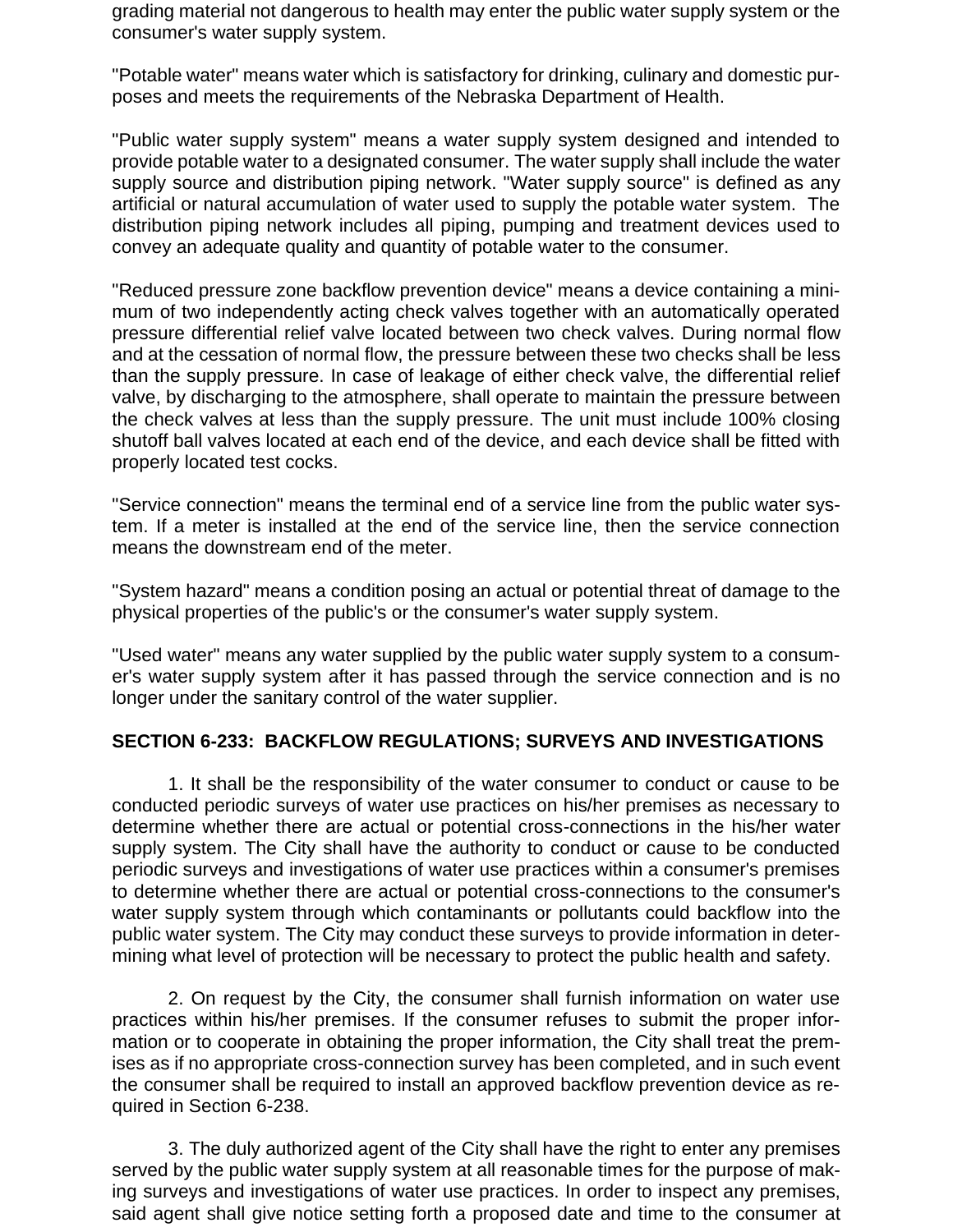grading material not dangerous to health may enter the public water supply system or the consumer's water supply system.

"Potable water" means water which is satisfactory for drinking, culinary and domestic purposes and meets the requirements of the Nebraska Department of Health.

"Public water supply system" means a water supply system designed and intended to provide potable water to a designated consumer. The water supply shall include the water supply source and distribution piping network. "Water supply source" is defined as any artificial or natural accumulation of water used to supply the potable water system. The distribution piping network includes all piping, pumping and treatment devices used to convey an adequate quality and quantity of potable water to the consumer.

"Reduced pressure zone backflow prevention device" means a device containing a minimum of two independently acting check valves together with an automatically operated pressure differential relief valve located between two check valves. During normal flow and at the cessation of normal flow, the pressure between these two checks shall be less than the supply pressure. In case of leakage of either check valve, the differential relief valve, by discharging to the atmosphere, shall operate to maintain the pressure between the check valves at less than the supply pressure. The unit must include 100% closing shutoff ball valves located at each end of the device, and each device shall be fitted with properly located test cocks.

"Service connection" means the terminal end of a service line from the public water system. If a meter is installed at the end of the service line, then the service connection means the downstream end of the meter.

"System hazard" means a condition posing an actual or potential threat of damage to the physical properties of the public's or the consumer's water supply system.

"Used water" means any water supplied by the public water supply system to a consumer's water supply system after it has passed through the service connection and is no longer under the sanitary control of the water supplier.

**SECTION 6-233: BACKFLOW REGULATIONS; SURVEYS AND INVESTIGATIONS**

1. It shall be the responsibility of the water consumer to conduct or cause to be conducted periodic surveys of water use practices on his/her premises as necessary to determine whether there are actual or potential cross-connections in the his/her water supply system. The City shall have the authority to conduct or cause to be conducted periodic surveys and investigations of water use practices within a consumer's premises to determine whether there are actual or potential cross-connections to the consumer's water supply system through which contaminants or pollutants could backflow into the public water system. The City may conduct these surveys to provide information in determining what level of protection will be necessary to protect the public health and safety.

2. On request by the City, the consumer shall furnish information on water use practices within his/her premises. If the consumer refuses to submit the proper information or to cooperate in obtaining the proper information, the City shall treat the premises as if no appropriate cross-connection survey has been completed, and in such event the consumer shall be required to install an approved backflow prevention device as required in Section 6-238.

3. The duly authorized agent of the City shall have the right to enter any premises served by the public water supply system at all reasonable times for the purpose of making surveys and investigations of water use practices. In order to inspect any premises, said agent shall give notice setting forth a proposed date and time to the consumer at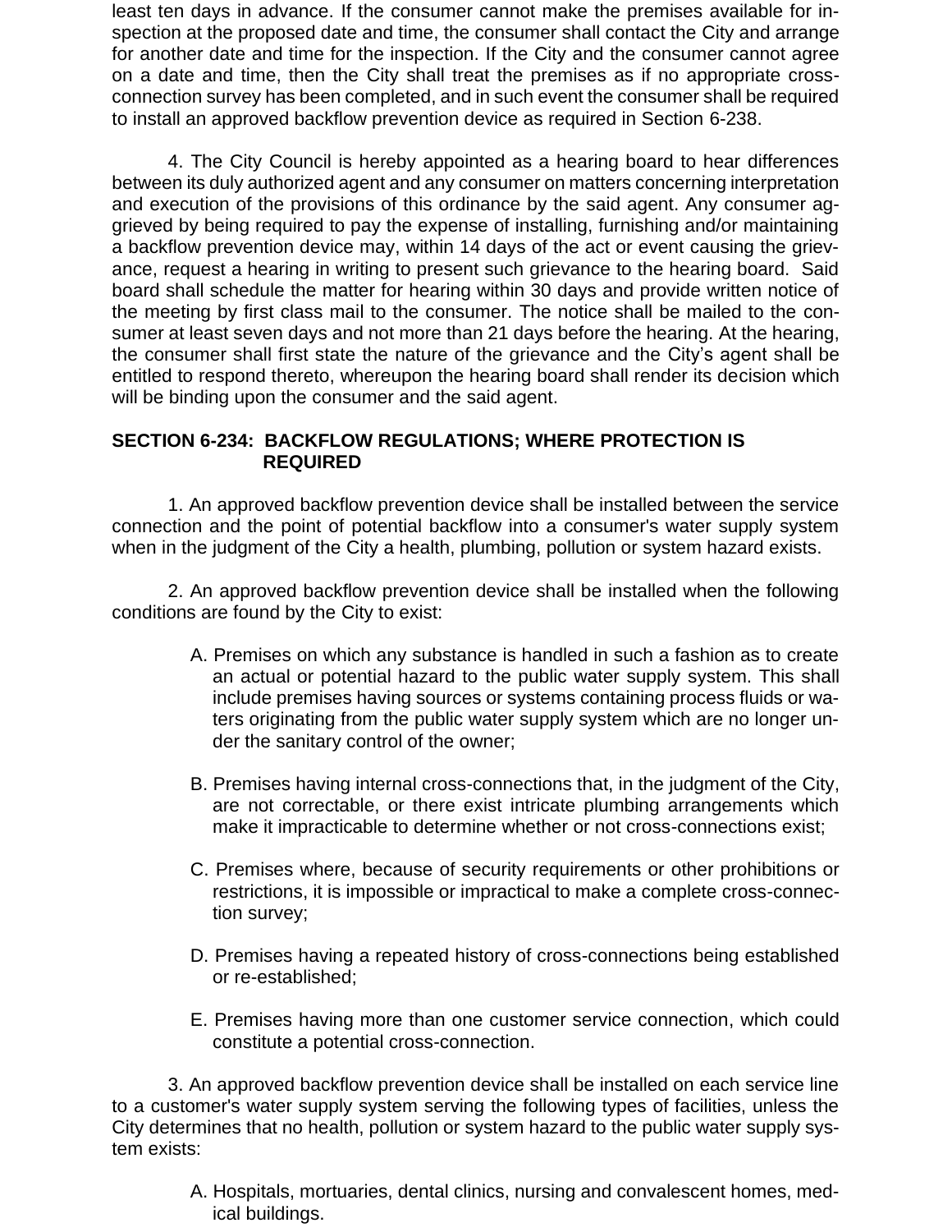least ten days in advance. If the consumer cannot make the premises available for inspection at the proposed date and time, the consumer shall contact the City and arrange for another date and time for the inspection. If the City and the consumer cannot agree on a date and time, then the City shall treat the premises as if no appropriate cross-connection survey has been completed, and in such event the consumer shall be required to install an approved backflow prevention device as required in Section 6-238.

4. The City Council is hereby appointed as a hearing board to hear differences between its duly authorized agent and any consumer on matters concerning interpretation and execution of the provisions of this ordinance by the said agent. Any consumer aggrieved by being required to pay the expense of installing, furnishing and/or maintaining a backflow prevention device may, within 14 days of the act or event causing the grievance, request a hearing in writing to present such grievance to the hearing board. Said board shall schedule the matter for hearing within 30 days and provide written notice of the meeting by first class mail to the consumer. The notice shall be mailed to the consumer at least seven days and not more than 21 days before the hearing. At the hearing, the consumer shall first state the nature of the grievance and the City's agent shall be entitled to respond thereto, whereupon the hearing board shall render its decision which will be binding upon the consumer and the said agent.

**SECTION 6-234: BACKFLOW REGULATIONS; WHERE PROTECTION IS REQUIRED**

1. An approved backflow prevention device shall be installed between the service connection and the point of potential backflow into a consumer's water supply system when in the judgment of the City a health, plumbing, pollution or system hazard exists.

2. An approved backflow prevention device shall be installed when the following conditions are found by the City to exist:

A. Premises on which any substance is handled in such a fashion as to create an actual or potential hazard to the public water supply system. This shall include premises having sources or systems containing process fluids or waters originating from the public water supply system which are no longer under the sanitary control of the owner;

B. Premises having internal cross-connections that, in the judgment of the City, are not correctable, or there exist intricate plumbing arrangements which make it impracticable to determine whether or not cross-connections exist;

C. Premises where, because of security requirements or other prohibitions or restrictions, it is impossible or impractical to make a complete cross-connection survey;

D. Premises having a repeated history of cross-connections being established or re-established;

E. Premises having more than one customer service connection, which could constitute a potential cross-connection.

3. An approved backflow prevention device shall be installed on each service line to a customer's water supply system serving the following types of facilities, unless the City determines that no health, pollution or system hazard to the public water supply system exists:

A. Hospitals, mortuaries, dental clinics, nursing and convalescent homes, medical buildings.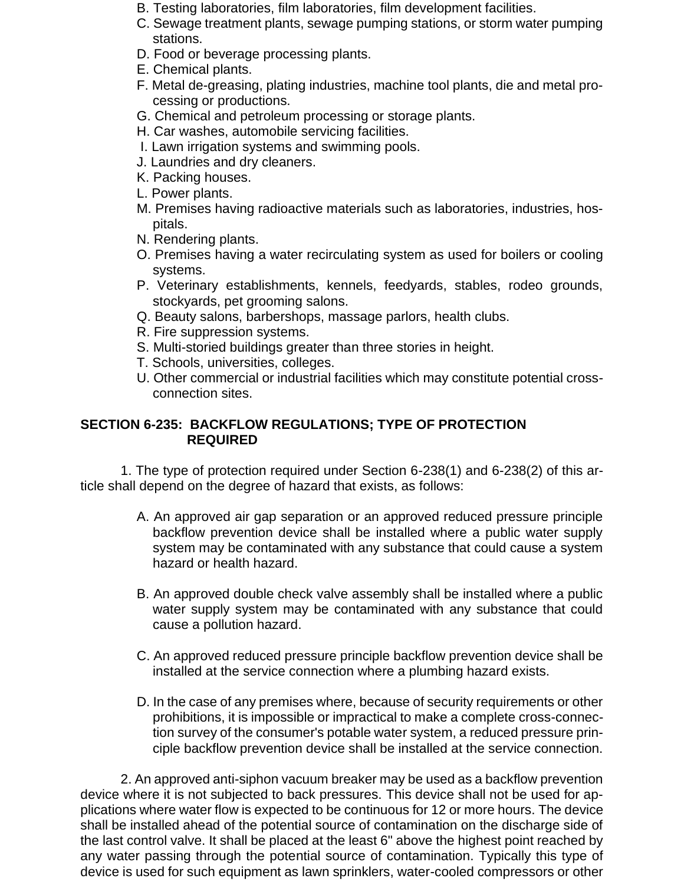B. Testing laboratories, film laboratories, film development facilities.
C. Sewage treatment plants, sewage pumping stations, or storm water pumping stations.
D. Food or beverage processing plants.
E. Chemical plants.
F. Metal de-greasing, plating industries, machine tool plants, die and metal processing or productions.
G. Chemical and petroleum processing or storage plants.
H. Car washes, automobile servicing facilities.
I. Lawn irrigation systems and swimming pools.
J. Laundries and dry cleaners.
K. Packing houses.
L. Power plants.
M. Premises having radioactive materials such as laboratories, industries, hospitals.
N. Rendering plants.
O. Premises having a water recirculating system as used for boilers or cooling systems.
P. Veterinary establishments, kennels, feedyards, stables, rodeo grounds, stockyards, pet grooming salons.
Q. Beauty salons, barbershops, massage parlors, health clubs.
R. Fire suppression systems.
S. Multi-storied buildings greater than three stories in height.
T. Schools, universities, colleges.
U. Other commercial or industrial facilities which may constitute potential cross-connection sites.

**SECTION 6-235: BACKFLOW REGULATIONS; TYPE OF PROTECTION REQUIRED**

1. The type of protection required under Section 6-238(1) and 6-238(2) of this article shall depend on the degree of hazard that exists, as follows:

A. An approved air gap separation or an approved reduced pressure principle backflow prevention device shall be installed where a public water supply system may be contaminated with any substance that could cause a system hazard or health hazard.

B. An approved double check valve assembly shall be installed where a public water supply system may be contaminated with any substance that could cause a pollution hazard.

C. An approved reduced pressure principle backflow prevention device shall be installed at the service connection where a plumbing hazard exists.

D. In the case of any premises where, because of security requirements or other prohibitions, it is impossible or impractical to make a complete cross-connection survey of the consumer's potable water system, a reduced pressure principle backflow prevention device shall be installed at the service connection.

2. An approved anti-siphon vacuum breaker may be used as a backflow prevention device where it is not subjected to back pressures. This device shall not be used for applications where water flow is expected to be continuous for 12 or more hours. The device shall be installed ahead of the potential source of contamination on the discharge side of the last control valve. It shall be placed at the least 6" above the highest point reached by any water passing through the potential source of contamination. Typically this type of device is used for such equipment as lawn sprinklers, water-cooled compressors or other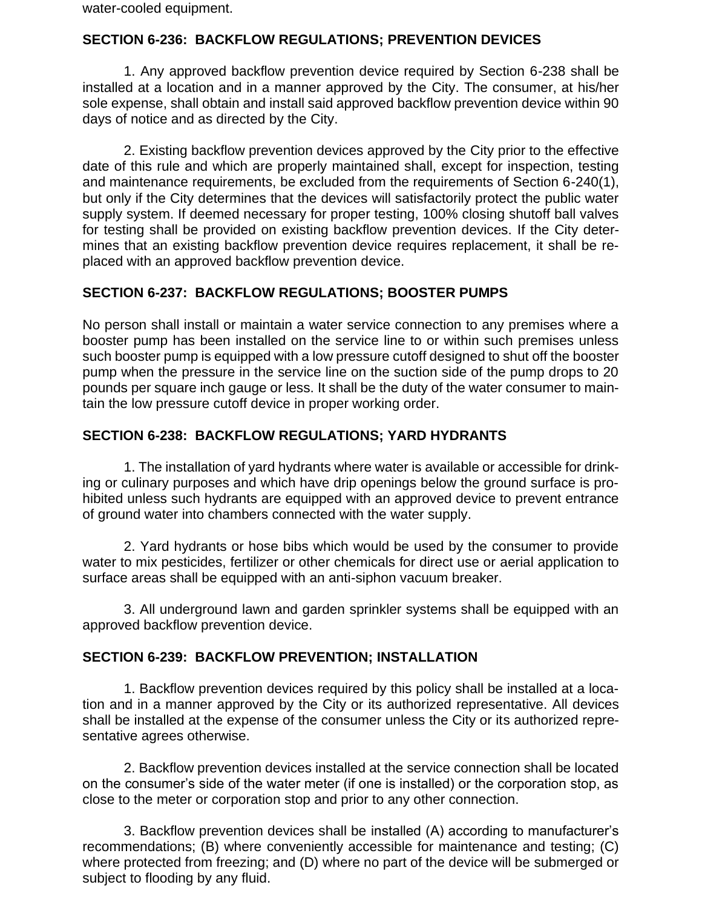water-cooled equipment.

## SECTION 6-236: BACKFLOW REGULATIONS; PREVENTION DEVICES

1. Any approved backflow prevention device required by Section 6-238 shall be installed at a location and in a manner approved by the City. The consumer, at his/her sole expense, shall obtain and install said approved backflow prevention device within 90 days of notice and as directed by the City.

2. Existing backflow prevention devices approved by the City prior to the effective date of this rule and which are properly maintained shall, except for inspection, testing and maintenance requirements, be excluded from the requirements of Section 6-240(1), but only if the City determines that the devices will satisfactorily protect the public water supply system. If deemed necessary for proper testing, 100% closing shutoff ball valves for testing shall be provided on existing backflow prevention devices. If the City determines that an existing backflow prevention device requires replacement, it shall be replaced with an approved backflow prevention device.

## SECTION 6-237: BACKFLOW REGULATIONS; BOOSTER PUMPS

No person shall install or maintain a water service connection to any premises where a booster pump has been installed on the service line to or within such premises unless such booster pump is equipped with a low pressure cutoff designed to shut off the booster pump when the pressure in the service line on the suction side of the pump drops to 20 pounds per square inch gauge or less. It shall be the duty of the water consumer to maintain the low pressure cutoff device in proper working order.

## SECTION 6-238: BACKFLOW REGULATIONS; YARD HYDRANTS

1. The installation of yard hydrants where water is available or accessible for drinking or culinary purposes and which have drip openings below the ground surface is prohibited unless such hydrants are equipped with an approved device to prevent entrance of ground water into chambers connected with the water supply.

2. Yard hydrants or hose bibs which would be used by the consumer to provide water to mix pesticides, fertilizer or other chemicals for direct use or aerial application to surface areas shall be equipped with an anti-siphon vacuum breaker.

3. All underground lawn and garden sprinkler systems shall be equipped with an approved backflow prevention device.

## SECTION 6-239: BACKFLOW PREVENTION; INSTALLATION

1. Backflow prevention devices required by this policy shall be installed at a location and in a manner approved by the City or its authorized representative. All devices shall be installed at the expense of the consumer unless the City or its authorized representative agrees otherwise.

2. Backflow prevention devices installed at the service connection shall be located on the consumer's side of the water meter (if one is installed) or the corporation stop, as close to the meter or corporation stop and prior to any other connection.

3. Backflow prevention devices shall be installed (A) according to manufacturer's recommendations; (B) where conveniently accessible for maintenance and testing; (C) where protected from freezing; and (D) where no part of the device will be submerged or subject to flooding by any fluid.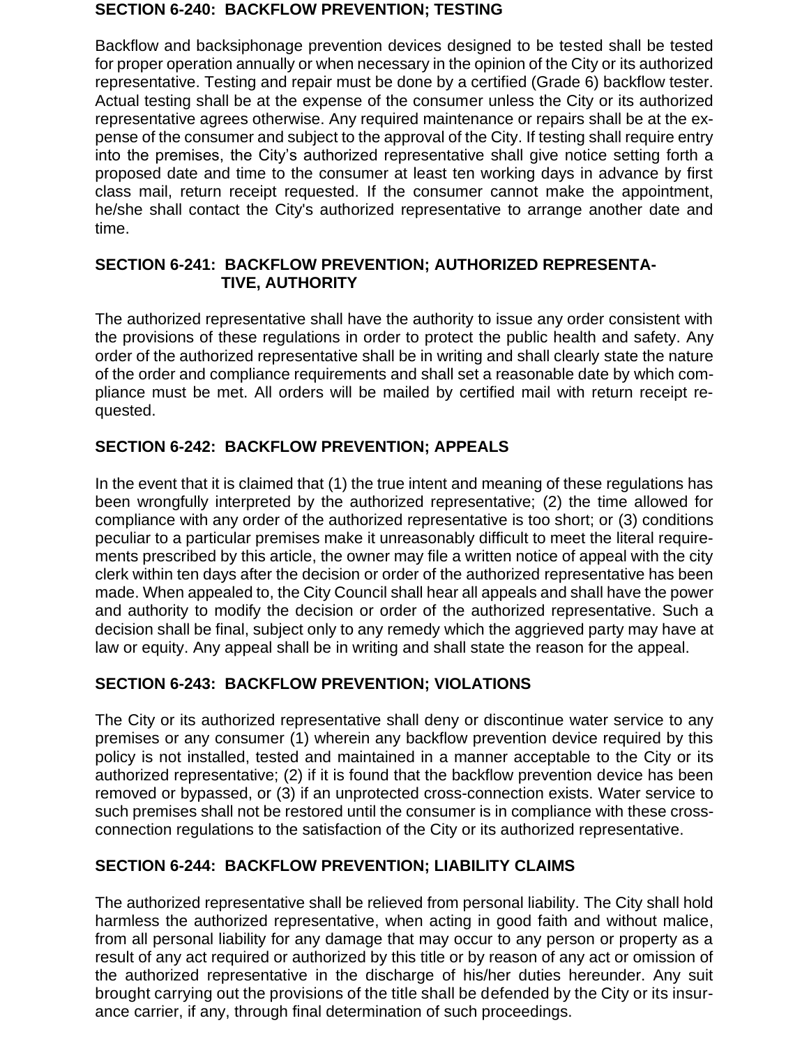### SECTION 6-240: BACKFLOW PREVENTION; TESTING

Backflow and backsiphonage prevention devices designed to be tested shall be tested for proper operation annually or when necessary in the opinion of the City or its authorized representative. Testing and repair must be done by a certified (Grade 6) backflow tester. Actual testing shall be at the expense of the consumer unless the City or its authorized representative agrees otherwise. Any required maintenance or repairs shall be at the expense of the consumer and subject to the approval of the City. If testing shall require entry into the premises, the City's authorized representative shall give notice setting forth a proposed date and time to the consumer at least ten working days in advance by first class mail, return receipt requested. If the consumer cannot make the appointment, he/she shall contact the City's authorized representative to arrange another date and time.

### SECTION 6-241: BACKFLOW PREVENTION; AUTHORIZED REPRESENTATIVE, AUTHORITY

The authorized representative shall have the authority to issue any order consistent with the provisions of these regulations in order to protect the public health and safety. Any order of the authorized representative shall be in writing and shall clearly state the nature of the order and compliance requirements and shall set a reasonable date by which compliance must be met. All orders will be mailed by certified mail with return receipt requested.

### SECTION 6-242: BACKFLOW PREVENTION; APPEALS

In the event that it is claimed that (1) the true intent and meaning of these regulations has been wrongfully interpreted by the authorized representative; (2) the time allowed for compliance with any order of the authorized representative is too short; or (3) conditions peculiar to a particular premises make it unreasonably difficult to meet the literal requirements prescribed by this article, the owner may file a written notice of appeal with the city clerk within ten days after the decision or order of the authorized representative has been made. When appealed to, the City Council shall hear all appeals and shall have the power and authority to modify the decision or order of the authorized representative. Such a decision shall be final, subject only to any remedy which the aggrieved party may have at law or equity. Any appeal shall be in writing and shall state the reason for the appeal.

### SECTION 6-243: BACKFLOW PREVENTION; VIOLATIONS

The City or its authorized representative shall deny or discontinue water service to any premises or any consumer (1) wherein any backflow prevention device required by this policy is not installed, tested and maintained in a manner acceptable to the City or its authorized representative; (2) if it is found that the backflow prevention device has been removed or bypassed, or (3) if an unprotected cross-connection exists. Water service to such premises shall not be restored until the consumer is in compliance with these cross-connection regulations to the satisfaction of the City or its authorized representative.

### SECTION 6-244: BACKFLOW PREVENTION; LIABILITY CLAIMS

The authorized representative shall be relieved from personal liability. The City shall hold harmless the authorized representative, when acting in good faith and without malice, from all personal liability for any damage that may occur to any person or property as a result of any act required or authorized by this title or by reason of any act or omission of the authorized representative in the discharge of his/her duties hereunder. Any suit brought carrying out the provisions of the title shall be defended by the City or its insurance carrier, if any, through final determination of such proceedings.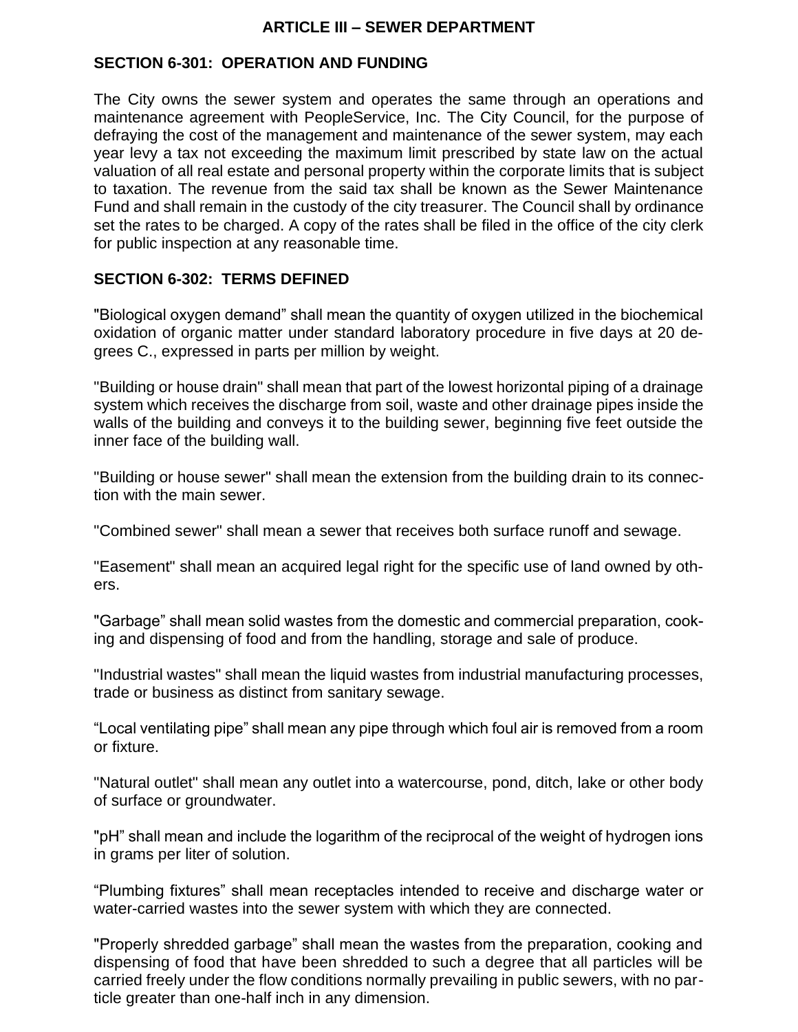## ARTICLE III – SEWER DEPARTMENT

### SECTION 6-301: OPERATION AND FUNDING

The City owns the sewer system and operates the same through an operations and maintenance agreement with PeopleService, Inc. The City Council, for the purpose of defraying the cost of the management and maintenance of the sewer system, may each year levy a tax not exceeding the maximum limit prescribed by state law on the actual valuation of all real estate and personal property within the corporate limits that is subject to taxation. The revenue from the said tax shall be known as the Sewer Maintenance Fund and shall remain in the custody of the city treasurer. The Council shall by ordinance set the rates to be charged. A copy of the rates shall be filed in the office of the city clerk for public inspection at any reasonable time.

### SECTION 6-302: TERMS DEFINED

"Biological oxygen demand" shall mean the quantity of oxygen utilized in the biochemical oxidation of organic matter under standard laboratory procedure in five days at 20 degrees C., expressed in parts per million by weight.

"Building or house drain" shall mean that part of the lowest horizontal piping of a drainage system which receives the discharge from soil, waste and other drainage pipes inside the walls of the building and conveys it to the building sewer, beginning five feet outside the inner face of the building wall.

"Building or house sewer" shall mean the extension from the building drain to its connection with the main sewer.

"Combined sewer" shall mean a sewer that receives both surface runoff and sewage.

"Easement" shall mean an acquired legal right for the specific use of land owned by others.

"Garbage" shall mean solid wastes from the domestic and commercial preparation, cooking and dispensing of food and from the handling, storage and sale of produce.

"Industrial wastes" shall mean the liquid wastes from industrial manufacturing processes, trade or business as distinct from sanitary sewage.

"Local ventilating pipe" shall mean any pipe through which foul air is removed from a room or fixture.

"Natural outlet" shall mean any outlet into a watercourse, pond, ditch, lake or other body of surface or groundwater.

"pH" shall mean and include the logarithm of the reciprocal of the weight of hydrogen ions in grams per liter of solution.

"Plumbing fixtures" shall mean receptacles intended to receive and discharge water or water-carried wastes into the sewer system with which they are connected.

"Properly shredded garbage" shall mean the wastes from the preparation, cooking and dispensing of food that have been shredded to such a degree that all particles will be carried freely under the flow conditions normally prevailing in public sewers, with no particle greater than one-half inch in any dimension.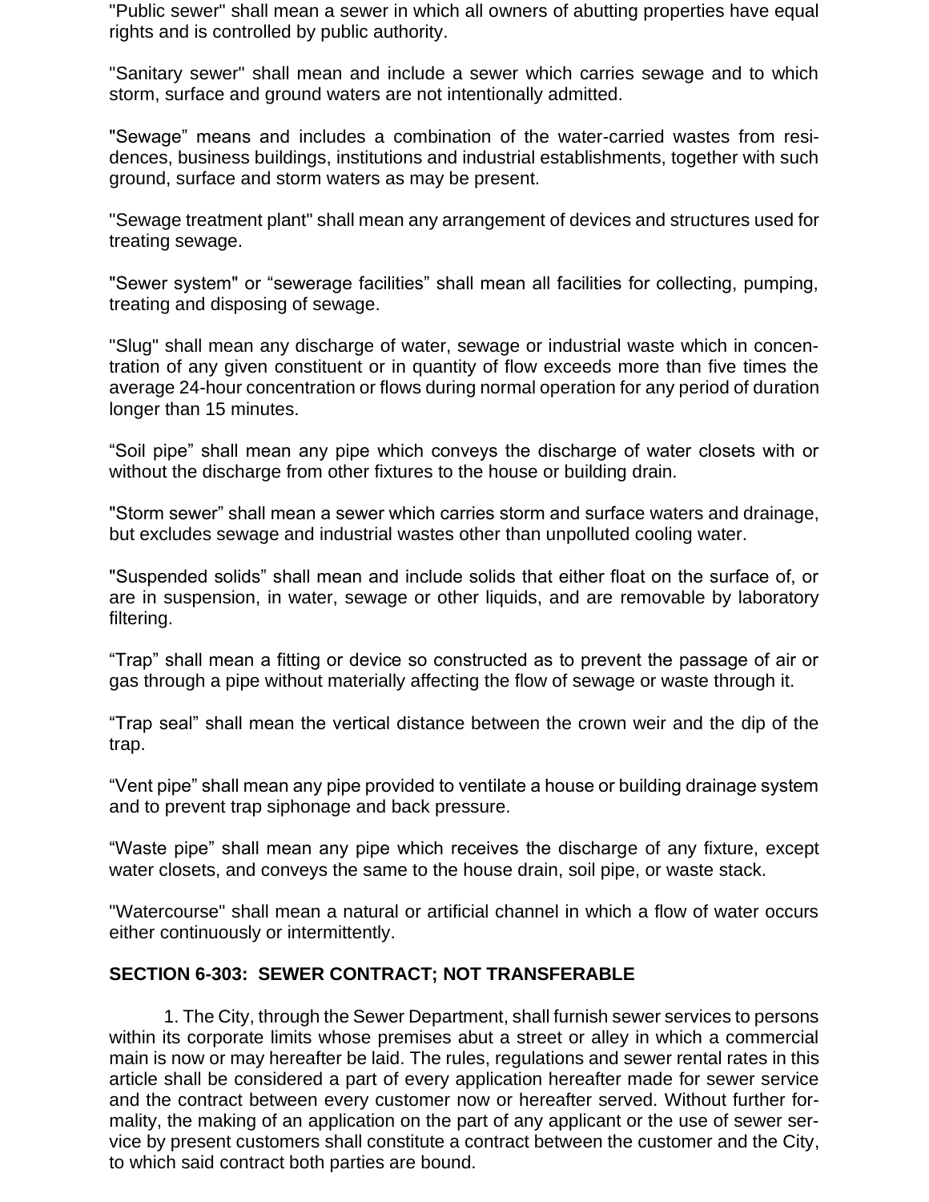"Public sewer" shall mean a sewer in which all owners of abutting properties have equal rights and is controlled by public authority.

"Sanitary sewer" shall mean and include a sewer which carries sewage and to which storm, surface and ground waters are not intentionally admitted.

"Sewage" means and includes a combination of the water-carried wastes from residences, business buildings, institutions and industrial establishments, together with such ground, surface and storm waters as may be present.

"Sewage treatment plant" shall mean any arrangement of devices and structures used for treating sewage.

"Sewer system" or "sewerage facilities" shall mean all facilities for collecting, pumping, treating and disposing of sewage.

"Slug" shall mean any discharge of water, sewage or industrial waste which in concentration of any given constituent or in quantity of flow exceeds more than five times the average 24-hour concentration or flows during normal operation for any period of duration longer than 15 minutes.

"Soil pipe" shall mean any pipe which conveys the discharge of water closets with or without the discharge from other fixtures to the house or building drain.

"Storm sewer" shall mean a sewer which carries storm and surface waters and drainage, but excludes sewage and industrial wastes other than unpolluted cooling water.

"Suspended solids" shall mean and include solids that either float on the surface of, or are in suspension, in water, sewage or other liquids, and are removable by laboratory filtering.

"Trap" shall mean a fitting or device so constructed as to prevent the passage of air or gas through a pipe without materially affecting the flow of sewage or waste through it.

"Trap seal" shall mean the vertical distance between the crown weir and the dip of the trap.

"Vent pipe" shall mean any pipe provided to ventilate a house or building drainage system and to prevent trap siphonage and back pressure.

"Waste pipe" shall mean any pipe which receives the discharge of any fixture, except water closets, and conveys the same to the house drain, soil pipe, or waste stack.

"Watercourse" shall mean a natural or artificial channel in which a flow of water occurs either continuously or intermittently.

## SECTION 6-303: SEWER CONTRACT; NOT TRANSFERABLE

1. The City, through the Sewer Department, shall furnish sewer services to persons within its corporate limits whose premises abut a street or alley in which a commercial main is now or may hereafter be laid. The rules, regulations and sewer rental rates in this article shall be considered a part of every application hereafter made for sewer service and the contract between every customer now or hereafter served. Without further formality, the making of an application on the part of any applicant or the use of sewer service by present customers shall constitute a contract between the customer and the City, to which said contract both parties are bound.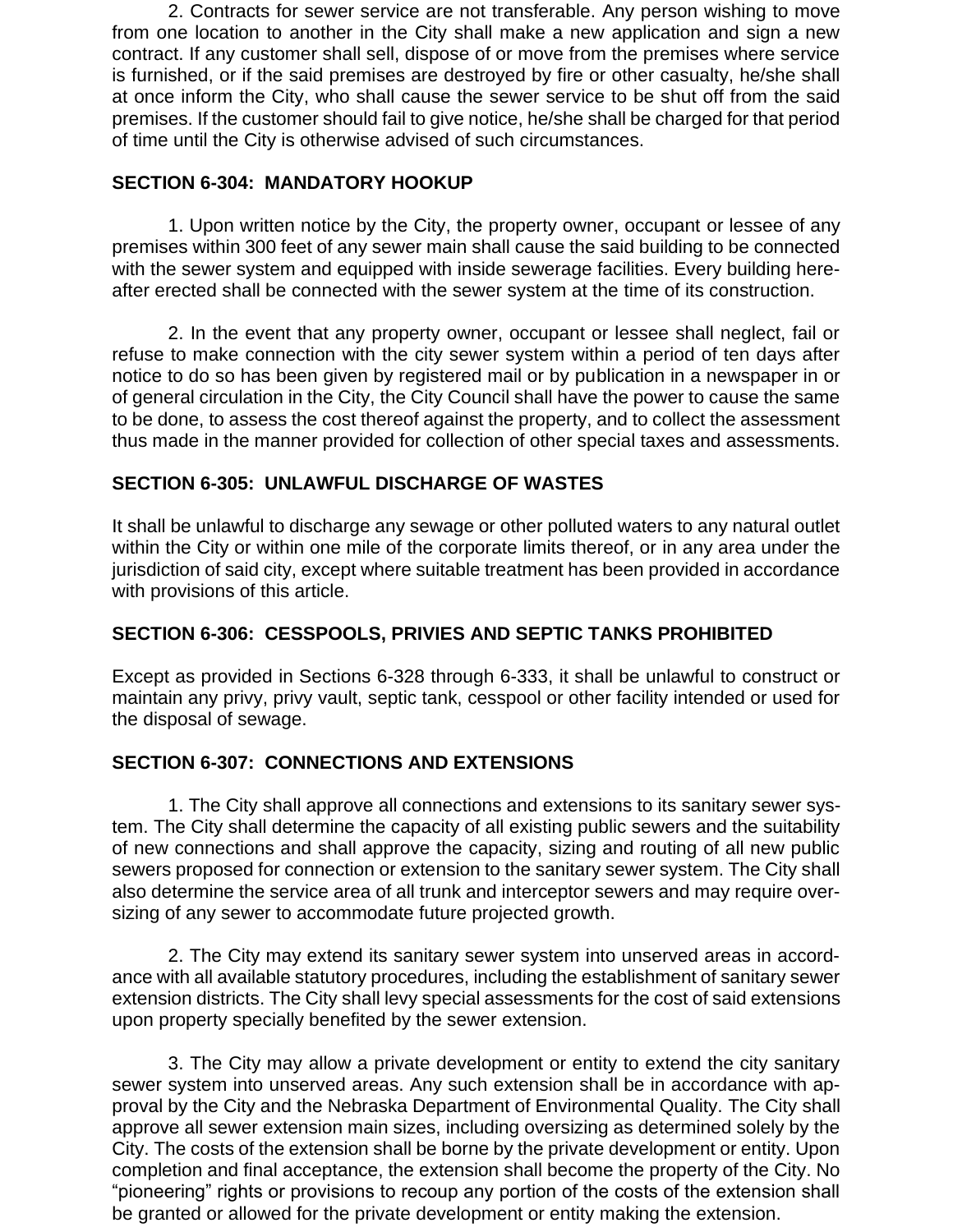2. Contracts for sewer service are not transferable. Any person wishing to move from one location to another in the City shall make a new application and sign a new contract. If any customer shall sell, dispose of or move from the premises where service is furnished, or if the said premises are destroyed by fire or other casualty, he/she shall at once inform the City, who shall cause the sewer service to be shut off from the said premises. If the customer should fail to give notice, he/she shall be charged for that period of time until the City is otherwise advised of such circumstances.

## SECTION 6-304: MANDATORY HOOKUP

1. Upon written notice by the City, the property owner, occupant or lessee of any premises within 300 feet of any sewer main shall cause the said building to be connected with the sewer system and equipped with inside sewerage facilities. Every building hereafter erected shall be connected with the sewer system at the time of its construction.

2. In the event that any property owner, occupant or lessee shall neglect, fail or refuse to make connection with the city sewer system within a period of ten days after notice to do so has been given by registered mail or by publication in a newspaper in or of general circulation in the City, the City Council shall have the power to cause the same to be done, to assess the cost thereof against the property, and to collect the assessment thus made in the manner provided for collection of other special taxes and assessments.

## SECTION 6-305: UNLAWFUL DISCHARGE OF WASTES

It shall be unlawful to discharge any sewage or other polluted waters to any natural outlet within the City or within one mile of the corporate limits thereof, or in any area under the jurisdiction of said city, except where suitable treatment has been provided in accordance with provisions of this article.

## SECTION 6-306: CESSPOOLS, PRIVIES AND SEPTIC TANKS PROHIBITED

Except as provided in Sections 6-328 through 6-333, it shall be unlawful to construct or maintain any privy, privy vault, septic tank, cesspool or other facility intended or used for the disposal of sewage.

## SECTION 6-307: CONNECTIONS AND EXTENSIONS

1. The City shall approve all connections and extensions to its sanitary sewer system. The City shall determine the capacity of all existing public sewers and the suitability of new connections and shall approve the capacity, sizing and routing of all new public sewers proposed for connection or extension to the sanitary sewer system. The City shall also determine the service area of all trunk and interceptor sewers and may require oversizing of any sewer to accommodate future projected growth.

2. The City may extend its sanitary sewer system into unserved areas in accordance with all available statutory procedures, including the establishment of sanitary sewer extension districts. The City shall levy special assessments for the cost of said extensions upon property specially benefited by the sewer extension.

3. The City may allow a private development or entity to extend the city sanitary sewer system into unserved areas. Any such extension shall be in accordance with approval by the City and the Nebraska Department of Environmental Quality. The City shall approve all sewer extension main sizes, including oversizing as determined solely by the City. The costs of the extension shall be borne by the private development or entity. Upon completion and final acceptance, the extension shall become the property of the City. No "pioneering" rights or provisions to recoup any portion of the costs of the extension shall be granted or allowed for the private development or entity making the extension.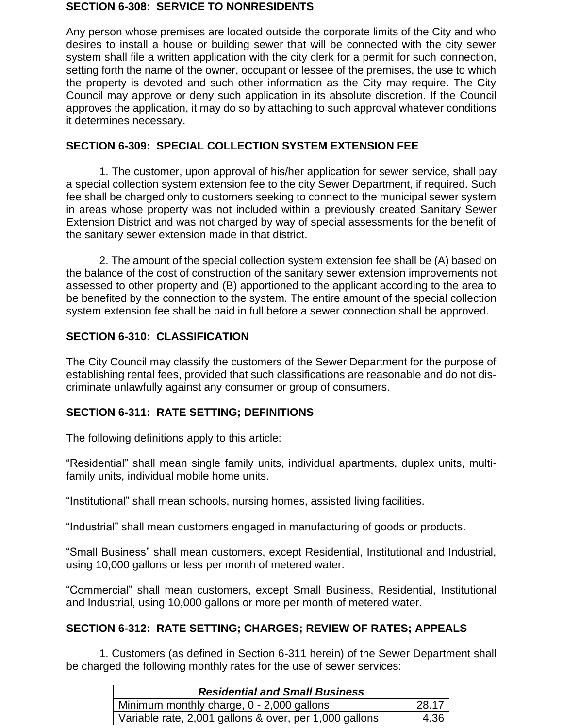## SECTION 6-308: SERVICE TO NONRESIDENTS

Any person whose premises are located outside the corporate limits of the City and who desires to install a house or building sewer that will be connected with the city sewer system shall file a written application with the city clerk for a permit for such connection, setting forth the name of the owner, occupant or lessee of the premises, the use to which the property is devoted and such other information as the City may require. The City Council may approve or deny such application in its absolute discretion. If the Council approves the application, it may do so by attaching to such approval whatever conditions it determines necessary.

## SECTION 6-309: SPECIAL COLLECTION SYSTEM EXTENSION FEE

1. The customer, upon approval of his/her application for sewer service, shall pay a special collection system extension fee to the city Sewer Department, if required. Such fee shall be charged only to customers seeking to connect to the municipal sewer system in areas whose property was not included within a previously created Sanitary Sewer Extension District and was not charged by way of special assessments for the benefit of the sanitary sewer extension made in that district.

2. The amount of the special collection system extension fee shall be (A) based on the balance of the cost of construction of the sanitary sewer extension improvements not assessed to other property and (B) apportioned to the applicant according to the area to be benefited by the connection to the system. The entire amount of the special collection system extension fee shall be paid in full before a sewer connection shall be approved.

## SECTION 6-310: CLASSIFICATION

The City Council may classify the customers of the Sewer Department for the purpose of establishing rental fees, provided that such classifications are reasonable and do not discriminate unlawfully against any consumer or group of consumers.

## SECTION 6-311: RATE SETTING; DEFINITIONS

The following definitions apply to this article:

"Residential" shall mean single family units, individual apartments, duplex units, multi-family units, individual mobile home units.

"Institutional" shall mean schools, nursing homes, assisted living facilities.

"Industrial" shall mean customers engaged in manufacturing of goods or products.

"Small Business" shall mean customers, except Residential, Institutional and Industrial, using 10,000 gallons or less per month of metered water.

"Commercial" shall mean customers, except Small Business, Residential, Institutional and Industrial, using 10,000 gallons or more per month of metered water.

## SECTION 6-312: RATE SETTING; CHARGES; REVIEW OF RATES; APPEALS

1. Customers (as defined in Section 6-311 herein) of the Sewer Department shall be charged the following monthly rates for the use of sewer services:

| ***Residential and Small Business*** | |
|---|---|
| Minimum monthly charge, 0 - 2,000 gallons | 28.17 |
| Variable rate, 2,001 gallons & over, per 1,000 gallons | 4.36 |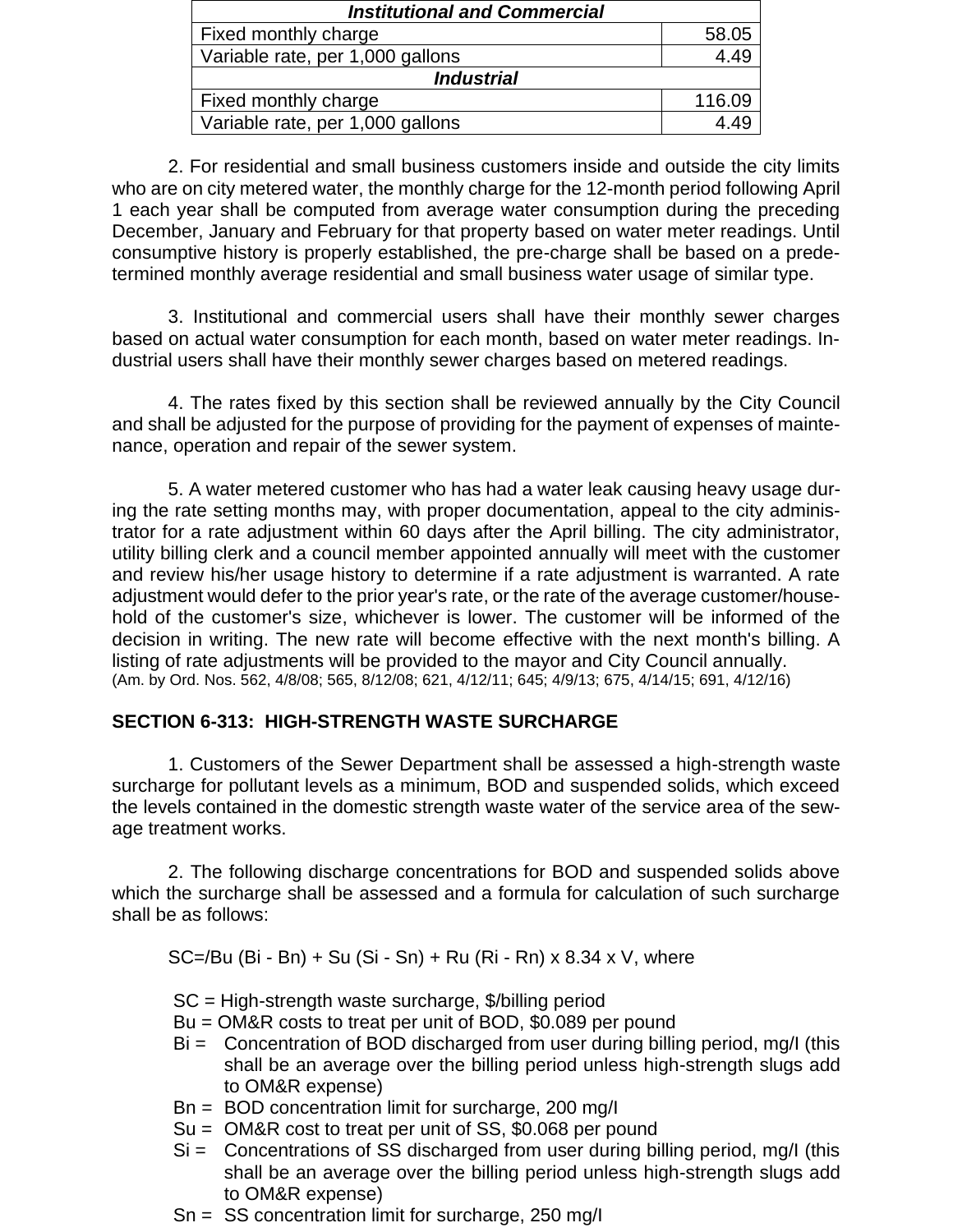| Institutional and Commercial | |
|---|---|
| Fixed monthly charge | 58.05 |
| Variable rate, per 1,000 gallons | 4.49 |
| ***Industrial*** | |
| Fixed monthly charge | 116.09 |
| Variable rate, per 1,000 gallons | 4.49 |

2. For residential and small business customers inside and outside the city limits who are on city metered water, the monthly charge for the 12-month period following April 1 each year shall be computed from average water consumption during the preceding December, January and February for that property based on water meter readings. Until consumptive history is properly established, the pre-charge shall be based on a predetermined monthly average residential and small business water usage of similar type.

3. Institutional and commercial users shall have their monthly sewer charges based on actual water consumption for each month, based on water meter readings. Industrial users shall have their monthly sewer charges based on metered readings.

4. The rates fixed by this section shall be reviewed annually by the City Council and shall be adjusted for the purpose of providing for the payment of expenses of maintenance, operation and repair of the sewer system.

5. A water metered customer who has had a water leak causing heavy usage during the rate setting months may, with proper documentation, appeal to the city administrator for a rate adjustment within 60 days after the April billing. The city administrator, utility billing clerk and a council member appointed annually will meet with the customer and review his/her usage history to determine if a rate adjustment is warranted. A rate adjustment would defer to the prior year's rate, or the rate of the average customer/household of the customer's size, whichever is lower. The customer will be informed of the decision in writing. The new rate will become effective with the next month's billing. A listing of rate adjustments will be provided to the mayor and City Council annually.
(Am. by Ord. Nos. 562, 4/8/08; 565, 8/12/08; 621, 4/12/11; 645; 4/9/13; 675, 4/14/15; 691, 4/12/16)

**SECTION 6-313: HIGH-STRENGTH WASTE SURCHARGE**

1. Customers of the Sewer Department shall be assessed a high-strength waste surcharge for pollutant levels as a minimum, BOD and suspended solids, which exceed the levels contained in the domestic strength waste water of the service area of the sewage treatment works.

2. The following discharge concentrations for BOD and suspended solids above which the surcharge shall be assessed and a formula for calculation of such surcharge shall be as follows:

SC=/Bu (Bi - Bn) + Su (Si - Sn) + Ru (Ri - Rn) x 8.34 x V, where

SC = High-strength waste surcharge, $/billing period
Bu = OM&R costs to treat per unit of BOD, $0.089 per pound
Bi = Concentration of BOD discharged from user during billing period, mg/l (this shall be an average over the billing period unless high-strength slugs add to OM&R expense)
Bn = BOD concentration limit for surcharge, 200 mg/l
Su = OM&R cost to treat per unit of SS, $0.068 per pound
Si = Concentrations of SS discharged from user during billing period, mg/l (this shall be an average over the billing period unless high-strength slugs add to OM&R expense)
Sn = SS concentration limit for surcharge, 250 mg/l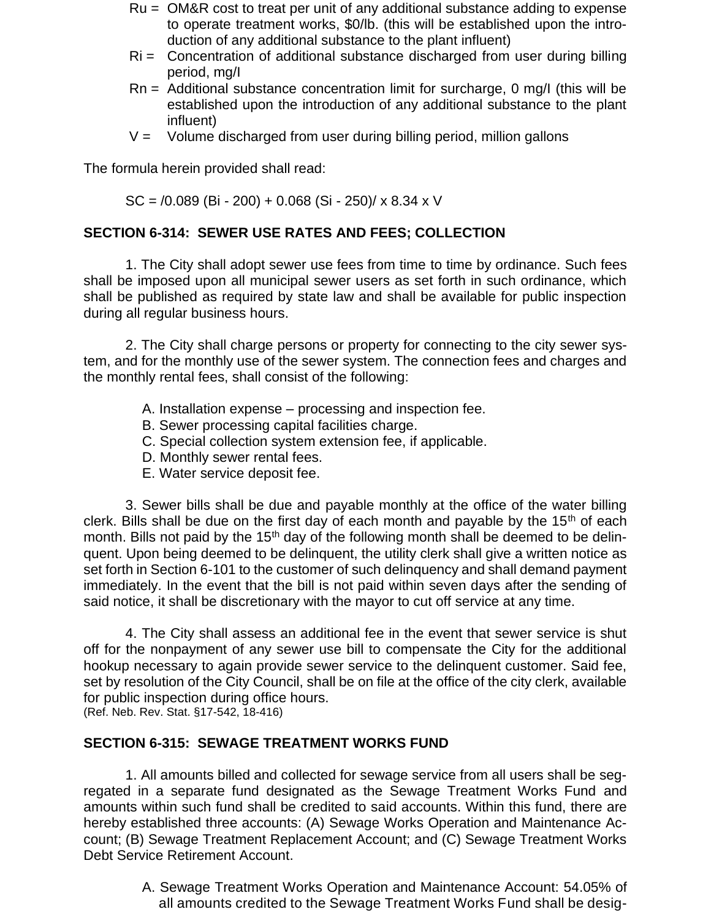Ru = OM&R cost to treat per unit of any additional substance adding to expense to operate treatment works, $0/lb. (this will be established upon the introduction of any additional substance to the plant influent)

Ri = Concentration of additional substance discharged from user during billing period, mg/l

Rn = Additional substance concentration limit for surcharge, 0 mg/l (this will be established upon the introduction of any additional substance to the plant influent)

V = Volume discharged from user during billing period, million gallons

The formula herein provided shall read:

SC = /0.089 (Bi - 200) + 0.068 (Si - 250)/ x 8.34 x V

## SECTION 6-314: SEWER USE RATES AND FEES; COLLECTION

1. The City shall adopt sewer use fees from time to time by ordinance. Such fees shall be imposed upon all municipal sewer users as set forth in such ordinance, which shall be published as required by state law and shall be available for public inspection during all regular business hours.

2. The City shall charge persons or property for connecting to the city sewer system, and for the monthly use of the sewer system. The connection fees and charges and the monthly rental fees, shall consist of the following:

A. Installation expense – processing and inspection fee.
B. Sewer processing capital facilities charge.
C. Special collection system extension fee, if applicable.
D. Monthly sewer rental fees.
E. Water service deposit fee.

3. Sewer bills shall be due and payable monthly at the office of the water billing clerk. Bills shall be due on the first day of each month and payable by the 15th of each month. Bills not paid by the 15th day of the following month shall be deemed to be delinquent. Upon being deemed to be delinquent, the utility clerk shall give a written notice as set forth in Section 6-101 to the customer of such delinquency and shall demand payment immediately. In the event that the bill is not paid within seven days after the sending of said notice, it shall be discretionary with the mayor to cut off service at any time.

4. The City shall assess an additional fee in the event that sewer service is shut off for the nonpayment of any sewer use bill to compensate the City for the additional hookup necessary to again provide sewer service to the delinquent customer. Said fee, set by resolution of the City Council, shall be on file at the office of the city clerk, available for public inspection during office hours.
(Ref. Neb. Rev. Stat. §17-542, 18-416)

## SECTION 6-315: SEWAGE TREATMENT WORKS FUND

1. All amounts billed and collected for sewage service from all users shall be segregated in a separate fund designated as the Sewage Treatment Works Fund and amounts within such fund shall be credited to said accounts. Within this fund, there are hereby established three accounts: (A) Sewage Works Operation and Maintenance Account; (B) Sewage Treatment Replacement Account; and (C) Sewage Treatment Works Debt Service Retirement Account.

A. Sewage Treatment Works Operation and Maintenance Account: 54.05% of all amounts credited to the Sewage Treatment Works Fund shall be desig-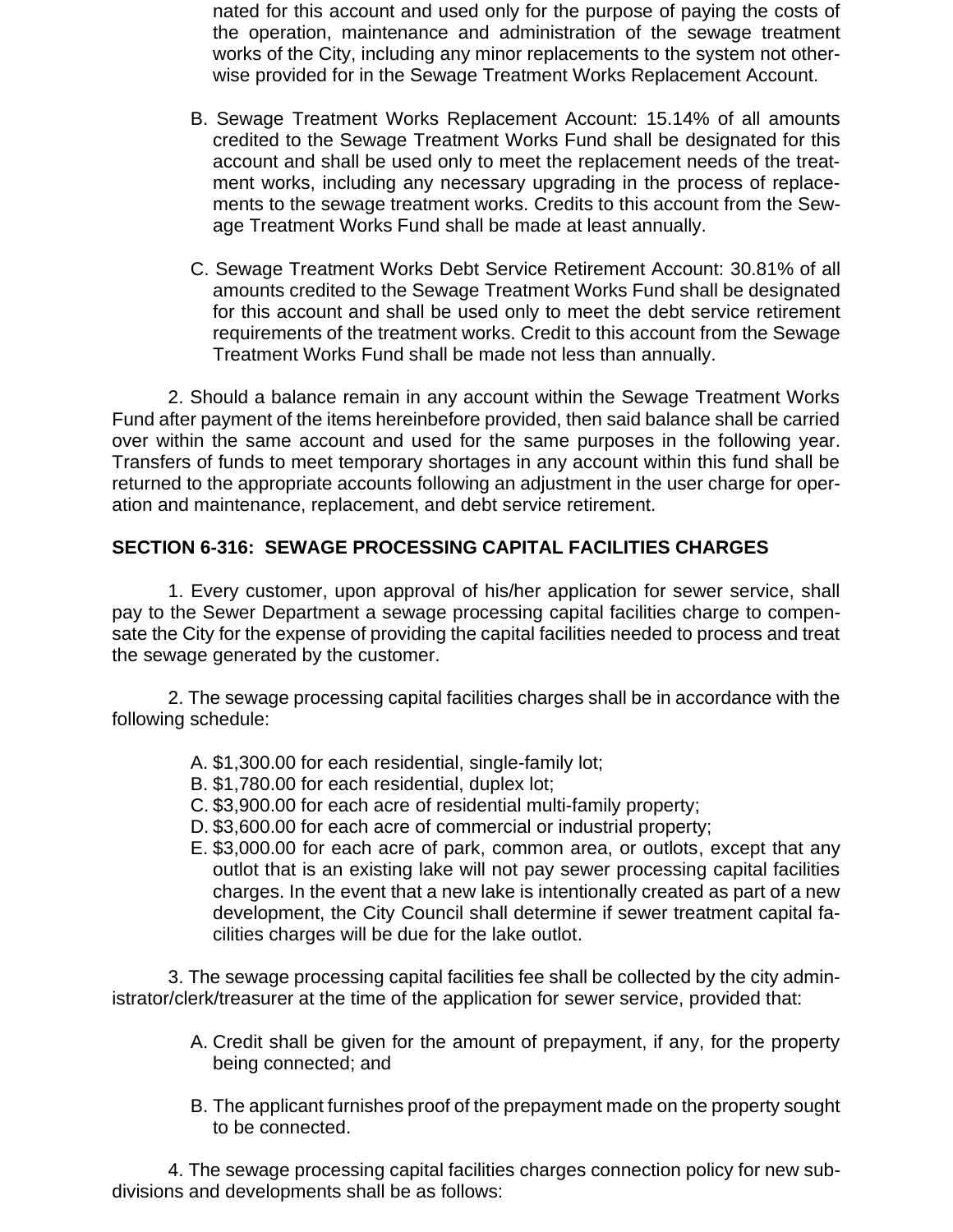nated for this account and used only for the purpose of paying the costs of the operation, maintenance and administration of the sewage treatment works of the City, including any minor replacements to the system not otherwise provided for in the Sewage Treatment Works Replacement Account.

B. Sewage Treatment Works Replacement Account: 15.14% of all amounts credited to the Sewage Treatment Works Fund shall be designated for this account and shall be used only to meet the replacement needs of the treatment works, including any necessary upgrading in the process of replacements to the sewage treatment works. Credits to this account from the Sewage Treatment Works Fund shall be made at least annually.

C. Sewage Treatment Works Debt Service Retirement Account: 30.81% of all amounts credited to the Sewage Treatment Works Fund shall be designated for this account and shall be used only to meet the debt service retirement requirements of the treatment works. Credit to this account from the Sewage Treatment Works Fund shall be made not less than annually.

2. Should a balance remain in any account within the Sewage Treatment Works Fund after payment of the items hereinbefore provided, then said balance shall be carried over within the same account and used for the same purposes in the following year. Transfers of funds to meet temporary shortages in any account within this fund shall be returned to the appropriate accounts following an adjustment in the user charge for operation and maintenance, replacement, and debt service retirement.

**SECTION 6-316: SEWAGE PROCESSING CAPITAL FACILITIES CHARGES**

1. Every customer, upon approval of his/her application for sewer service, shall pay to the Sewer Department a sewage processing capital facilities charge to compensate the City for the expense of providing the capital facilities needed to process and treat the sewage generated by the customer.

2. The sewage processing capital facilities charges shall be in accordance with the following schedule:

A. $1,300.00 for each residential, single-family lot;
B. $1,780.00 for each residential, duplex lot;
C. $3,900.00 for each acre of residential multi-family property;
D. $3,600.00 for each acre of commercial or industrial property;
E. $3,000.00 for each acre of park, common area, or outlots, except that any outlot that is an existing lake will not pay sewer processing capital facilities charges. In the event that a new lake is intentionally created as part of a new development, the City Council shall determine if sewer treatment capital facilities charges will be due for the lake outlot.

3. The sewage processing capital facilities fee shall be collected by the city administrator/clerk/treasurer at the time of the application for sewer service, provided that:

A. Credit shall be given for the amount of prepayment, if any, for the property being connected; and

B. The applicant furnishes proof of the prepayment made on the property sought to be connected.

4. The sewage processing capital facilities charges connection policy for new subdivisions and developments shall be as follows: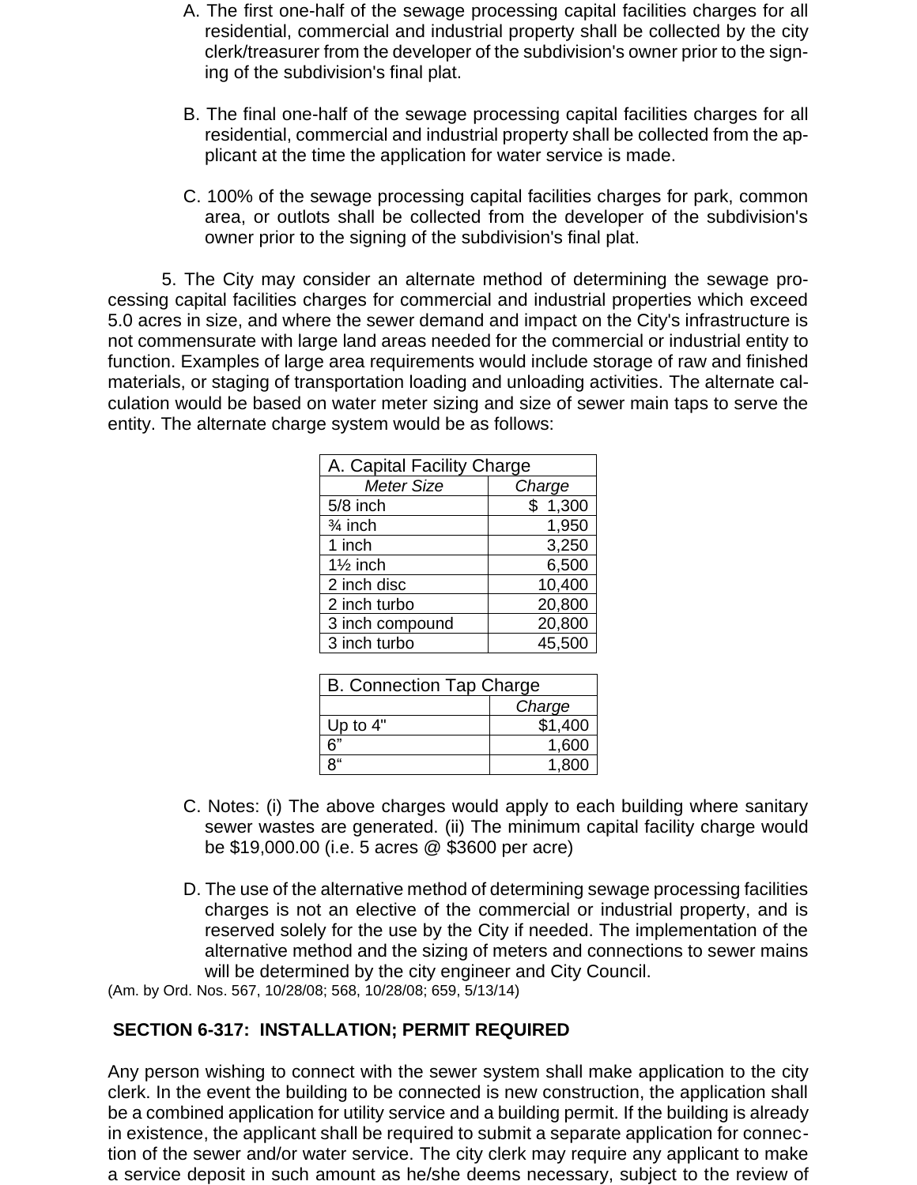A. The first one-half of the sewage processing capital facilities charges for all residential, commercial and industrial property shall be collected by the city clerk/treasurer from the developer of the subdivision's owner prior to the signing of the subdivision's final plat.

B. The final one-half of the sewage processing capital facilities charges for all residential, commercial and industrial property shall be collected from the applicant at the time the application for water service is made.

C. 100% of the sewage processing capital facilities charges for park, common area, or outlots shall be collected from the developer of the subdivision's owner prior to the signing of the subdivision's final plat.

5. The City may consider an alternate method of determining the sewage processing capital facilities charges for commercial and industrial properties which exceed 5.0 acres in size, and where the sewer demand and impact on the City's infrastructure is not commensurate with large land areas needed for the commercial or industrial entity to function. Examples of large area requirements would include storage of raw and finished materials, or staging of transportation loading and unloading activities. The alternate calculation would be based on water meter sizing and size of sewer main taps to serve the entity. The alternate charge system would be as follows:

| A. Capital Facility Charge | |
|---|---|
| *Meter Size* | *Charge* |
| 5/8 inch | $ 1,300 |
| ¾ inch | 1,950 |
| 1 inch | 3,250 |
| 1½ inch | 6,500 |
| 2 inch disc | 10,400 |
| 2 inch turbo | 20,800 |
| 3 inch compound | 20,800 |
| 3 inch turbo | 45,500 |

| B. Connection Tap Charge | |
|---|---|
| | *Charge* |
| Up to 4" | $1,400 |
| 6" | 1,600 |
| 8" | 1,800 |

C. Notes: (i) The above charges would apply to each building where sanitary sewer wastes are generated. (ii) The minimum capital facility charge would be $19,000.00 (i.e. 5 acres @ $3600 per acre)

D. The use of the alternative method of determining sewage processing facilities charges is not an elective of the commercial or industrial property, and is reserved solely for the use by the City if needed. The implementation of the alternative method and the sizing of meters and connections to sewer mains will be determined by the city engineer and City Council.

(Am. by Ord. Nos. 567, 10/28/08; 568, 10/28/08; 659, 5/13/14)

## SECTION 6-317: INSTALLATION; PERMIT REQUIRED

Any person wishing to connect with the sewer system shall make application to the city clerk. In the event the building to be connected is new construction, the application shall be a combined application for utility service and a building permit. If the building is already in existence, the applicant shall be required to submit a separate application for connection of the sewer and/or water service. The city clerk may require any applicant to make a service deposit in such amount as he/she deems necessary, subject to the review of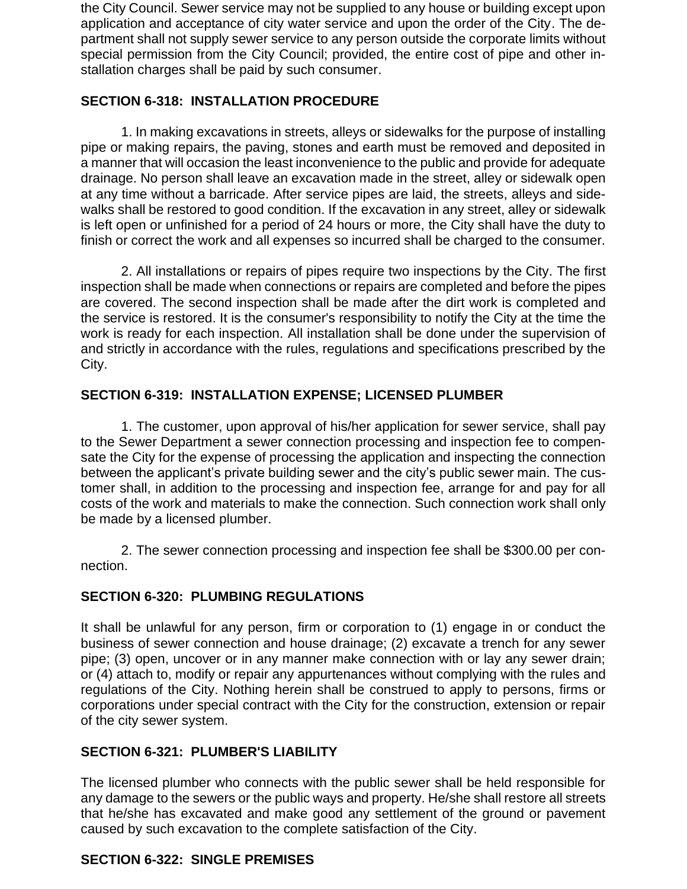the City Council. Sewer service may not be supplied to any house or building except upon application and acceptance of city water service and upon the order of the City. The department shall not supply sewer service to any person outside the corporate limits without special permission from the City Council; provided, the entire cost of pipe and other installation charges shall be paid by such consumer.

## SECTION 6-318: INSTALLATION PROCEDURE

1. In making excavations in streets, alleys or sidewalks for the purpose of installing pipe or making repairs, the paving, stones and earth must be removed and deposited in a manner that will occasion the least inconvenience to the public and provide for adequate drainage. No person shall leave an excavation made in the street, alley or sidewalk open at any time without a barricade. After service pipes are laid, the streets, alleys and sidewalks shall be restored to good condition. If the excavation in any street, alley or sidewalk is left open or unfinished for a period of 24 hours or more, the City shall have the duty to finish or correct the work and all expenses so incurred shall be charged to the consumer.

2. All installations or repairs of pipes require two inspections by the City. The first inspection shall be made when connections or repairs are completed and before the pipes are covered. The second inspection shall be made after the dirt work is completed and the service is restored. It is the consumer's responsibility to notify the City at the time the work is ready for each inspection. All installation shall be done under the supervision of and strictly in accordance with the rules, regulations and specifications prescribed by the City.

## SECTION 6-319: INSTALLATION EXPENSE; LICENSED PLUMBER

1. The customer, upon approval of his/her application for sewer service, shall pay to the Sewer Department a sewer connection processing and inspection fee to compensate the City for the expense of processing the application and inspecting the connection between the applicant's private building sewer and the city's public sewer main. The customer shall, in addition to the processing and inspection fee, arrange for and pay for all costs of the work and materials to make the connection. Such connection work shall only be made by a licensed plumber.

2. The sewer connection processing and inspection fee shall be $300.00 per connection.

## SECTION 6-320: PLUMBING REGULATIONS

It shall be unlawful for any person, firm or corporation to (1) engage in or conduct the business of sewer connection and house drainage; (2) excavate a trench for any sewer pipe; (3) open, uncover or in any manner make connection with or lay any sewer drain; or (4) attach to, modify or repair any appurtenances without complying with the rules and regulations of the City. Nothing herein shall be construed to apply to persons, firms or corporations under special contract with the City for the construction, extension or repair of the city sewer system.

## SECTION 6-321: PLUMBER'S LIABILITY

The licensed plumber who connects with the public sewer shall be held responsible for any damage to the sewers or the public ways and property. He/she shall restore all streets that he/she has excavated and make good any settlement of the ground or pavement caused by such excavation to the complete satisfaction of the City.

## SECTION 6-322: SINGLE PREMISES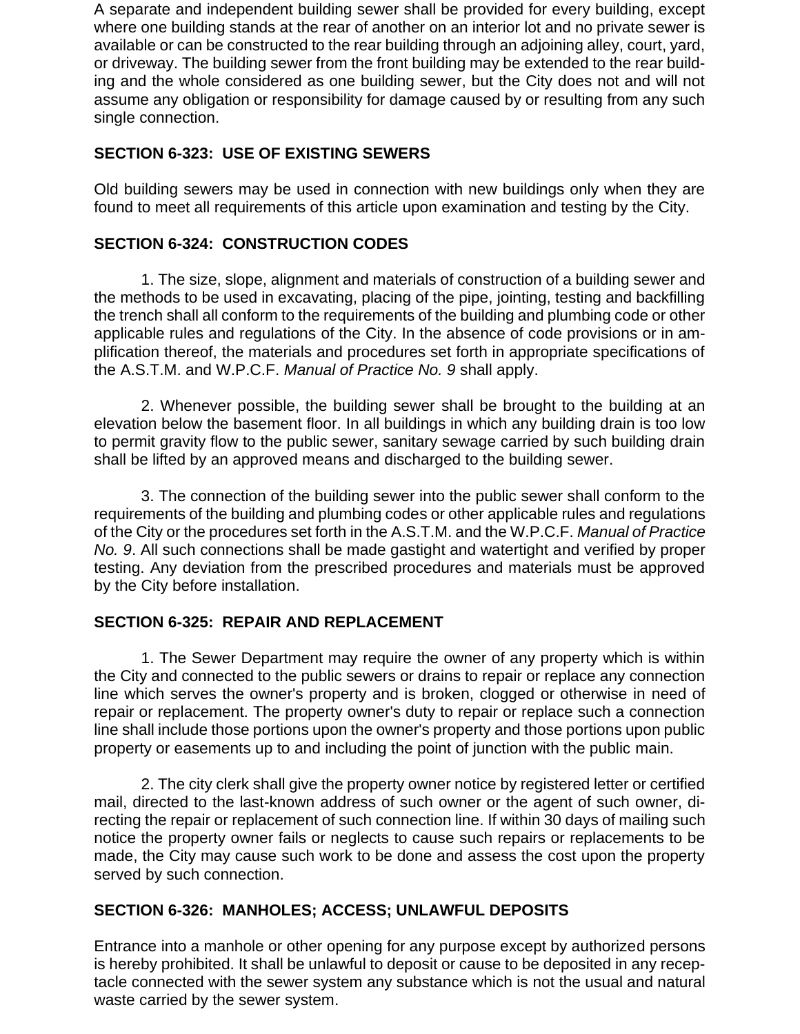A separate and independent building sewer shall be provided for every building, except where one building stands at the rear of another on an interior lot and no private sewer is available or can be constructed to the rear building through an adjoining alley, court, yard, or driveway. The building sewer from the front building may be extended to the rear building and the whole considered as one building sewer, but the City does not and will not assume any obligation or responsibility for damage caused by or resulting from any such single connection.

## SECTION 6-323: USE OF EXISTING SEWERS

Old building sewers may be used in connection with new buildings only when they are found to meet all requirements of this article upon examination and testing by the City.

## SECTION 6-324: CONSTRUCTION CODES

1. The size, slope, alignment and materials of construction of a building sewer and the methods to be used in excavating, placing of the pipe, jointing, testing and backfilling the trench shall all conform to the requirements of the building and plumbing code or other applicable rules and regulations of the City. In the absence of code provisions or in amplification thereof, the materials and procedures set forth in appropriate specifications of the A.S.T.M. and W.P.C.F. *Manual of Practice No. 9* shall apply.

2. Whenever possible, the building sewer shall be brought to the building at an elevation below the basement floor. In all buildings in which any building drain is too low to permit gravity flow to the public sewer, sanitary sewage carried by such building drain shall be lifted by an approved means and discharged to the building sewer.

3. The connection of the building sewer into the public sewer shall conform to the requirements of the building and plumbing codes or other applicable rules and regulations of the City or the procedures set forth in the A.S.T.M. and the W.P.C.F. *Manual of Practice No. 9*. All such connections shall be made gastight and watertight and verified by proper testing. Any deviation from the prescribed procedures and materials must be approved by the City before installation.

## SECTION 6-325: REPAIR AND REPLACEMENT

1. The Sewer Department may require the owner of any property which is within the City and connected to the public sewers or drains to repair or replace any connection line which serves the owner's property and is broken, clogged or otherwise in need of repair or replacement. The property owner's duty to repair or replace such a connection line shall include those portions upon the owner's property and those portions upon public property or easements up to and including the point of junction with the public main.

2. The city clerk shall give the property owner notice by registered letter or certified mail, directed to the last-known address of such owner or the agent of such owner, directing the repair or replacement of such connection line. If within 30 days of mailing such notice the property owner fails or neglects to cause such repairs or replacements to be made, the City may cause such work to be done and assess the cost upon the property served by such connection.

## SECTION 6-326: MANHOLES; ACCESS; UNLAWFUL DEPOSITS

Entrance into a manhole or other opening for any purpose except by authorized persons is hereby prohibited. It shall be unlawful to deposit or cause to be deposited in any receptacle connected with the sewer system any substance which is not the usual and natural waste carried by the sewer system.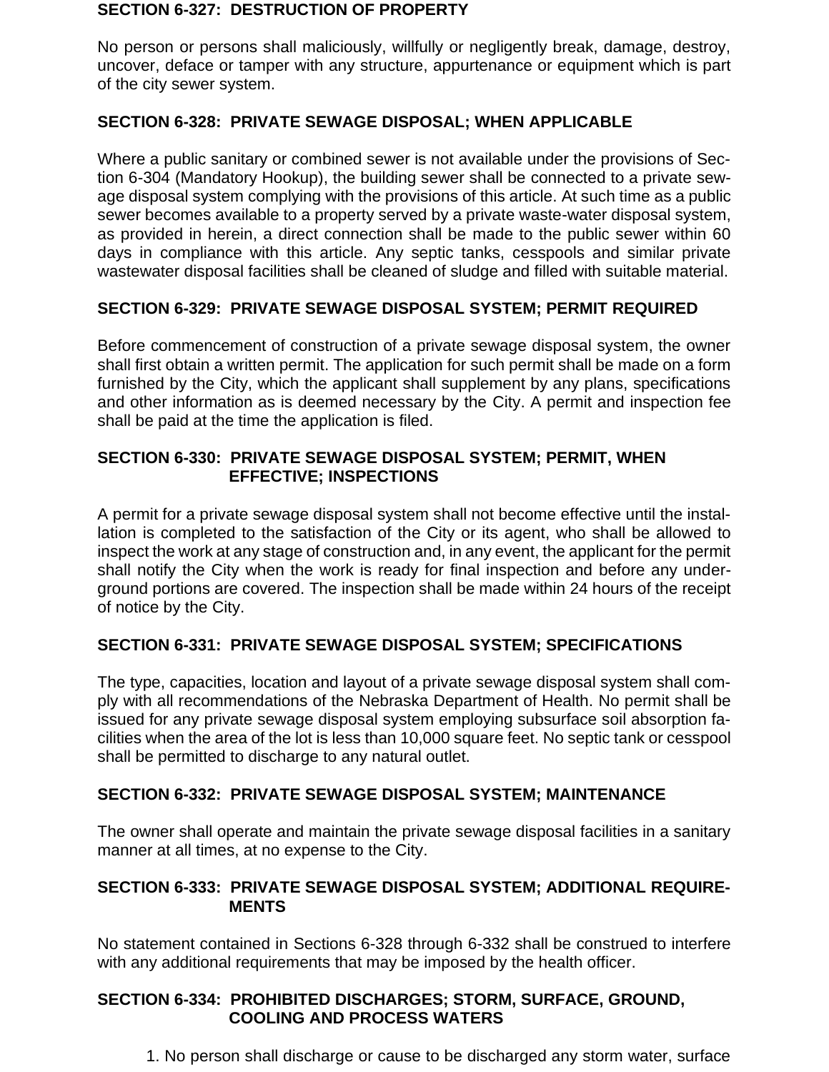## SECTION 6-327: DESTRUCTION OF PROPERTY

No person or persons shall maliciously, willfully or negligently break, damage, destroy, uncover, deface or tamper with any structure, appurtenance or equipment which is part of the city sewer system.

## SECTION 6-328: PRIVATE SEWAGE DISPOSAL; WHEN APPLICABLE

Where a public sanitary or combined sewer is not available under the provisions of Section 6-304 (Mandatory Hookup), the building sewer shall be connected to a private sewage disposal system complying with the provisions of this article. At such time as a public sewer becomes available to a property served by a private waste-water disposal system, as provided in herein, a direct connection shall be made to the public sewer within 60 days in compliance with this article. Any septic tanks, cesspools and similar private wastewater disposal facilities shall be cleaned of sludge and filled with suitable material.

## SECTION 6-329: PRIVATE SEWAGE DISPOSAL SYSTEM; PERMIT REQUIRED

Before commencement of construction of a private sewage disposal system, the owner shall first obtain a written permit. The application for such permit shall be made on a form furnished by the City, which the applicant shall supplement by any plans, specifications and other information as is deemed necessary by the City. A permit and inspection fee shall be paid at the time the application is filed.

## SECTION 6-330: PRIVATE SEWAGE DISPOSAL SYSTEM; PERMIT, WHEN EFFECTIVE; INSPECTIONS

A permit for a private sewage disposal system shall not become effective until the installation is completed to the satisfaction of the City or its agent, who shall be allowed to inspect the work at any stage of construction and, in any event, the applicant for the permit shall notify the City when the work is ready for final inspection and before any underground portions are covered. The inspection shall be made within 24 hours of the receipt of notice by the City.

## SECTION 6-331: PRIVATE SEWAGE DISPOSAL SYSTEM; SPECIFICATIONS

The type, capacities, location and layout of a private sewage disposal system shall comply with all recommendations of the Nebraska Department of Health. No permit shall be issued for any private sewage disposal system employing subsurface soil absorption facilities when the area of the lot is less than 10,000 square feet. No septic tank or cesspool shall be permitted to discharge to any natural outlet.

## SECTION 6-332: PRIVATE SEWAGE DISPOSAL SYSTEM; MAINTENANCE

The owner shall operate and maintain the private sewage disposal facilities in a sanitary manner at all times, at no expense to the City.

## SECTION 6-333: PRIVATE SEWAGE DISPOSAL SYSTEM; ADDITIONAL REQUIREMENTS

No statement contained in Sections 6-328 through 6-332 shall be construed to interfere with any additional requirements that may be imposed by the health officer.

## SECTION 6-334: PROHIBITED DISCHARGES; STORM, SURFACE, GROUND, COOLING AND PROCESS WATERS

1. No person shall discharge or cause to be discharged any storm water, surface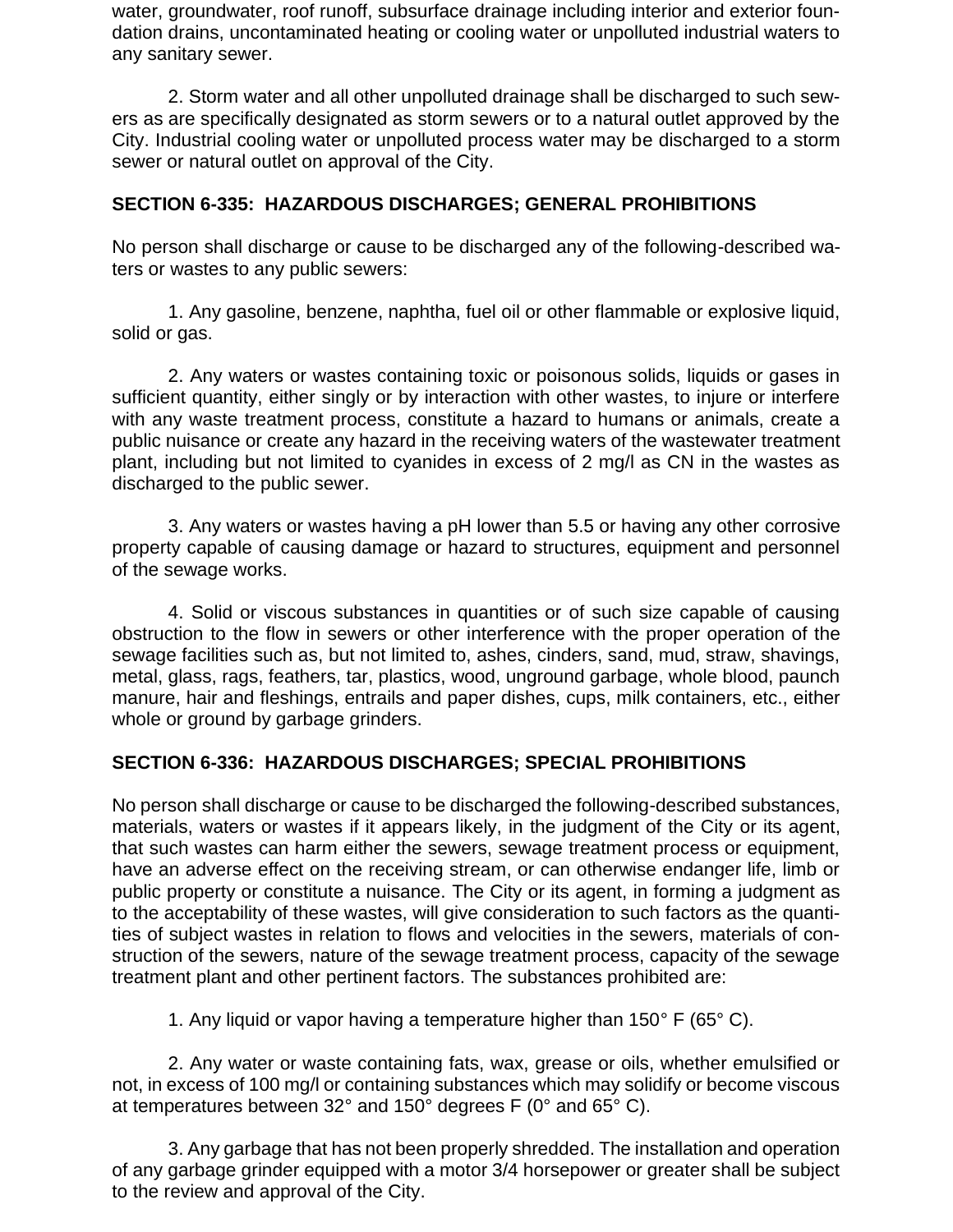water, groundwater, roof runoff, subsurface drainage including interior and exterior foundation drains, uncontaminated heating or cooling water or unpolluted industrial waters to any sanitary sewer.

2. Storm water and all other unpolluted drainage shall be discharged to such sewers as are specifically designated as storm sewers or to a natural outlet approved by the City. Industrial cooling water or unpolluted process water may be discharged to a storm sewer or natural outlet on approval of the City.

**SECTION 6-335: HAZARDOUS DISCHARGES; GENERAL PROHIBITIONS**

No person shall discharge or cause to be discharged any of the following-described waters or wastes to any public sewers:

1. Any gasoline, benzene, naphtha, fuel oil or other flammable or explosive liquid, solid or gas.

2. Any waters or wastes containing toxic or poisonous solids, liquids or gases in sufficient quantity, either singly or by interaction with other wastes, to injure or interfere with any waste treatment process, constitute a hazard to humans or animals, create a public nuisance or create any hazard in the receiving waters of the wastewater treatment plant, including but not limited to cyanides in excess of 2 mg/l as CN in the wastes as discharged to the public sewer.

3. Any waters or wastes having a pH lower than 5.5 or having any other corrosive property capable of causing damage or hazard to structures, equipment and personnel of the sewage works.

4. Solid or viscous substances in quantities or of such size capable of causing obstruction to the flow in sewers or other interference with the proper operation of the sewage facilities such as, but not limited to, ashes, cinders, sand, mud, straw, shavings, metal, glass, rags, feathers, tar, plastics, wood, unground garbage, whole blood, paunch manure, hair and fleshings, entrails and paper dishes, cups, milk containers, etc., either whole or ground by garbage grinders.

**SECTION 6-336: HAZARDOUS DISCHARGES; SPECIAL PROHIBITIONS**

No person shall discharge or cause to be discharged the following-described substances, materials, waters or wastes if it appears likely, in the judgment of the City or its agent, that such wastes can harm either the sewers, sewage treatment process or equipment, have an adverse effect on the receiving stream, or can otherwise endanger life, limb or public property or constitute a nuisance. The City or its agent, in forming a judgment as to the acceptability of these wastes, will give consideration to such factors as the quantities of subject wastes in relation to flows and velocities in the sewers, materials of construction of the sewers, nature of the sewage treatment process, capacity of the sewage treatment plant and other pertinent factors. The substances prohibited are:

1. Any liquid or vapor having a temperature higher than 150° F (65° C).

2. Any water or waste containing fats, wax, grease or oils, whether emulsified or not, in excess of 100 mg/l or containing substances which may solidify or become viscous at temperatures between 32° and 150° degrees F (0° and 65° C).

3. Any garbage that has not been properly shredded. The installation and operation of any garbage grinder equipped with a motor 3/4 horsepower or greater shall be subject to the review and approval of the City.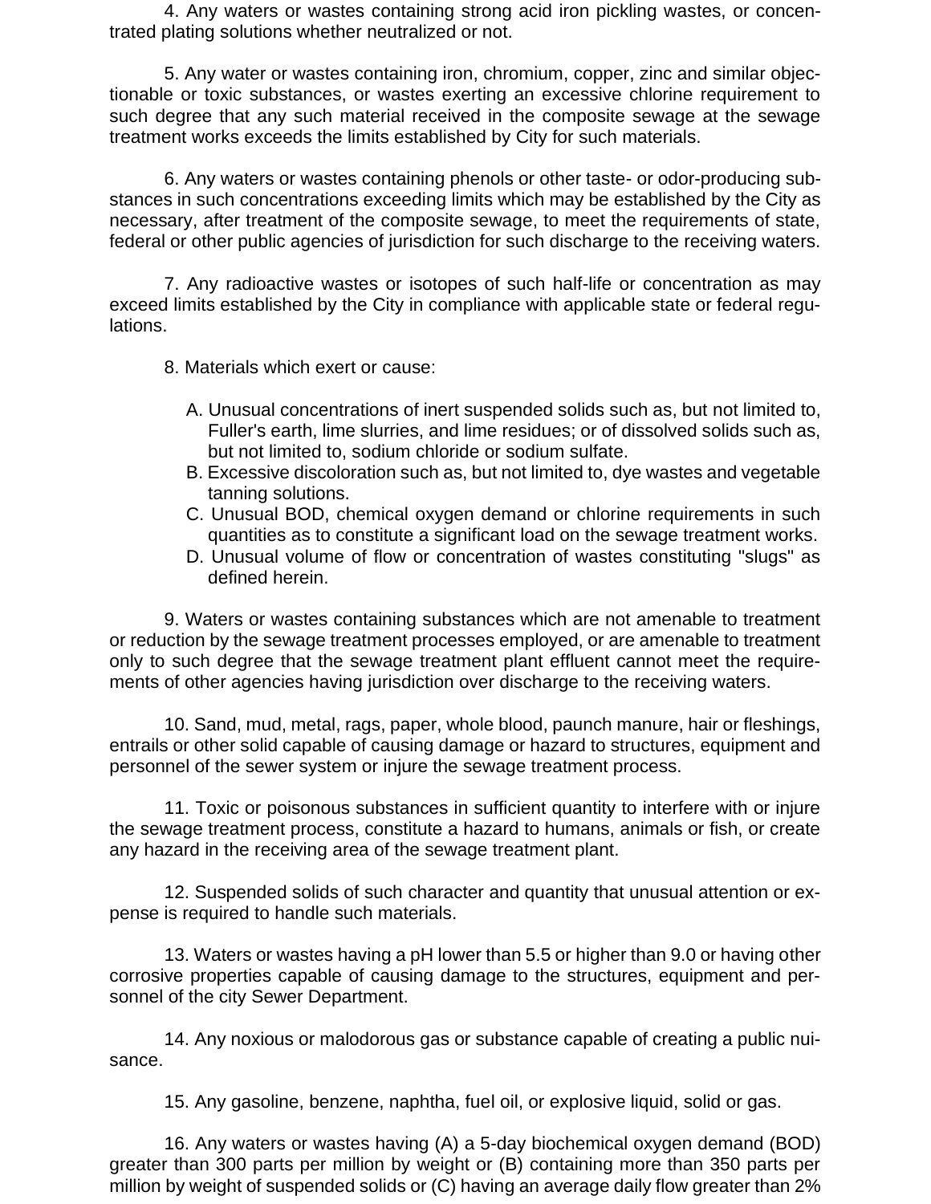4. Any waters or wastes containing strong acid iron pickling wastes, or concentrated plating solutions whether neutralized or not.

5. Any water or wastes containing iron, chromium, copper, zinc and similar objectionable or toxic substances, or wastes exerting an excessive chlorine requirement to such degree that any such material received in the composite sewage at the sewage treatment works exceeds the limits established by City for such materials.

6. Any waters or wastes containing phenols or other taste- or odor-producing substances in such concentrations exceeding limits which may be established by the City as necessary, after treatment of the composite sewage, to meet the requirements of state, federal or other public agencies of jurisdiction for such discharge to the receiving waters.

7. Any radioactive wastes or isotopes of such half-life or concentration as may exceed limits established by the City in compliance with applicable state or federal regulations.

8. Materials which exert or cause:

A. Unusual concentrations of inert suspended solids such as, but not limited to, Fuller's earth, lime slurries, and lime residues; or of dissolved solids such as, but not limited to, sodium chloride or sodium sulfate.
B. Excessive discoloration such as, but not limited to, dye wastes and vegetable tanning solutions.
C. Unusual BOD, chemical oxygen demand or chlorine requirements in such quantities as to constitute a significant load on the sewage treatment works.
D. Unusual volume of flow or concentration of wastes constituting "slugs" as defined herein.

9. Waters or wastes containing substances which are not amenable to treatment or reduction by the sewage treatment processes employed, or are amenable to treatment only to such degree that the sewage treatment plant effluent cannot meet the requirements of other agencies having jurisdiction over discharge to the receiving waters.

10. Sand, mud, metal, rags, paper, whole blood, paunch manure, hair or fleshings, entrails or other solid capable of causing damage or hazard to structures, equipment and personnel of the sewer system or injure the sewage treatment process.

11. Toxic or poisonous substances in sufficient quantity to interfere with or injure the sewage treatment process, constitute a hazard to humans, animals or fish, or create any hazard in the receiving area of the sewage treatment plant.

12. Suspended solids of such character and quantity that unusual attention or expense is required to handle such materials.

13. Waters or wastes having a pH lower than 5.5 or higher than 9.0 or having other corrosive properties capable of causing damage to the structures, equipment and personnel of the city Sewer Department.

14. Any noxious or malodorous gas or substance capable of creating a public nuisance.

15. Any gasoline, benzene, naphtha, fuel oil, or explosive liquid, solid or gas.

16. Any waters or wastes having (A) a 5-day biochemical oxygen demand (BOD) greater than 300 parts per million by weight or (B) containing more than 350 parts per million by weight of suspended solids or (C) having an average daily flow greater than 2%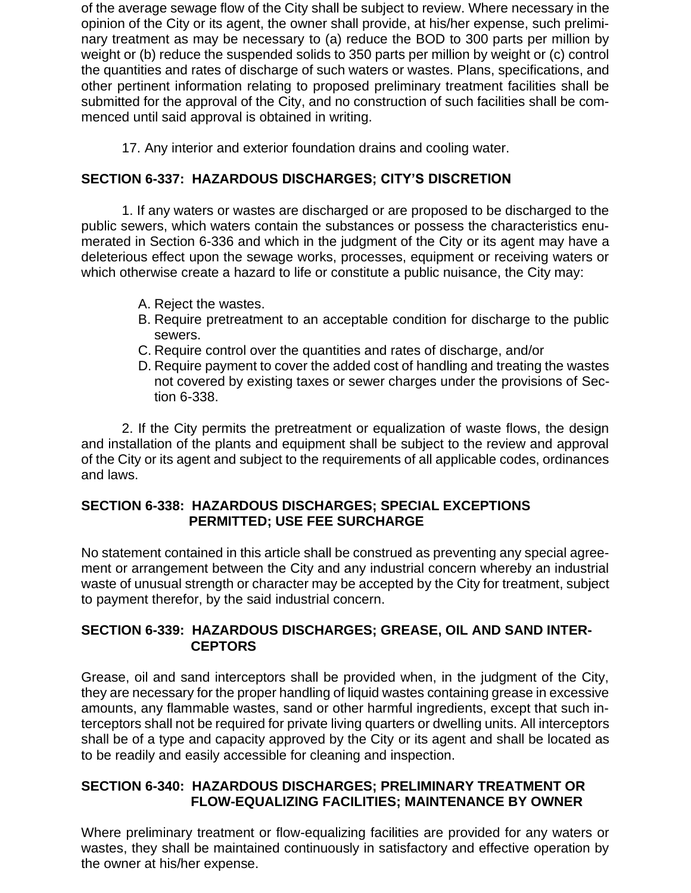of the average sewage flow of the City shall be subject to review. Where necessary in the opinion of the City or its agent, the owner shall provide, at his/her expense, such preliminary treatment as may be necessary to (a) reduce the BOD to 300 parts per million by weight or (b) reduce the suspended solids to 350 parts per million by weight or (c) control the quantities and rates of discharge of such waters or wastes. Plans, specifications, and other pertinent information relating to proposed preliminary treatment facilities shall be submitted for the approval of the City, and no construction of such facilities shall be commenced until said approval is obtained in writing.

17. Any interior and exterior foundation drains and cooling water.

**SECTION 6-337: HAZARDOUS DISCHARGES; CITY'S DISCRETION**

1. If any waters or wastes are discharged or are proposed to be discharged to the public sewers, which waters contain the substances or possess the characteristics enumerated in Section 6-336 and which in the judgment of the City or its agent may have a deleterious effect upon the sewage works, processes, equipment or receiving waters or which otherwise create a hazard to life or constitute a public nuisance, the City may:

A. Reject the wastes.
B. Require pretreatment to an acceptable condition for discharge to the public sewers.
C. Require control over the quantities and rates of discharge, and/or
D. Require payment to cover the added cost of handling and treating the wastes not covered by existing taxes or sewer charges under the provisions of Section 6-338.

2. If the City permits the pretreatment or equalization of waste flows, the design and installation of the plants and equipment shall be subject to the review and approval of the City or its agent and subject to the requirements of all applicable codes, ordinances and laws.

**SECTION 6-338: HAZARDOUS DISCHARGES; SPECIAL EXCEPTIONS PERMITTED; USE FEE SURCHARGE**

No statement contained in this article shall be construed as preventing any special agreement or arrangement between the City and any industrial concern whereby an industrial waste of unusual strength or character may be accepted by the City for treatment, subject to payment therefor, by the said industrial concern.

**SECTION 6-339: HAZARDOUS DISCHARGES; GREASE, OIL AND SAND INTERCEPTORS**

Grease, oil and sand interceptors shall be provided when, in the judgment of the City, they are necessary for the proper handling of liquid wastes containing grease in excessive amounts, any flammable wastes, sand or other harmful ingredients, except that such interceptors shall not be required for private living quarters or dwelling units. All interceptors shall be of a type and capacity approved by the City or its agent and shall be located as to be readily and easily accessible for cleaning and inspection.

**SECTION 6-340: HAZARDOUS DISCHARGES; PRELIMINARY TREATMENT OR FLOW-EQUALIZING FACILITIES; MAINTENANCE BY OWNER**

Where preliminary treatment or flow-equalizing facilities are provided for any waters or wastes, they shall be maintained continuously in satisfactory and effective operation by the owner at his/her expense.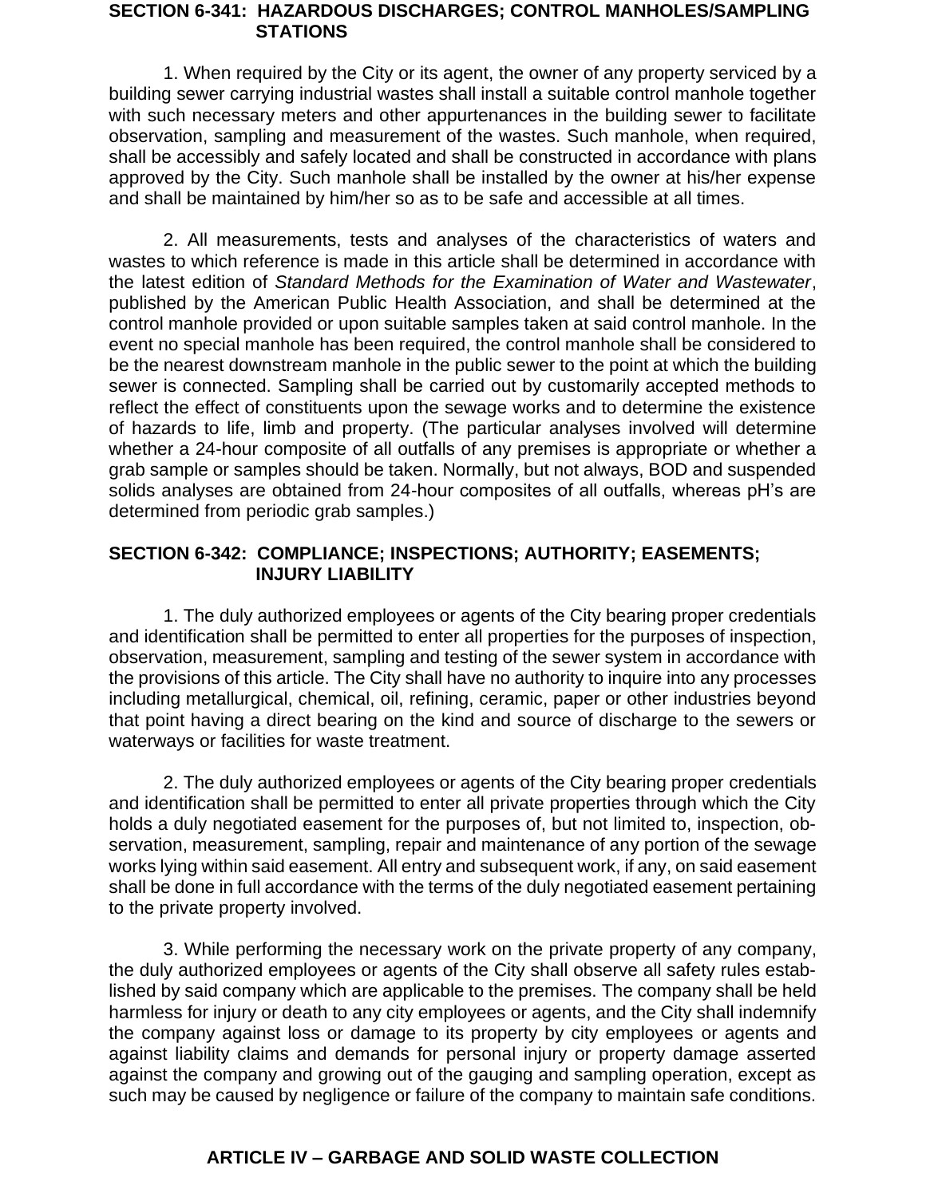### SECTION 6-341: HAZARDOUS DISCHARGES; CONTROL MANHOLES/SAMPLING STATIONS

1. When required by the City or its agent, the owner of any property serviced by a building sewer carrying industrial wastes shall install a suitable control manhole together with such necessary meters and other appurtenances in the building sewer to facilitate observation, sampling and measurement of the wastes. Such manhole, when required, shall be accessibly and safely located and shall be constructed in accordance with plans approved by the City. Such manhole shall be installed by the owner at his/her expense and shall be maintained by him/her so as to be safe and accessible at all times.

2. All measurements, tests and analyses of the characteristics of waters and wastes to which reference is made in this article shall be determined in accordance with the latest edition of *Standard Methods for the Examination of Water and Wastewater*, published by the American Public Health Association, and shall be determined at the control manhole provided or upon suitable samples taken at said control manhole. In the event no special manhole has been required, the control manhole shall be considered to be the nearest downstream manhole in the public sewer to the point at which the building sewer is connected. Sampling shall be carried out by customarily accepted methods to reflect the effect of constituents upon the sewage works and to determine the existence of hazards to life, limb and property. (The particular analyses involved will determine whether a 24-hour composite of all outfalls of any premises is appropriate or whether a grab sample or samples should be taken. Normally, but not always, BOD and suspended solids analyses are obtained from 24-hour composites of all outfalls, whereas pH's are determined from periodic grab samples.)

### SECTION 6-342: COMPLIANCE; INSPECTIONS; AUTHORITY; EASEMENTS; INJURY LIABILITY

1. The duly authorized employees or agents of the City bearing proper credentials and identification shall be permitted to enter all properties for the purposes of inspection, observation, measurement, sampling and testing of the sewer system in accordance with the provisions of this article. The City shall have no authority to inquire into any processes including metallurgical, chemical, oil, refining, ceramic, paper or other industries beyond that point having a direct bearing on the kind and source of discharge to the sewers or waterways or facilities for waste treatment.

2. The duly authorized employees or agents of the City bearing proper credentials and identification shall be permitted to enter all private properties through which the City holds a duly negotiated easement for the purposes of, but not limited to, inspection, observation, measurement, sampling, repair and maintenance of any portion of the sewage works lying within said easement. All entry and subsequent work, if any, on said easement shall be done in full accordance with the terms of the duly negotiated easement pertaining to the private property involved.

3. While performing the necessary work on the private property of any company, the duly authorized employees or agents of the City shall observe all safety rules established by said company which are applicable to the premises. The company shall be held harmless for injury or death to any city employees or agents, and the City shall indemnify the company against loss or damage to its property by city employees or agents and against liability claims and demands for personal injury or property damage asserted against the company and growing out of the gauging and sampling operation, except as such may be caused by negligence or failure of the company to maintain safe conditions.

## ARTICLE IV – GARBAGE AND SOLID WASTE COLLECTION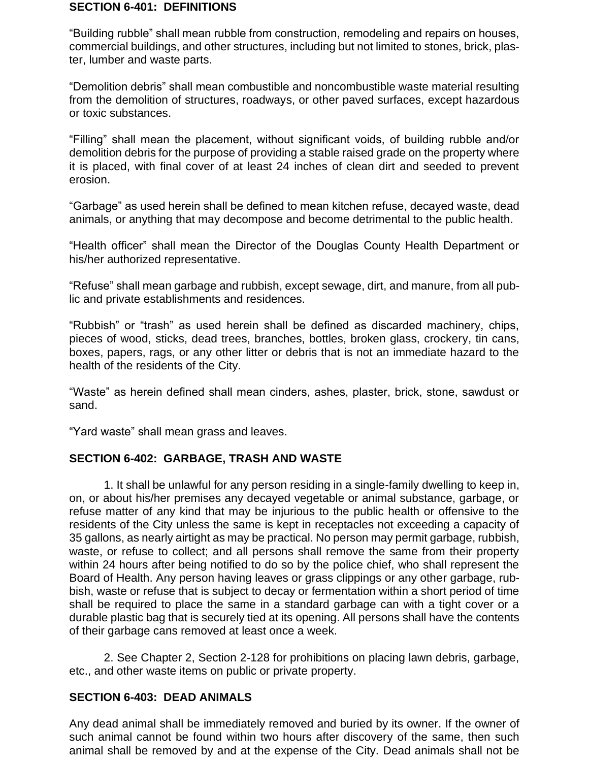**SECTION 6-401: DEFINITIONS**

"Building rubble" shall mean rubble from construction, remodeling and repairs on houses, commercial buildings, and other structures, including but not limited to stones, brick, plaster, lumber and waste parts.

"Demolition debris" shall mean combustible and noncombustible waste material resulting from the demolition of structures, roadways, or other paved surfaces, except hazardous or toxic substances.

"Filling" shall mean the placement, without significant voids, of building rubble and/or demolition debris for the purpose of providing a stable raised grade on the property where it is placed, with final cover of at least 24 inches of clean dirt and seeded to prevent erosion.

"Garbage" as used herein shall be defined to mean kitchen refuse, decayed waste, dead animals, or anything that may decompose and become detrimental to the public health.

"Health officer" shall mean the Director of the Douglas County Health Department or his/her authorized representative.

"Refuse" shall mean garbage and rubbish, except sewage, dirt, and manure, from all public and private establishments and residences.

"Rubbish" or "trash" as used herein shall be defined as discarded machinery, chips, pieces of wood, sticks, dead trees, branches, bottles, broken glass, crockery, tin cans, boxes, papers, rags, or any other litter or debris that is not an immediate hazard to the health of the residents of the City.

"Waste" as herein defined shall mean cinders, ashes, plaster, brick, stone, sawdust or sand.

"Yard waste" shall mean grass and leaves.

**SECTION 6-402: GARBAGE, TRASH AND WASTE**

1. It shall be unlawful for any person residing in a single-family dwelling to keep in, on, or about his/her premises any decayed vegetable or animal substance, garbage, or refuse matter of any kind that may be injurious to the public health or offensive to the residents of the City unless the same is kept in receptacles not exceeding a capacity of 35 gallons, as nearly airtight as may be practical. No person may permit garbage, rubbish, waste, or refuse to collect; and all persons shall remove the same from their property within 24 hours after being notified to do so by the police chief, who shall represent the Board of Health. Any person having leaves or grass clippings or any other garbage, rubbish, waste or refuse that is subject to decay or fermentation within a short period of time shall be required to place the same in a standard garbage can with a tight cover or a durable plastic bag that is securely tied at its opening. All persons shall have the contents of their garbage cans removed at least once a week.

2. See Chapter 2, Section 2-128 for prohibitions on placing lawn debris, garbage, etc., and other waste items on public or private property.

**SECTION 6-403: DEAD ANIMALS**

Any dead animal shall be immediately removed and buried by its owner. If the owner of such animal cannot be found within two hours after discovery of the same, then such animal shall be removed by and at the expense of the City. Dead animals shall not be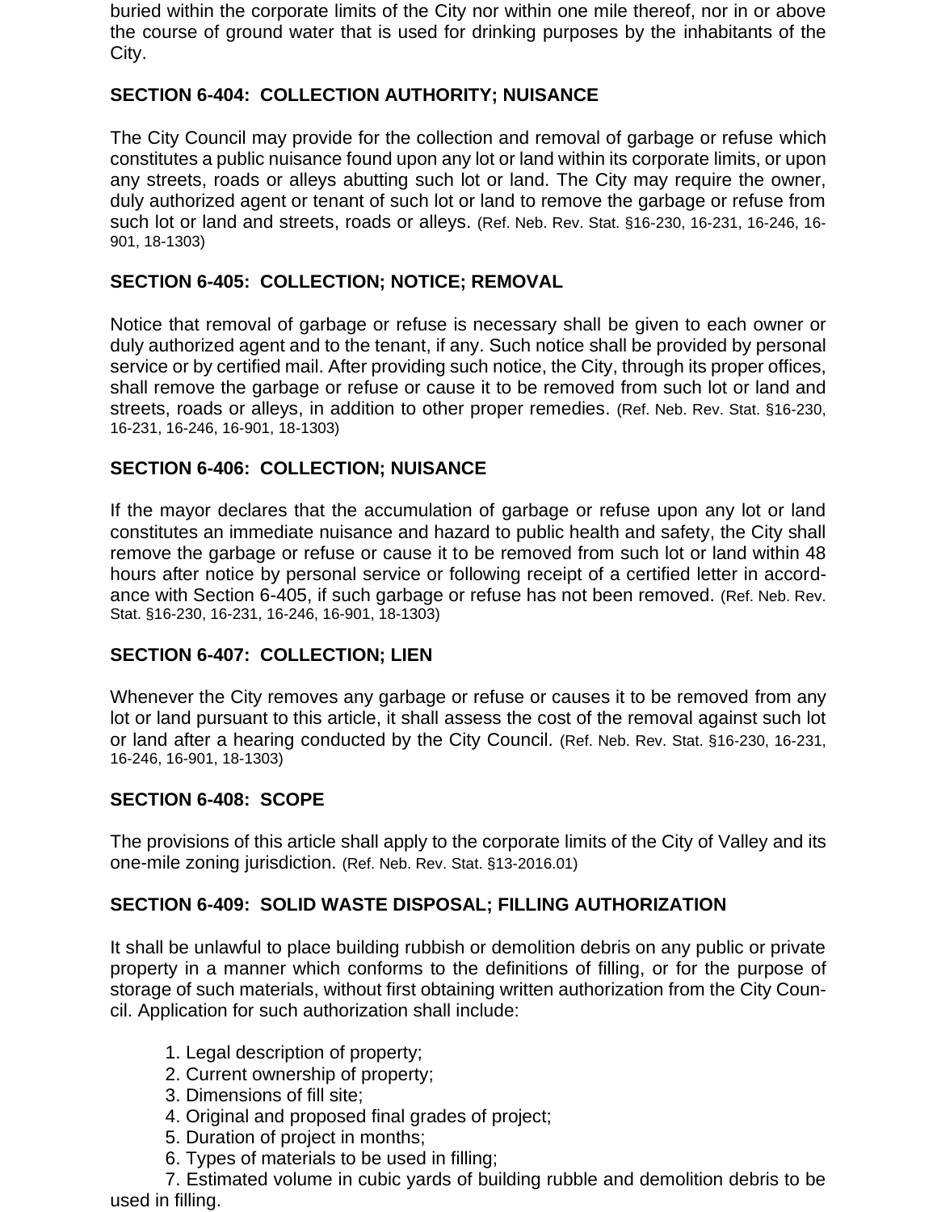buried within the corporate limits of the City nor within one mile thereof, nor in or above the course of ground water that is used for drinking purposes by the inhabitants of the City.

### SECTION 6-404: COLLECTION AUTHORITY; NUISANCE

The City Council may provide for the collection and removal of garbage or refuse which constitutes a public nuisance found upon any lot or land within its corporate limits, or upon any streets, roads or alleys abutting such lot or land. The City may require the owner, duly authorized agent or tenant of such lot or land to remove the garbage or refuse from such lot or land and streets, roads or alleys. (Ref. Neb. Rev. Stat. §16-230, 16-231, 16-246, 16-901, 18-1303)

### SECTION 6-405: COLLECTION; NOTICE; REMOVAL

Notice that removal of garbage or refuse is necessary shall be given to each owner or duly authorized agent and to the tenant, if any. Such notice shall be provided by personal service or by certified mail. After providing such notice, the City, through its proper offices, shall remove the garbage or refuse or cause it to be removed from such lot or land and streets, roads or alleys, in addition to other proper remedies. (Ref. Neb. Rev. Stat. §16-230, 16-231, 16-246, 16-901, 18-1303)

### SECTION 6-406: COLLECTION; NUISANCE

If the mayor declares that the accumulation of garbage or refuse upon any lot or land constitutes an immediate nuisance and hazard to public health and safety, the City shall remove the garbage or refuse or cause it to be removed from such lot or land within 48 hours after notice by personal service or following receipt of a certified letter in accordance with Section 6-405, if such garbage or refuse has not been removed. (Ref. Neb. Rev. Stat. §16-230, 16-231, 16-246, 16-901, 18-1303)

### SECTION 6-407: COLLECTION; LIEN

Whenever the City removes any garbage or refuse or causes it to be removed from any lot or land pursuant to this article, it shall assess the cost of the removal against such lot or land after a hearing conducted by the City Council. (Ref. Neb. Rev. Stat. §16-230, 16-231, 16-246, 16-901, 18-1303)

### SECTION 6-408: SCOPE

The provisions of this article shall apply to the corporate limits of the City of Valley and its one-mile zoning jurisdiction. (Ref. Neb. Rev. Stat. §13-2016.01)

### SECTION 6-409: SOLID WASTE DISPOSAL; FILLING AUTHORIZATION

It shall be unlawful to place building rubbish or demolition debris on any public or private property in a manner which conforms to the definitions of filling, or for the purpose of storage of such materials, without first obtaining written authorization from the City Council. Application for such authorization shall include:

1. Legal description of property;
2. Current ownership of property;
3. Dimensions of fill site;
4. Original and proposed final grades of project;
5. Duration of project in months;
6. Types of materials to be used in filling;
7. Estimated volume in cubic yards of building rubble and demolition debris to be used in filling.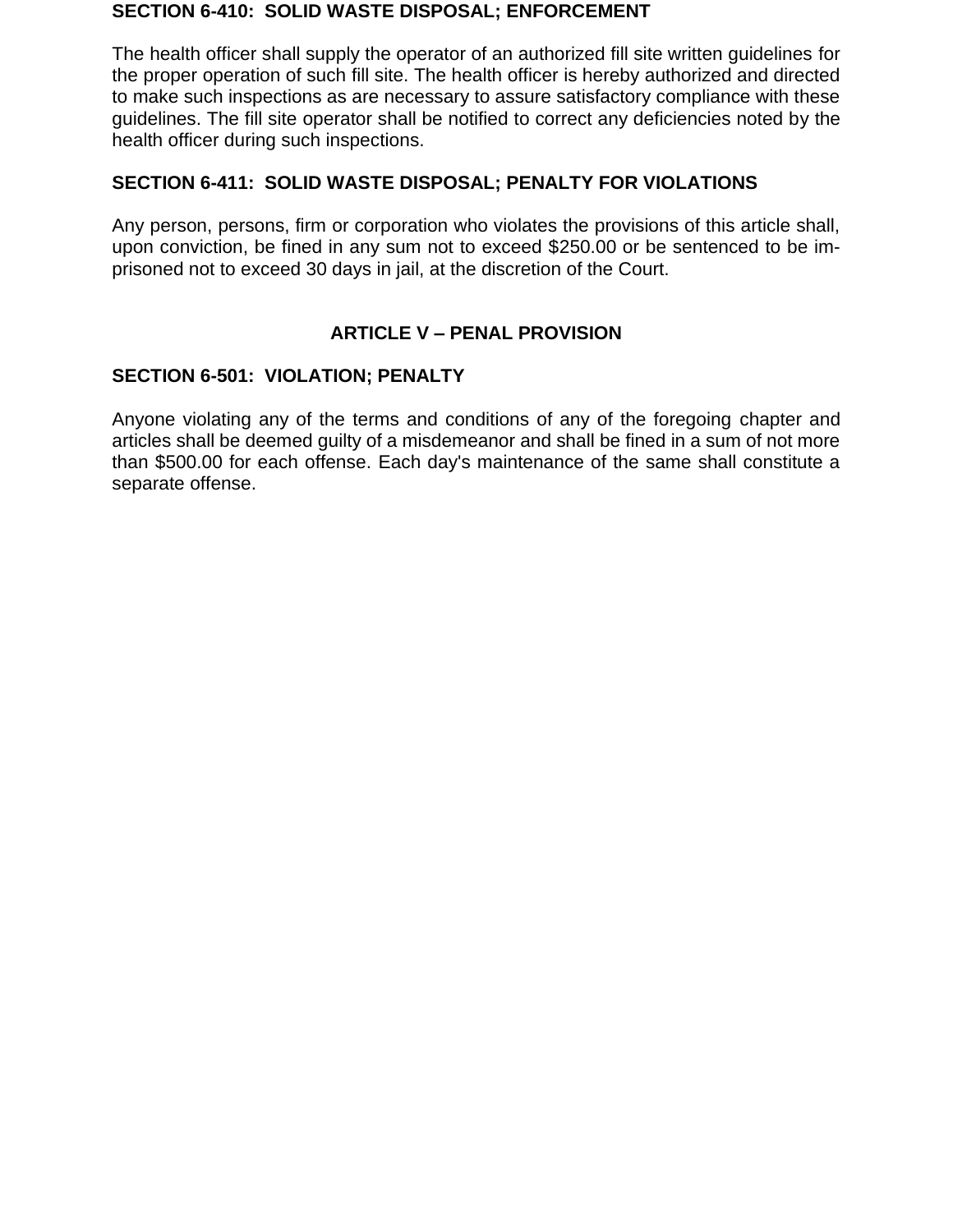**SECTION 6-410: SOLID WASTE DISPOSAL; ENFORCEMENT**

The health officer shall supply the operator of an authorized fill site written guidelines for the proper operation of such fill site. The health officer is hereby authorized and directed to make such inspections as are necessary to assure satisfactory compliance with these guidelines. The fill site operator shall be notified to correct any deficiencies noted by the health officer during such inspections.

**SECTION 6-411: SOLID WASTE DISPOSAL; PENALTY FOR VIOLATIONS**

Any person, persons, firm or corporation who violates the provisions of this article shall, upon conviction, be fined in any sum not to exceed $250.00 or be sentenced to be imprisoned not to exceed 30 days in jail, at the discretion of the Court.

## ARTICLE V – PENAL PROVISION

**SECTION 6-501: VIOLATION; PENALTY**

Anyone violating any of the terms and conditions of any of the foregoing chapter and articles shall be deemed guilty of a misdemeanor and shall be fined in a sum of not more than $500.00 for each offense. Each day's maintenance of the same shall constitute a separate offense.